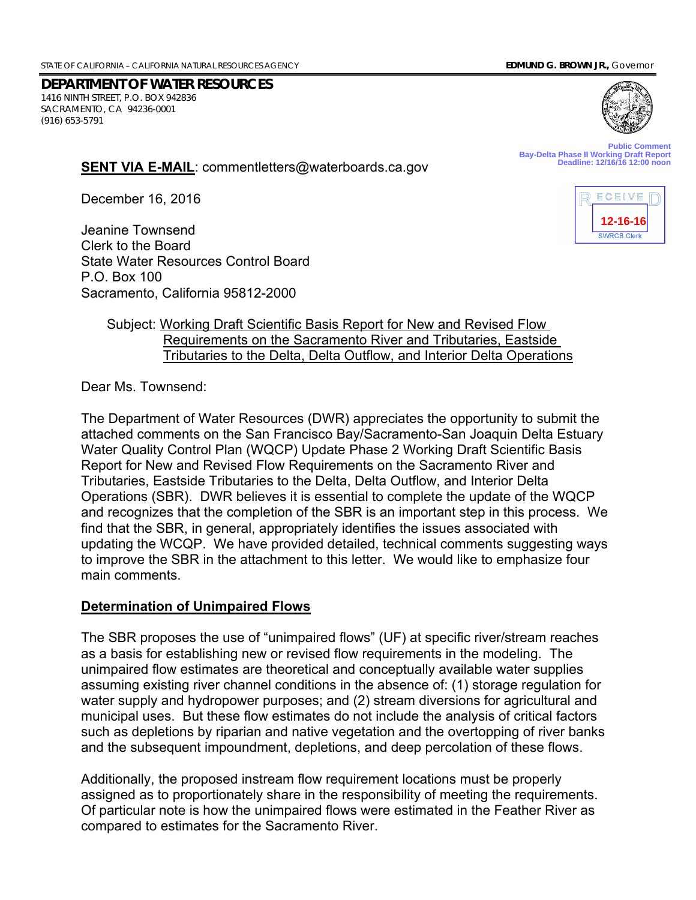STATE OF CALIFORNIA – CALIFORNIA NATURAL RESOURCES AGENCY **EDMUND G. BROWN JR.,** Governor

**DEPARTMENT OF WATER RESOURCES**
1416 NINTH STREET, P.O. BOX 942836
SACRAMENTO, CA 94236-0001
(916) 653-5791

Public Comment
Bay-Delta Phase II Working Draft Report
Deadline: 12/16/16 12:00 noon

RECEIVED
12-16-16
SWRCB Clerk

**SENT VIA E-MAIL**: commentletters@waterboards.ca.gov

December 16, 2016

Jeanine Townsend
Clerk to the Board
State Water Resources Control Board
P.O. Box 100
Sacramento, California 95812-2000

Subject: Working Draft Scientific Basis Report for New and Revised Flow Requirements on the Sacramento River and Tributaries, Eastside Tributaries to the Delta, Delta Outflow, and Interior Delta Operations

Dear Ms. Townsend:

The Department of Water Resources (DWR) appreciates the opportunity to submit the attached comments on the San Francisco Bay/Sacramento-San Joaquin Delta Estuary Water Quality Control Plan (WQCP) Update Phase 2 Working Draft Scientific Basis Report for New and Revised Flow Requirements on the Sacramento River and Tributaries, Eastside Tributaries to the Delta, Delta Outflow, and Interior Delta Operations (SBR). DWR believes it is essential to complete the update of the WQCP and recognizes that the completion of the SBR is an important step in this process. We find that the SBR, in general, appropriately identifies the issues associated with updating the WCQP. We have provided detailed, technical comments suggesting ways to improve the SBR in the attachment to this letter. We would like to emphasize four main comments.

**Determination of Unimpaired Flows**

The SBR proposes the use of "unimpaired flows" (UF) at specific river/stream reaches as a basis for establishing new or revised flow requirements in the modeling. The unimpaired flow estimates are theoretical and conceptually available water supplies assuming existing river channel conditions in the absence of: (1) storage regulation for water supply and hydropower purposes; and (2) stream diversions for agricultural and municipal uses. But these flow estimates do not include the analysis of critical factors such as depletions by riparian and native vegetation and the overtopping of river banks and the subsequent impoundment, depletions, and deep percolation of these flows.

Additionally, the proposed instream flow requirement locations must be properly assigned as to proportionately share in the responsibility of meeting the requirements. Of particular note is how the unimpaired flows were estimated in the Feather River as compared to estimates for the Sacramento River.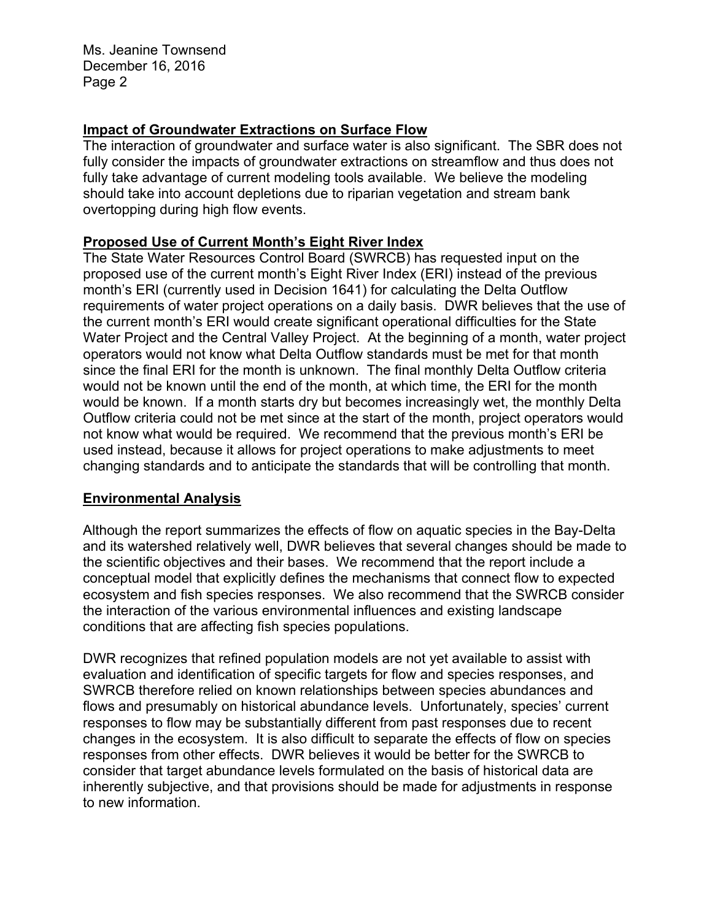## Impact of Groundwater Extractions on Surface Flow

The interaction of groundwater and surface water is also significant. The SBR does not fully consider the impacts of groundwater extractions on streamflow and thus does not fully take advantage of current modeling tools available. We believe the modeling should take into account depletions due to riparian vegetation and stream bank overtopping during high flow events.

## Proposed Use of Current Month's Eight River Index

The State Water Resources Control Board (SWRCB) has requested input on the proposed use of the current month's Eight River Index (ERI) instead of the previous month's ERI (currently used in Decision 1641) for calculating the Delta Outflow requirements of water project operations on a daily basis. DWR believes that the use of the current month's ERI would create significant operational difficulties for the State Water Project and the Central Valley Project. At the beginning of a month, water project operators would not know what Delta Outflow standards must be met for that month since the final ERI for the month is unknown. The final monthly Delta Outflow criteria would not be known until the end of the month, at which time, the ERI for the month would be known. If a month starts dry but becomes increasingly wet, the monthly Delta Outflow criteria could not be met since at the start of the month, project operators would not know what would be required. We recommend that the previous month's ERI be used instead, because it allows for project operations to make adjustments to meet changing standards and to anticipate the standards that will be controlling that month.

## Environmental Analysis

Although the report summarizes the effects of flow on aquatic species in the Bay-Delta and its watershed relatively well, DWR believes that several changes should be made to the scientific objectives and their bases. We recommend that the report include a conceptual model that explicitly defines the mechanisms that connect flow to expected ecosystem and fish species responses. We also recommend that the SWRCB consider the interaction of the various environmental influences and existing landscape conditions that are affecting fish species populations.

DWR recognizes that refined population models are not yet available to assist with evaluation and identification of specific targets for flow and species responses, and SWRCB therefore relied on known relationships between species abundances and flows and presumably on historical abundance levels. Unfortunately, species' current responses to flow may be substantially different from past responses due to recent changes in the ecosystem. It is also difficult to separate the effects of flow on species responses from other effects. DWR believes it would be better for the SWRCB to consider that target abundance levels formulated on the basis of historical data are inherently subjective, and that provisions should be made for adjustments in response to new information.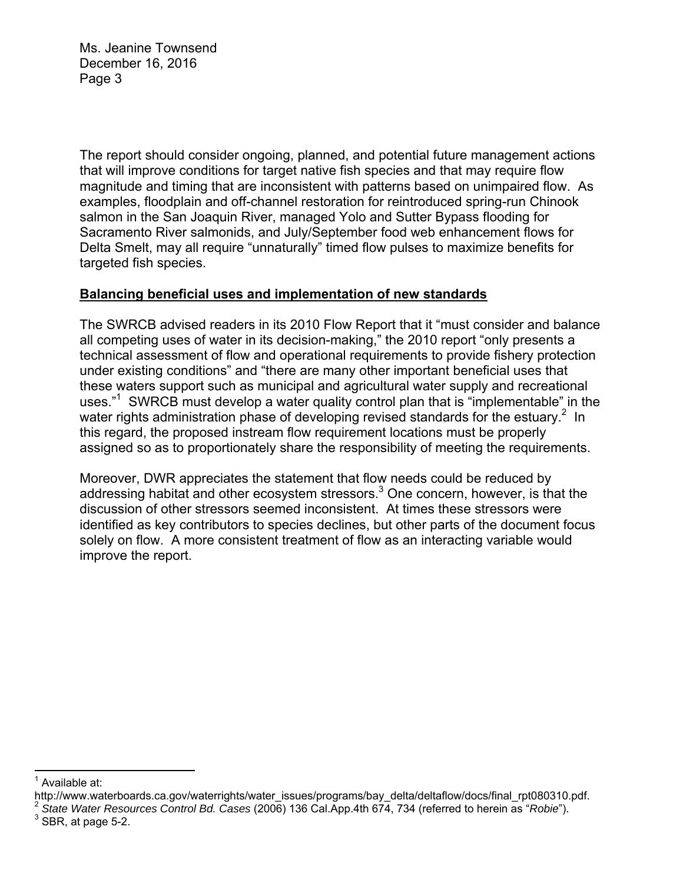The report should consider ongoing, planned, and potential future management actions that will improve conditions for target native fish species and that may require flow magnitude and timing that are inconsistent with patterns based on unimpaired flow. As examples, floodplain and off-channel restoration for reintroduced spring-run Chinook salmon in the San Joaquin River, managed Yolo and Sutter Bypass flooding for Sacramento River salmonids, and July/September food web enhancement flows for Delta Smelt, may all require "unnaturally" timed flow pulses to maximize benefits for targeted fish species.

**Balancing beneficial uses and implementation of new standards**

The SWRCB advised readers in its 2010 Flow Report that it "must consider and balance all competing uses of water in its decision-making," the 2010 report "only presents a technical assessment of flow and operational requirements to provide fishery protection under existing conditions" and "there are many other important beneficial uses that these waters support such as municipal and agricultural water supply and recreational uses."[1] SWRCB must develop a water quality control plan that is "implementable" in the water rights administration phase of developing revised standards for the estuary.[2] In this regard, the proposed instream flow requirement locations must be properly assigned so as to proportionately share the responsibility of meeting the requirements.

Moreover, DWR appreciates the statement that flow needs could be reduced by addressing habitat and other ecosystem stressors.[3] One concern, however, is that the discussion of other stressors seemed inconsistent. At times these stressors were identified as key contributors to species declines, but other parts of the document focus solely on flow. A more consistent treatment of flow as an interacting variable would improve the report.

---

[1] Available at: http://www.waterboards.ca.gov/waterrights/water_issues/programs/bay_delta/deltaflow/docs/final_rpt080310.pdf.

[2] *State Water Resources Control Bd. Cases* (2006) 136 Cal.App.4th 674, 734 (referred to herein as "*Robie*").

[3] SBR, at page 5-2.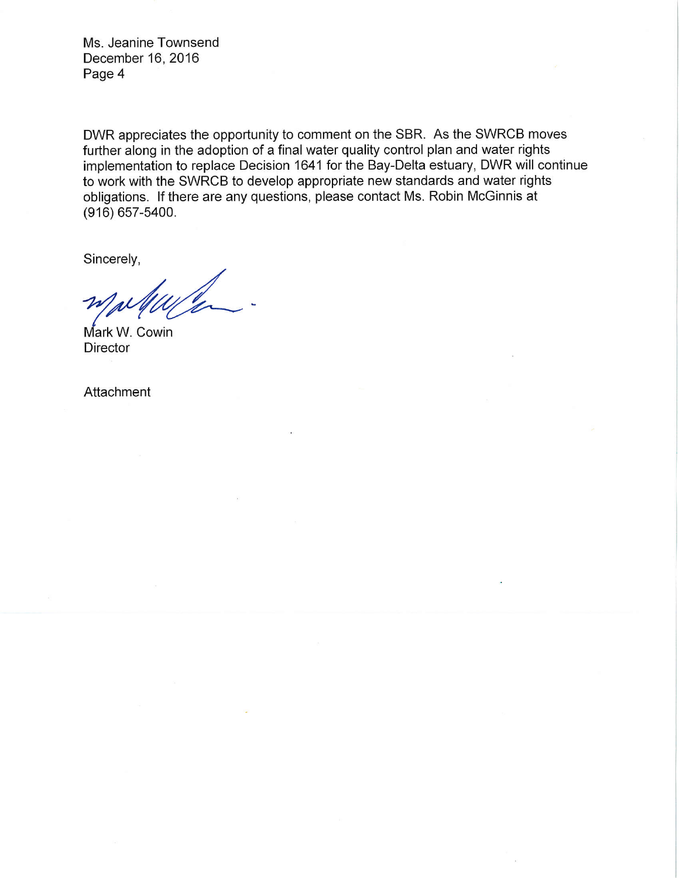DWR appreciates the opportunity to comment on the SBR. As the SWRCB moves further along in the adoption of a final water quality control plan and water rights implementation to replace Decision 1641 for the Bay-Delta estuary, DWR will continue to work with the SWRCB to develop appropriate new standards and water rights obligations. If there are any questions, please contact Ms. Robin McGinnis at (916) 657-5400.

Sincerely,

Mark W. Cowin
Director

Attachment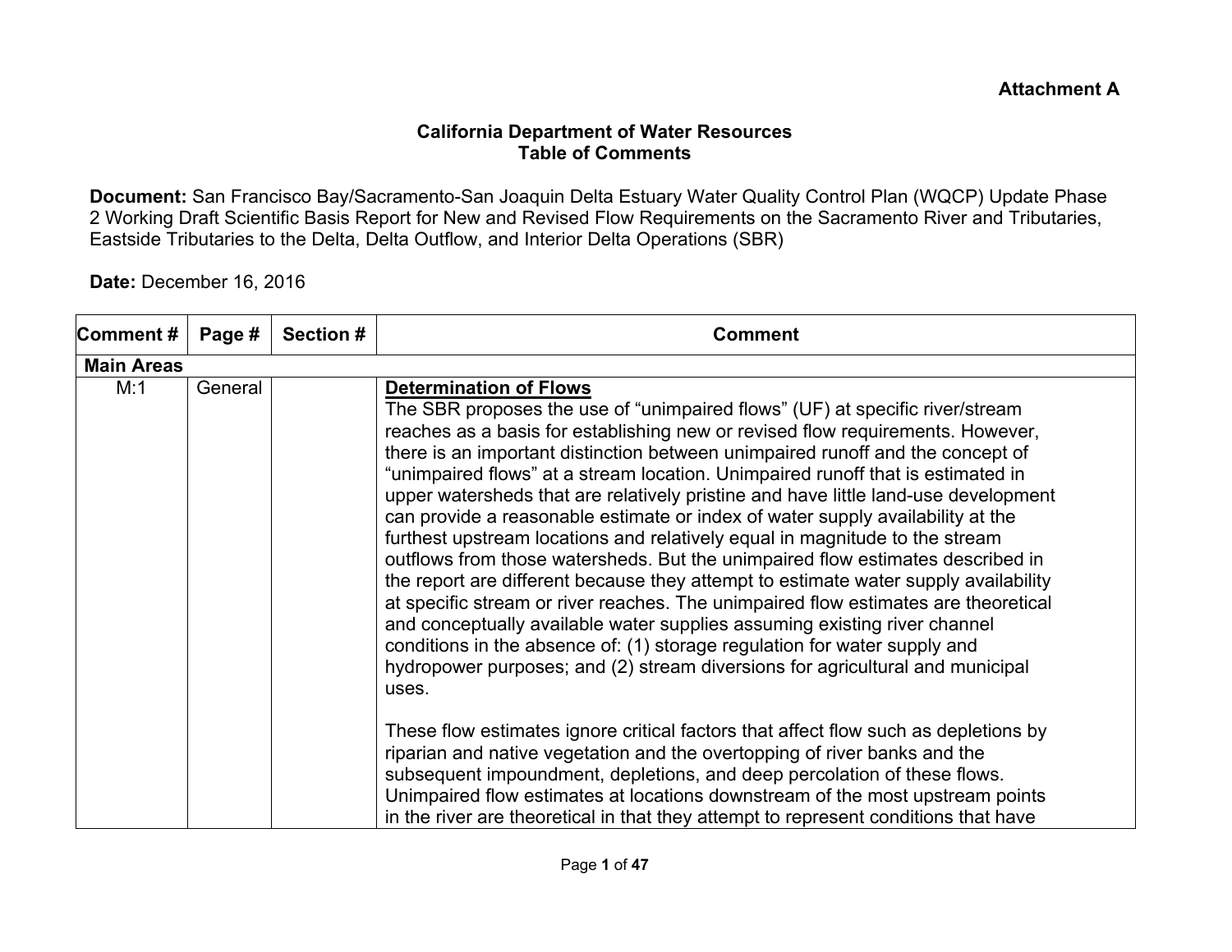**Attachment A**

**California Department of Water Resources**
**Table of Comments**

**Document:** San Francisco Bay/Sacramento-San Joaquin Delta Estuary Water Quality Control Plan (WQCP) Update Phase 2 Working Draft Scientific Basis Report for New and Revised Flow Requirements on the Sacramento River and Tributaries, Eastside Tributaries to the Delta, Delta Outflow, and Interior Delta Operations (SBR)

**Date:** December 16, 2016

| Comment # | Page # | Section # | Comment |
|---|---|---|---|
| **Main Areas** | | | |
| M:1 | General | | **Determination of Flows**<br>The SBR proposes the use of "unimpaired flows" (UF) at specific river/stream reaches as a basis for establishing new or revised flow requirements. However, there is an important distinction between unimpaired runoff and the concept of "unimpaired flows" at a stream location. Unimpaired runoff that is estimated in upper watersheds that are relatively pristine and have little land-use development can provide a reasonable estimate or index of water supply availability at the furthest upstream locations and relatively equal in magnitude to the stream outflows from those watersheds. But the unimpaired flow estimates described in the report are different because they attempt to estimate water supply availability at specific stream or river reaches. The unimpaired flow estimates are theoretical and conceptually available water supplies assuming existing river channel conditions in the absence of: (1) storage regulation for water supply and hydropower purposes; and (2) stream diversions for agricultural and municipal uses.<br><br>These flow estimates ignore critical factors that affect flow such as depletions by riparian and native vegetation and the overtopping of river banks and the subsequent impoundment, depletions, and deep percolation of these flows. Unimpaired flow estimates at locations downstream of the most upstream points in the river are theoretical in that they attempt to represent conditions that have |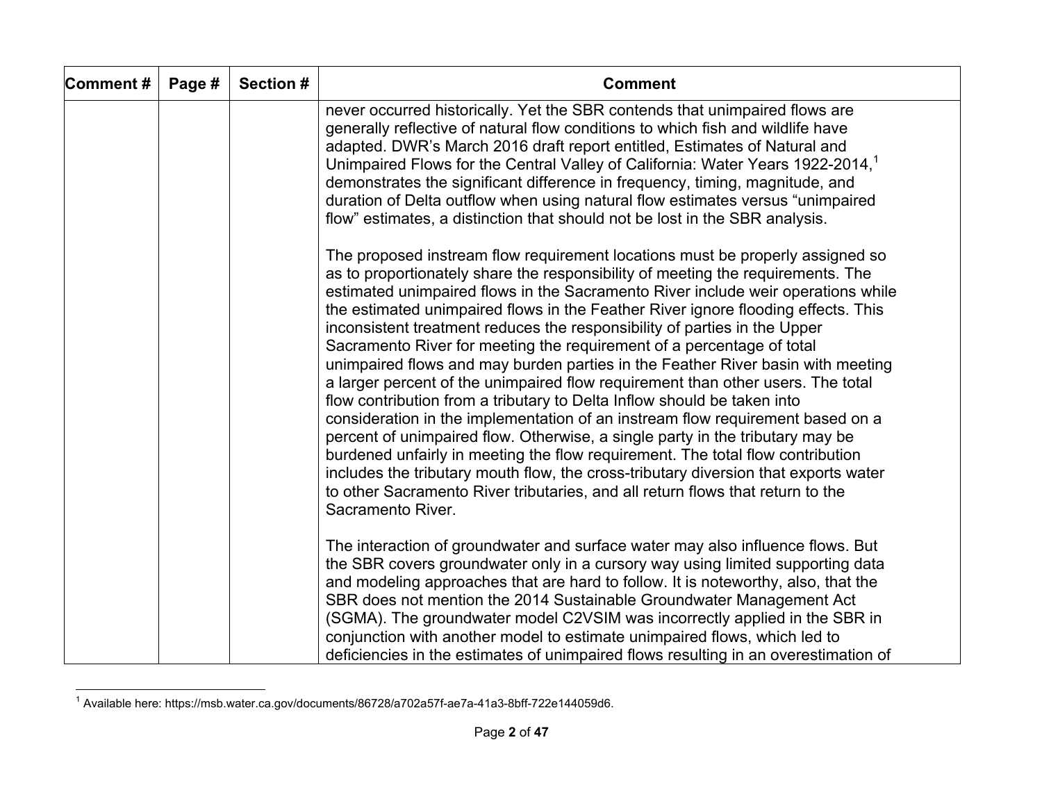| Comment # | Page # | Section # | Comment |
|---|---|---|---|
| | | | never occurred historically. Yet the SBR contends that unimpaired flows are generally reflective of natural flow conditions to which fish and wildlife have adapted. DWR's March 2016 draft report entitled, Estimates of Natural and Unimpaired Flows for the Central Valley of California: Water Years 1922-2014,[1] demonstrates the significant difference in frequency, timing, magnitude, and duration of Delta outflow when using natural flow estimates versus "unimpaired flow" estimates, a distinction that should not be lost in the SBR analysis.<br><br>The proposed instream flow requirement locations must be properly assigned so as to proportionately share the responsibility of meeting the requirements. The estimated unimpaired flows in the Sacramento River include weir operations while the estimated unimpaired flows in the Feather River ignore flooding effects. This inconsistent treatment reduces the responsibility of parties in the Upper Sacramento River for meeting the requirement of a percentage of total unimpaired flows and may burden parties in the Feather River basin with meeting a larger percent of the unimpaired flow requirement than other users. The total flow contribution from a tributary to Delta Inflow should be taken into consideration in the implementation of an instream flow requirement based on a percent of unimpaired flow. Otherwise, a single party in the tributary may be burdened unfairly in meeting the flow requirement. The total flow contribution includes the tributary mouth flow, the cross-tributary diversion that exports water to other Sacramento River tributaries, and all return flows that return to the Sacramento River.<br><br>The interaction of groundwater and surface water may also influence flows. But the SBR covers groundwater only in a cursory way using limited supporting data and modeling approaches that are hard to follow. It is noteworthy, also, that the SBR does not mention the 2014 Sustainable Groundwater Management Act (SGMA). The groundwater model C2VSIM was incorrectly applied in the SBR in conjunction with another model to estimate unimpaired flows, which led to deficiencies in the estimates of unimpaired flows resulting in an overestimation of |

[1] Available here: https://msb.water.ca.gov/documents/86728/a702a57f-ae7a-41a3-8bff-722e144059d6.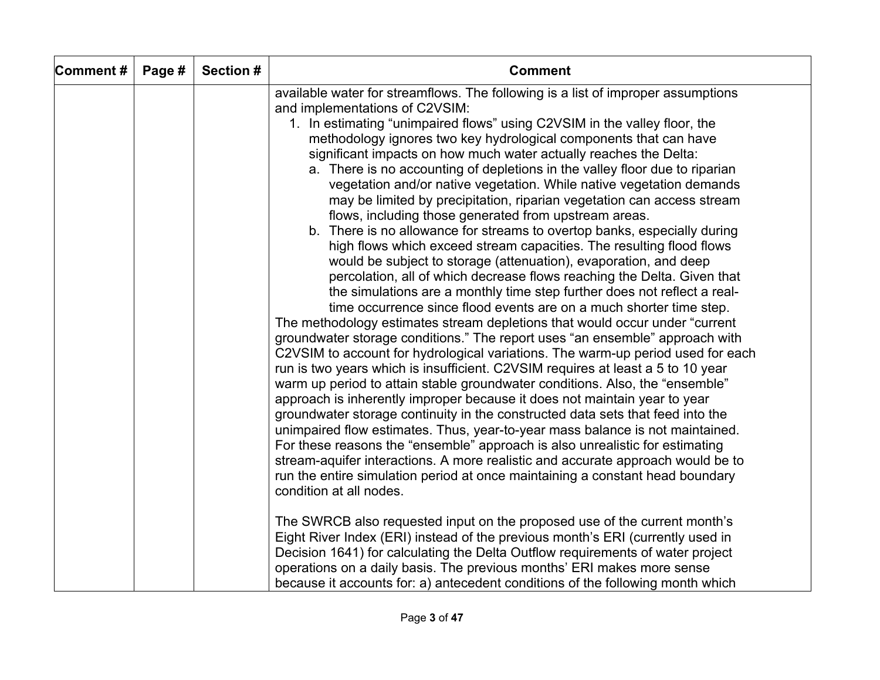| Comment # | Page # | Section # | Comment |
|---|---|---|---|
| | | | available water for streamflows. The following is a list of improper assumptions and implementations of C2VSIM:<br>1. In estimating "unimpaired flows" using C2VSIM in the valley floor, the methodology ignores two key hydrological components that can have significant impacts on how much water actually reaches the Delta:<br>a. There is no accounting of depletions in the valley floor due to riparian vegetation and/or native vegetation. While native vegetation demands may be limited by precipitation, riparian vegetation can access stream flows, including those generated from upstream areas.<br>b. There is no allowance for streams to overtop banks, especially during high flows which exceed stream capacities. The resulting flood flows would be subject to storage (attenuation), evaporation, and deep percolation, all of which decrease flows reaching the Delta. Given that the simulations are a monthly time step further does not reflect a real-time occurrence since flood events are on a much shorter time step.<br>The methodology estimates stream depletions that would occur under "current groundwater storage conditions." The report uses "an ensemble" approach with C2VSIM to account for hydrological variations. The warm-up period used for each run is two years which is insufficient. C2VSIM requires at least a 5 to 10 year warm up period to attain stable groundwater conditions. Also, the "ensemble" approach is inherently improper because it does not maintain year to year groundwater storage continuity in the constructed data sets that feed into the unimpaired flow estimates. Thus, year-to-year mass balance is not maintained. For these reasons the "ensemble" approach is also unrealistic for estimating stream-aquifer interactions. A more realistic and accurate approach would be to run the entire simulation period at once maintaining a constant head boundary condition at all nodes.<br><br>The SWRCB also requested input on the proposed use of the current month's Eight River Index (ERI) instead of the previous month's ERI (currently used in Decision 1641) for calculating the Delta Outflow requirements of water project operations on a daily basis. The previous months' ERI makes more sense because it accounts for: a) antecedent conditions of the following month which |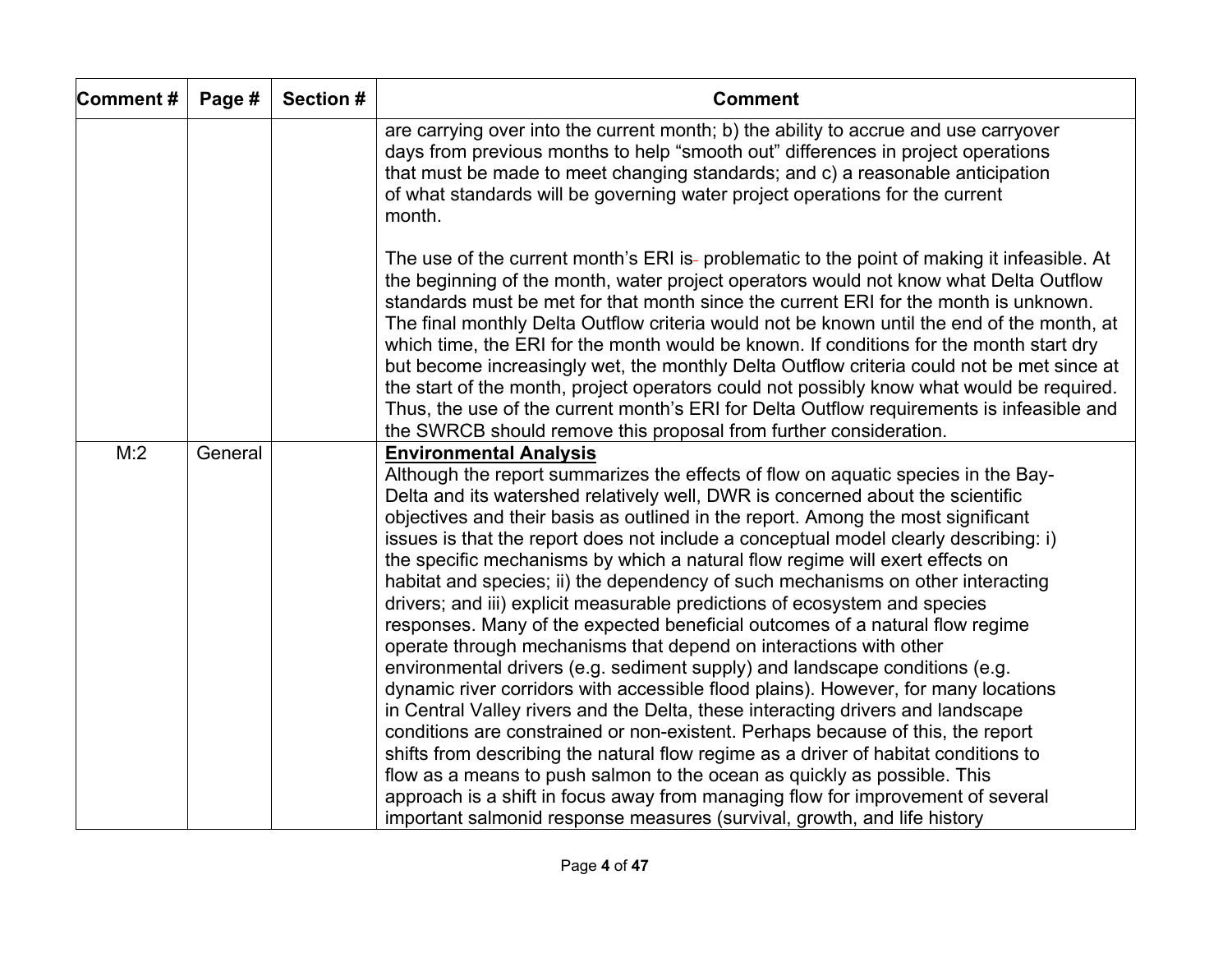| Comment # | Page # | Section # | Comment |
|---|---|---|---|
| | | | are carrying over into the current month; b) the ability to accrue and use carryover days from previous months to help "smooth out" differences in project operations that must be made to meet changing standards; and c) a reasonable anticipation of what standards will be governing water project operations for the current month.<br><br>The use of the current month's ERI is problematic to the point of making it infeasible. At the beginning of the month, water project operators would not know what Delta Outflow standards must be met for that month since the current ERI for the month is unknown. The final monthly Delta Outflow criteria would not be known until the end of the month, at which time, the ERI for the month would be known. If conditions for the month start dry but become increasingly wet, the monthly Delta Outflow criteria could not be met since at the start of the month, project operators could not possibly know what would be required. Thus, the use of the current month's ERI for Delta Outflow requirements is infeasible and the SWRCB should remove this proposal from further consideration. |
| M:2 | General | | **Environmental Analysis**<br>Although the report summarizes the effects of flow on aquatic species in the Bay-Delta and its watershed relatively well, DWR is concerned about the scientific objectives and their basis as outlined in the report. Among the most significant issues is that the report does not include a conceptual model clearly describing: i) the specific mechanisms by which a natural flow regime will exert effects on habitat and species; ii) the dependency of such mechanisms on other interacting drivers; and iii) explicit measurable predictions of ecosystem and species responses. Many of the expected beneficial outcomes of a natural flow regime operate through mechanisms that depend on interactions with other environmental drivers (e.g. sediment supply) and landscape conditions (e.g. dynamic river corridors with accessible flood plains). However, for many locations in Central Valley rivers and the Delta, these interacting drivers and landscape conditions are constrained or non-existent. Perhaps because of this, the report shifts from describing the natural flow regime as a driver of habitat conditions to flow as a means to push salmon to the ocean as quickly as possible. This approach is a shift in focus away from managing flow for improvement of several important salmonid response measures (survival, growth, and life history |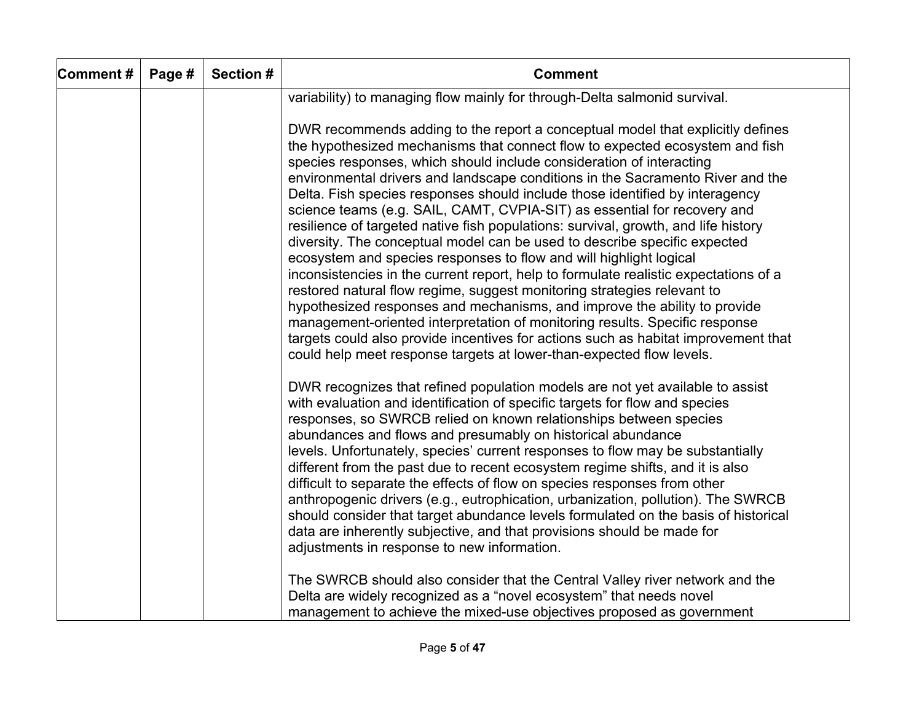| Comment # | Page # | Section # | Comment |
|---|---|---|---|
| | | | variability) to managing flow mainly for through-Delta salmonid survival.<br><br>DWR recommends adding to the report a conceptual model that explicitly defines the hypothesized mechanisms that connect flow to expected ecosystem and fish species responses, which should include consideration of interacting environmental drivers and landscape conditions in the Sacramento River and the Delta. Fish species responses should include those identified by interagency science teams (e.g. SAIL, CAMT, CVPIA-SIT) as essential for recovery and resilience of targeted native fish populations: survival, growth, and life history diversity. The conceptual model can be used to describe specific expected ecosystem and species responses to flow and will highlight logical inconsistencies in the current report, help to formulate realistic expectations of a restored natural flow regime, suggest monitoring strategies relevant to hypothesized responses and mechanisms, and improve the ability to provide management-oriented interpretation of monitoring results. Specific response targets could also provide incentives for actions such as habitat improvement that could help meet response targets at lower-than-expected flow levels.<br><br>DWR recognizes that refined population models are not yet available to assist with evaluation and identification of specific targets for flow and species responses, so SWRCB relied on known relationships between species abundances and flows and presumably on historical abundance levels. Unfortunately, species' current responses to flow may be substantially different from the past due to recent ecosystem regime shifts, and it is also difficult to separate the effects of flow on species responses from other anthropogenic drivers (e.g., eutrophication, urbanization, pollution). The SWRCB should consider that target abundance levels formulated on the basis of historical data are inherently subjective, and that provisions should be made for adjustments in response to new information.<br><br>The SWRCB should also consider that the Central Valley river network and the Delta are widely recognized as a "novel ecosystem" that needs novel management to achieve the mixed-use objectives proposed as government |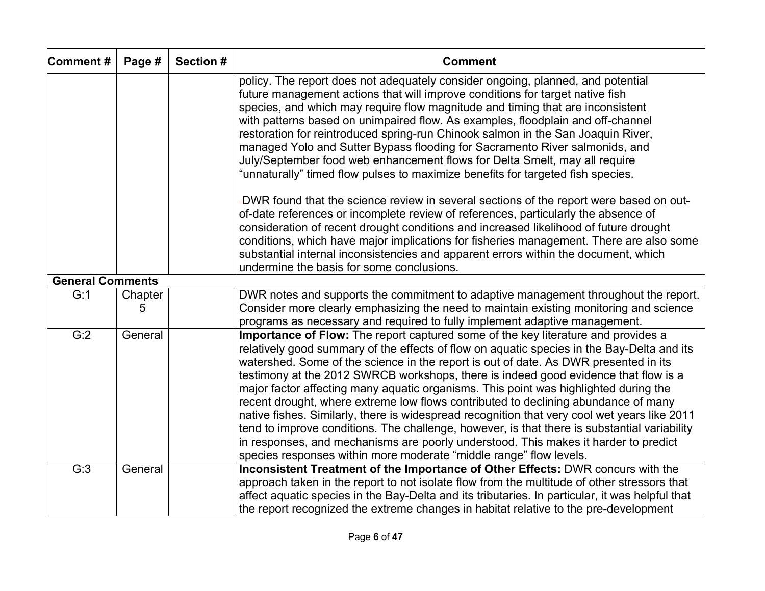| Comment # | Page # | Section # | Comment |
|---|---|---|---|
| | | | policy. The report does not adequately consider ongoing, planned, and potential future management actions that will improve conditions for target native fish species, and which may require flow magnitude and timing that are inconsistent with patterns based on unimpaired flow. As examples, floodplain and off-channel restoration for reintroduced spring-run Chinook salmon in the San Joaquin River, managed Yolo and Sutter Bypass flooding for Sacramento River salmonids, and July/September food web enhancement flows for Delta Smelt, may all require "unnaturally" timed flow pulses to maximize benefits for targeted fish species. <br><br> DWR found that the science review in several sections of the report were based on out-of-date references or incomplete review of references, particularly the absence of consideration of recent drought conditions and increased likelihood of future drought conditions, which have major implications for fisheries management. There are also some substantial internal inconsistencies and apparent errors within the document, which undermine the basis for some conclusions. |
| **General Comments** | | | |
| G:1 | Chapter 5 | | DWR notes and supports the commitment to adaptive management throughout the report. Consider more clearly emphasizing the need to maintain existing monitoring and science programs as necessary and required to fully implement adaptive management. |
| G:2 | General | | **Importance of Flow:** The report captured some of the key literature and provides a relatively good summary of the effects of flow on aquatic species in the Bay-Delta and its watershed. Some of the science in the report is out of date. As DWR presented in its testimony at the 2012 SWRCB workshops, there is indeed good evidence that flow is a major factor affecting many aquatic organisms. This point was highlighted during the recent drought, where extreme low flows contributed to declining abundance of many native fishes. Similarly, there is widespread recognition that very cool wet years like 2011 tend to improve conditions. The challenge, however, is that there is substantial variability in responses, and mechanisms are poorly understood. This makes it harder to predict species responses within more moderate "middle range" flow levels. |
| G:3 | General | | **Inconsistent Treatment of the Importance of Other Effects:** DWR concurs with the approach taken in the report to not isolate flow from the multitude of other stressors that affect aquatic species in the Bay-Delta and its tributaries. In particular, it was helpful that the report recognized the extreme changes in habitat relative to the pre-development |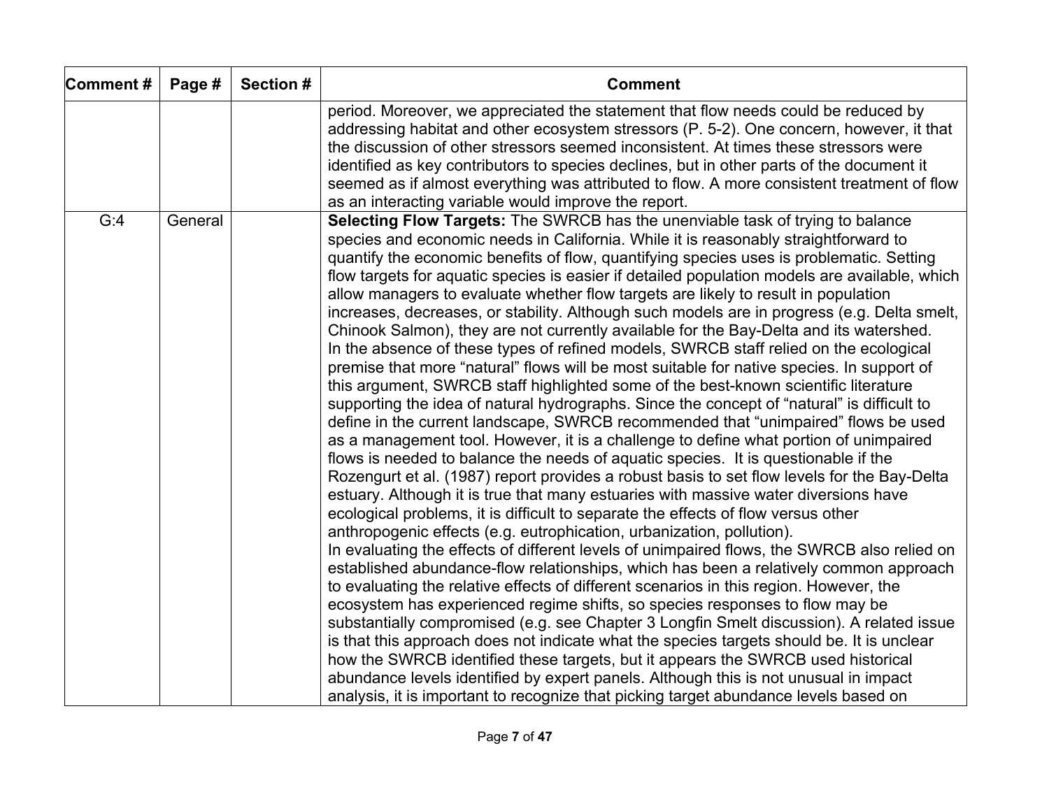| Comment # | Page # | Section # | Comment |
|---|---|---|---|
| | | | period. Moreover, we appreciated the statement that flow needs could be reduced by addressing habitat and other ecosystem stressors (P. 5-2). One concern, however, it that the discussion of other stressors seemed inconsistent. At times these stressors were identified as key contributors to species declines, but in other parts of the document it seemed as if almost everything was attributed to flow. A more consistent treatment of flow as an interacting variable would improve the report. |
| G:4 | General | | **Selecting Flow Targets:** The SWRCB has the unenviable task of trying to balance species and economic needs in California. While it is reasonably straightforward to quantify the economic benefits of flow, quantifying species uses is problematic. Setting flow targets for aquatic species is easier if detailed population models are available, which allow managers to evaluate whether flow targets are likely to result in population increases, decreases, or stability. Although such models are in progress (e.g. Delta smelt, Chinook Salmon), they are not currently available for the Bay-Delta and its watershed. In the absence of these types of refined models, SWRCB staff relied on the ecological premise that more "natural" flows will be most suitable for native species. In support of this argument, SWRCB staff highlighted some of the best-known scientific literature supporting the idea of natural hydrographs. Since the concept of "natural" is difficult to define in the current landscape, SWRCB recommended that "unimpaired" flows be used as a management tool. However, it is a challenge to define what portion of unimpaired flows is needed to balance the needs of aquatic species. It is questionable if the Rozengurt et al. (1987) report provides a robust basis to set flow levels for the Bay-Delta estuary. Although it is true that many estuaries with massive water diversions have ecological problems, it is difficult to separate the effects of flow versus other anthropogenic effects (e.g. eutrophication, urbanization, pollution). In evaluating the effects of different levels of unimpaired flows, the SWRCB also relied on established abundance-flow relationships, which has been a relatively common approach to evaluating the relative effects of different scenarios in this region. However, the ecosystem has experienced regime shifts, so species responses to flow may be substantially compromised (e.g. see Chapter 3 Longfin Smelt discussion). A related issue is that this approach does not indicate what the species targets should be. It is unclear how the SWRCB identified these targets, but it appears the SWRCB used historical abundance levels identified by expert panels. Although this is not unusual in impact analysis, it is important to recognize that picking target abundance levels based on |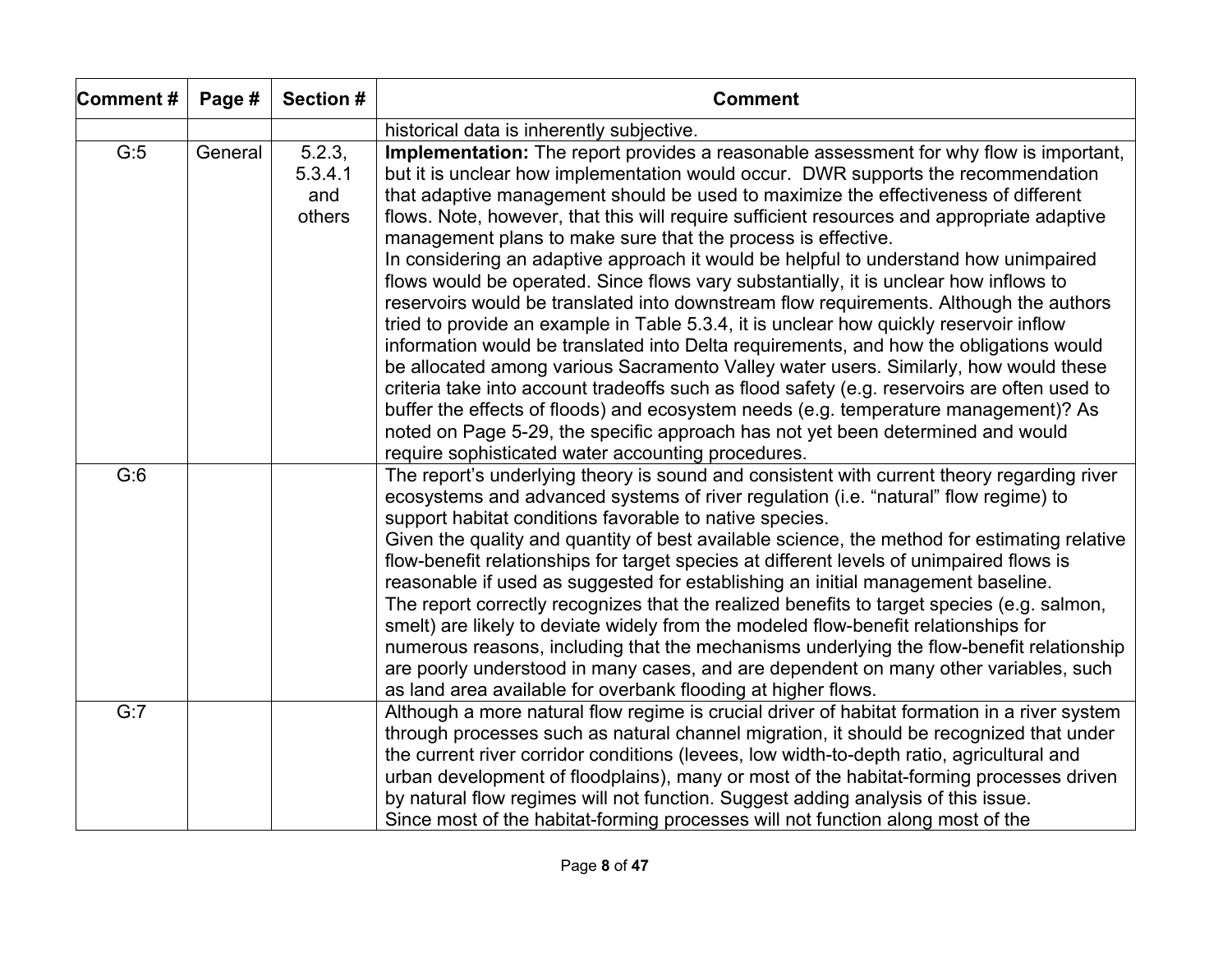| Comment # | Page # | Section # | Comment |
|---|---|---|---|
| | | | historical data is inherently subjective. |
| G:5 | General | 5.2.3, 5.3.4.1 and others | **Implementation:** The report provides a reasonable assessment for why flow is important, but it is unclear how implementation would occur. DWR supports the recommendation that adaptive management should be used to maximize the effectiveness of different flows. Note, however, that this will require sufficient resources and appropriate adaptive management plans to make sure that the process is effective.<br>In considering an adaptive approach it would be helpful to understand how unimpaired flows would be operated. Since flows vary substantially, it is unclear how inflows to reservoirs would be translated into downstream flow requirements. Although the authors tried to provide an example in Table 5.3.4, it is unclear how quickly reservoir inflow information would be translated into Delta requirements, and how the obligations would be allocated among various Sacramento Valley water users. Similarly, how would these criteria take into account tradeoffs such as flood safety (e.g. reservoirs are often used to buffer the effects of floods) and ecosystem needs (e.g. temperature management)? As noted on Page 5-29, the specific approach has not yet been determined and would require sophisticated water accounting procedures. |
| G:6 | | | The report's underlying theory is sound and consistent with current theory regarding river ecosystems and advanced systems of river regulation (i.e. "natural" flow regime) to support habitat conditions favorable to native species.<br>Given the quality and quantity of best available science, the method for estimating relative flow-benefit relationships for target species at different levels of unimpaired flows is reasonable if used as suggested for establishing an initial management baseline.<br>The report correctly recognizes that the realized benefits to target species (e.g. salmon, smelt) are likely to deviate widely from the modeled flow-benefit relationships for numerous reasons, including that the mechanisms underlying the flow-benefit relationship are poorly understood in many cases, and are dependent on many other variables, such as land area available for overbank flooding at higher flows. |
| G:7 | | | Although a more natural flow regime is crucial driver of habitat formation in a river system through processes such as natural channel migration, it should be recognized that under the current river corridor conditions (levees, low width-to-depth ratio, agricultural and urban development of floodplains), many or most of the habitat-forming processes driven by natural flow regimes will not function. Suggest adding analysis of this issue.<br>Since most of the habitat-forming processes will not function along most of the |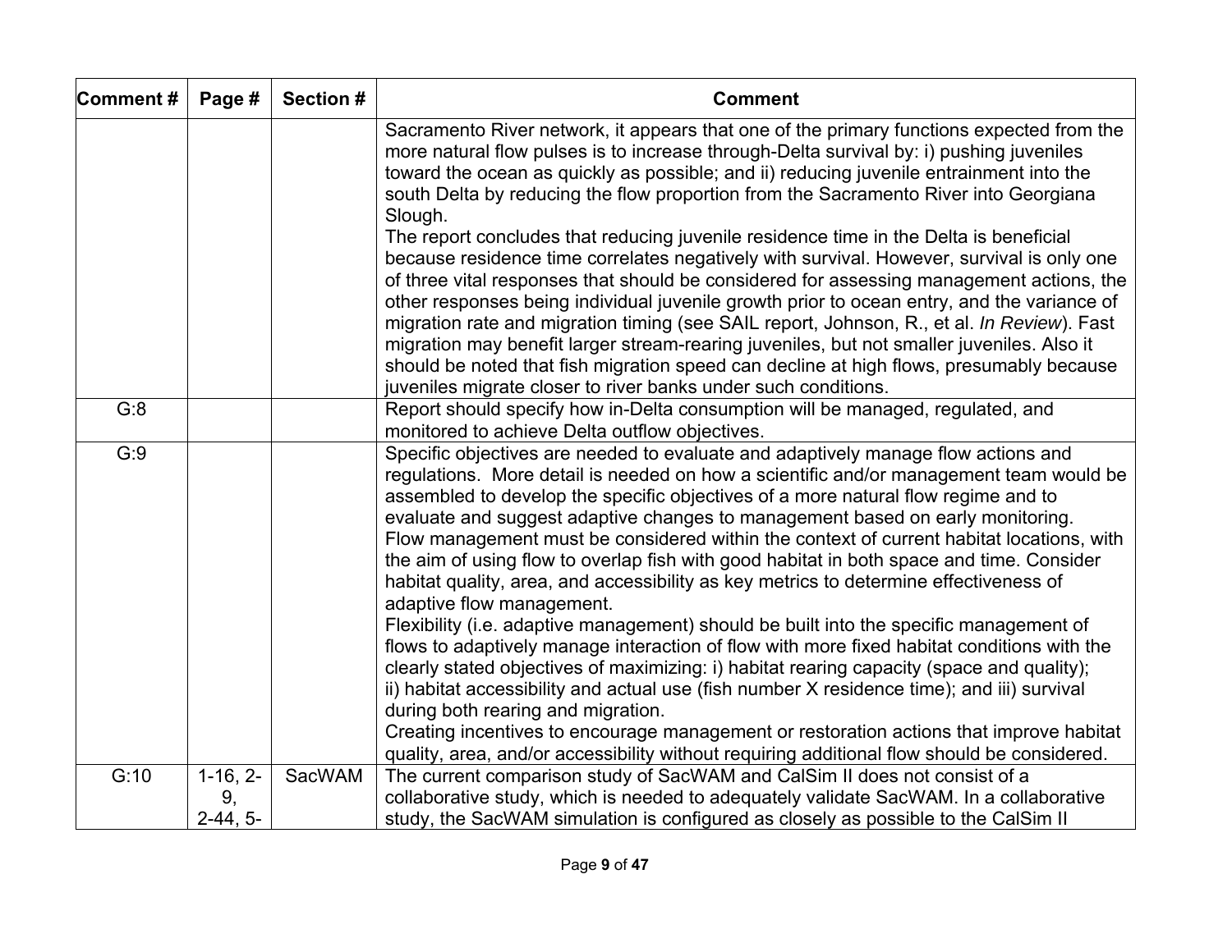| Comment # | Page # | Section # | Comment |
|---|---|---|---|
| | | | Sacramento River network, it appears that one of the primary functions expected from the more natural flow pulses is to increase through-Delta survival by: i) pushing juveniles toward the ocean as quickly as possible; and ii) reducing juvenile entrainment into the south Delta by reducing the flow proportion from the Sacramento River into Georgiana Slough.<br>The report concludes that reducing juvenile residence time in the Delta is beneficial because residence time correlates negatively with survival. However, survival is only one of three vital responses that should be considered for assessing management actions, the other responses being individual juvenile growth prior to ocean entry, and the variance of migration rate and migration timing (see SAIL report, Johnson, R., et al. *In Review*). Fast migration may benefit larger stream-rearing juveniles, but not smaller juveniles. Also it should be noted that fish migration speed can decline at high flows, presumably because juveniles migrate closer to river banks under such conditions. |
| G:8 | | | Report should specify how in-Delta consumption will be managed, regulated, and monitored to achieve Delta outflow objectives. |
| G:9 | | | Specific objectives are needed to evaluate and adaptively manage flow actions and regulations. More detail is needed on how a scientific and/or management team would be assembled to develop the specific objectives of a more natural flow regime and to evaluate and suggest adaptive changes to management based on early monitoring.<br>Flow management must be considered within the context of current habitat locations, with the aim of using flow to overlap fish with good habitat in both space and time. Consider habitat quality, area, and accessibility as key metrics to determine effectiveness of adaptive flow management.<br>Flexibility (i.e. adaptive management) should be built into the specific management of flows to adaptively manage interaction of flow with more fixed habitat conditions with the clearly stated objectives of maximizing: i) habitat rearing capacity (space and quality); ii) habitat accessibility and actual use (fish number X residence time); and iii) survival during both rearing and migration.<br>Creating incentives to encourage management or restoration actions that improve habitat quality, area, and/or accessibility without requiring additional flow should be considered. |
| G:10 | 1-16, 2-9, 2-44, 5- | SacWAM | The current comparison study of SacWAM and CalSim II does not consist of a collaborative study, which is needed to adequately validate SacWAM. In a collaborative study, the SacWAM simulation is configured as closely as possible to the CalSim II |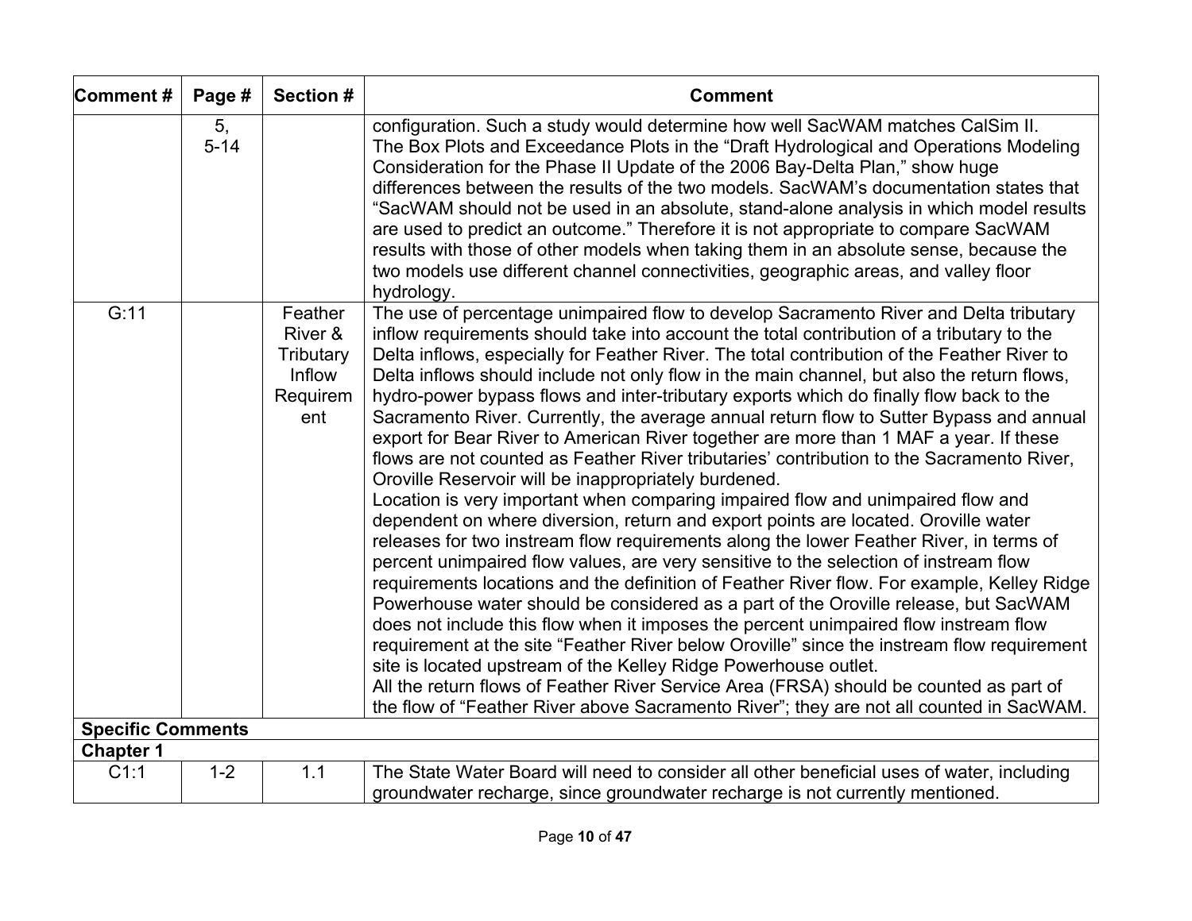| Comment # | Page # | Section # | Comment |
|---|---|---|---|
| | 5, 5-14 | | configuration. Such a study would determine how well SacWAM matches CalSim II. The Box Plots and Exceedance Plots in the "Draft Hydrological and Operations Modeling Consideration for the Phase II Update of the 2006 Bay-Delta Plan," show huge differences between the results of the two models. SacWAM's documentation states that "SacWAM should not be used in an absolute, stand-alone analysis in which model results are used to predict an outcome." Therefore it is not appropriate to compare SacWAM results with those of other models when taking them in an absolute sense, because the two models use different channel connectivities, geographic areas, and valley floor hydrology. |
| G:11 | | Feather River & Tributary Inflow Requirement | The use of percentage unimpaired flow to develop Sacramento River and Delta tributary inflow requirements should take into account the total contribution of a tributary to the Delta inflows, especially for Feather River. The total contribution of the Feather River to Delta inflows should include not only flow in the main channel, but also the return flows, hydro-power bypass flows and inter-tributary exports which do finally flow back to the Sacramento River. Currently, the average annual return flow to Sutter Bypass and annual export for Bear River to American River together are more than 1 MAF a year. If these flows are not counted as Feather River tributaries' contribution to the Sacramento River, Oroville Reservoir will be inappropriately burdened.<br>Location is very important when comparing impaired flow and unimpaired flow and dependent on where diversion, return and export points are located. Oroville water releases for two instream flow requirements along the lower Feather River, in terms of percent unimpaired flow values, are very sensitive to the selection of instream flow requirements locations and the definition of Feather River flow. For example, Kelley Ridge Powerhouse water should be considered as a part of the Oroville release, but SacWAM does not include this flow when it imposes the percent unimpaired flow instream flow requirement at the site "Feather River below Oroville" since the instream flow requirement site is located upstream of the Kelley Ridge Powerhouse outlet.<br>All the return flows of Feather River Service Area (FRSA) should be counted as part of the flow of "Feather River above Sacramento River"; they are not all counted in SacWAM. |
| **Specific Comments** | | | |
| **Chapter 1** | | | |
| C1:1 | 1-2 | 1.1 | The State Water Board will need to consider all other beneficial uses of water, including groundwater recharge, since groundwater recharge is not currently mentioned. |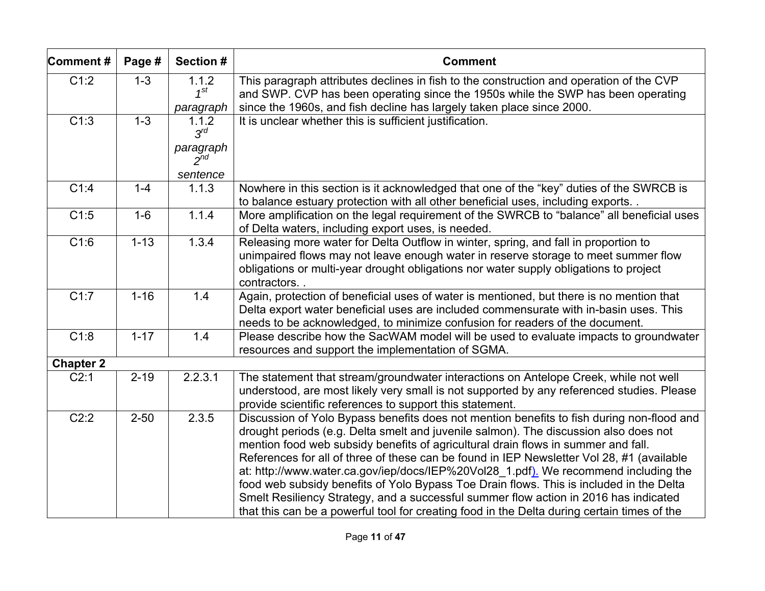| Comment # | Page # | Section # | Comment |
|---|---|---|---|
| C1:2 | 1-3 | 1.1.2 *1st paragraph* | This paragraph attributes declines in fish to the construction and operation of the CVP and SWP. CVP has been operating since the 1950s while the SWP has been operating since the 1960s, and fish decline has largely taken place since 2000. |
| C1:3 | 1-3 | 1.1.2 *3rd paragraph 2nd sentence* | It is unclear whether this is sufficient justification. |
| C1:4 | 1-4 | 1.1.3 | Nowhere in this section is it acknowledged that one of the “key” duties of the SWRCB is to balance estuary protection with all other beneficial uses, including exports. . |
| C1:5 | 1-6 | 1.1.4 | More amplification on the legal requirement of the SWRCB to “balance” all beneficial uses of Delta waters, including export uses, is needed. |
| C1:6 | 1-13 | 1.3.4 | Releasing more water for Delta Outflow in winter, spring, and fall in proportion to unimpaired flows may not leave enough water in reserve storage to meet summer flow obligations or multi-year drought obligations nor water supply obligations to project contractors. . |
| C1:7 | 1-16 | 1.4 | Again, protection of beneficial uses of water is mentioned, but there is no mention that Delta export water beneficial uses are included commensurate with in-basin uses. This needs to be acknowledged, to minimize confusion for readers of the document. |
| C1:8 | 1-17 | 1.4 | Please describe how the SacWAM model will be used to evaluate impacts to groundwater resources and support the implementation of SGMA. |
| **Chapter 2** | | | |
| C2:1 | 2-19 | 2.2.3.1 | The statement that stream/groundwater interactions on Antelope Creek, while not well understood, are most likely very small is not supported by any referenced studies. Please provide scientific references to support this statement. |
| C2:2 | 2-50 | 2.3.5 | Discussion of Yolo Bypass benefits does not mention benefits to fish during non-flood and drought periods (e.g. Delta smelt and juvenile salmon). The discussion also does not mention food web subsidy benefits of agricultural drain flows in summer and fall. References for all of three of these can be found in IEP Newsletter Vol 28, #1 (available at: http://www.water.ca.gov/iep/docs/IEP%20Vol28_1.pdf). We recommend including the food web subsidy benefits of Yolo Bypass Toe Drain flows. This is included in the Delta Smelt Resiliency Strategy, and a successful summer flow action in 2016 has indicated that this can be a powerful tool for creating food in the Delta during certain times of the |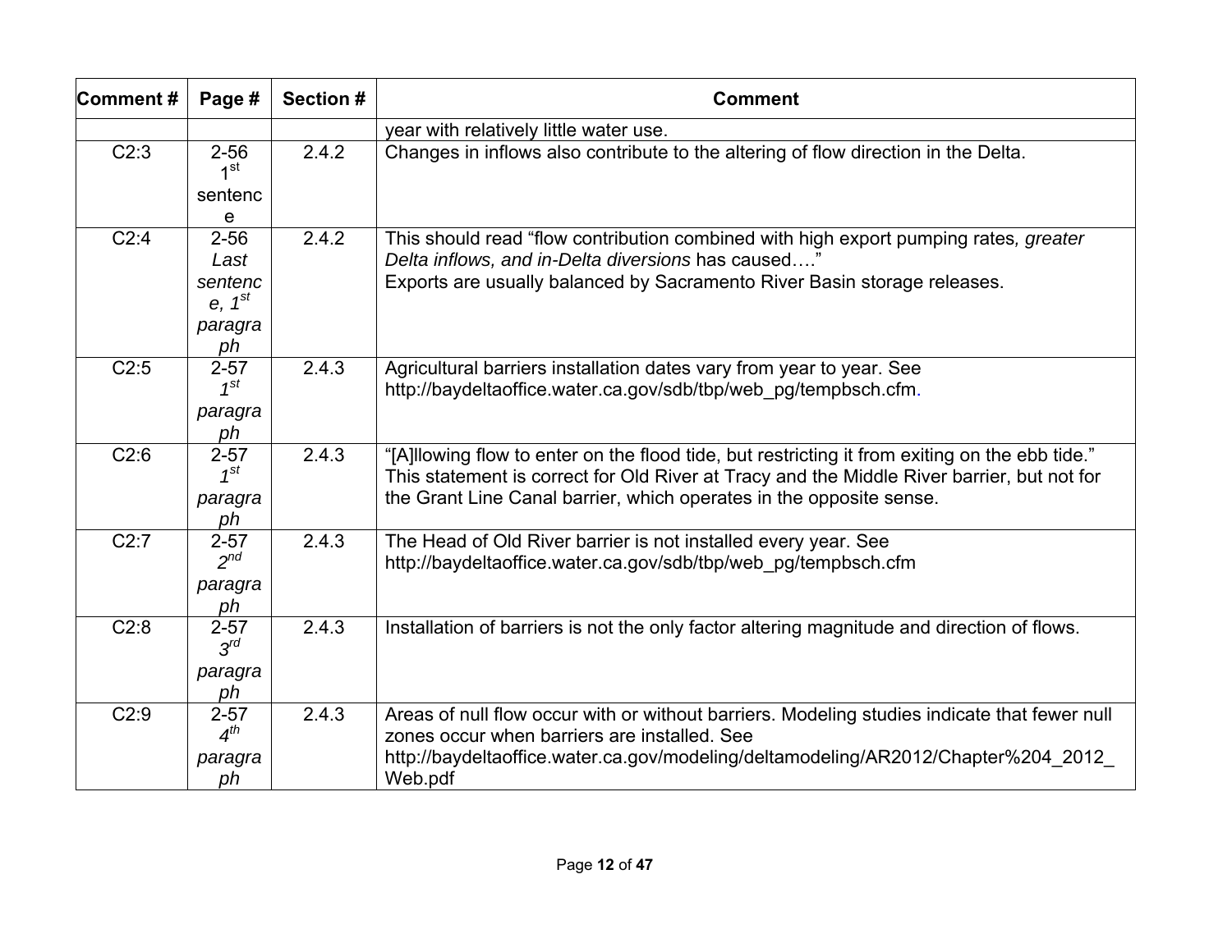| Comment # | Page # | Section # | Comment |
| --- | --- | --- | --- |
| | | | year with relatively little water use. |
| C2:3 | 2-56 1st sentence | 2.4.2 | Changes in inflows also contribute to the altering of flow direction in the Delta. |
| C2:4 | 2-56 *Last sentence, 1st paragraph* | 2.4.2 | This should read “flow contribution combined with high export pumping rates*, greater Delta inflows, and in-Delta diversions* has caused….” Exports are usually balanced by Sacramento River Basin storage releases. |
| C2:5 | 2-57 *1st paragraph* | 2.4.3 | Agricultural barriers installation dates vary from year to year. See http://baydeltaoffice.water.ca.gov/sdb/tbp/web_pg/tempbsch.cfm. |
| C2:6 | 2-57 *1st paragraph* | 2.4.3 | “[A]llowing flow to enter on the flood tide, but restricting it from exiting on the ebb tide.” This statement is correct for Old River at Tracy and the Middle River barrier, but not for the Grant Line Canal barrier, which operates in the opposite sense. |
| C2:7 | 2-57 *2nd paragraph* | 2.4.3 | The Head of Old River barrier is not installed every year. See http://baydeltaoffice.water.ca.gov/sdb/tbp/web_pg/tempbsch.cfm |
| C2:8 | 2-57 *3rd paragraph* | 2.4.3 | Installation of barriers is not the only factor altering magnitude and direction of flows. |
| C2:9 | 2-57 *4th paragraph* | 2.4.3 | Areas of null flow occur with or without barriers. Modeling studies indicate that fewer null zones occur when barriers are installed. See http://baydeltaoffice.water.ca.gov/modeling/deltamodeling/AR2012/Chapter%204_2012_Web.pdf |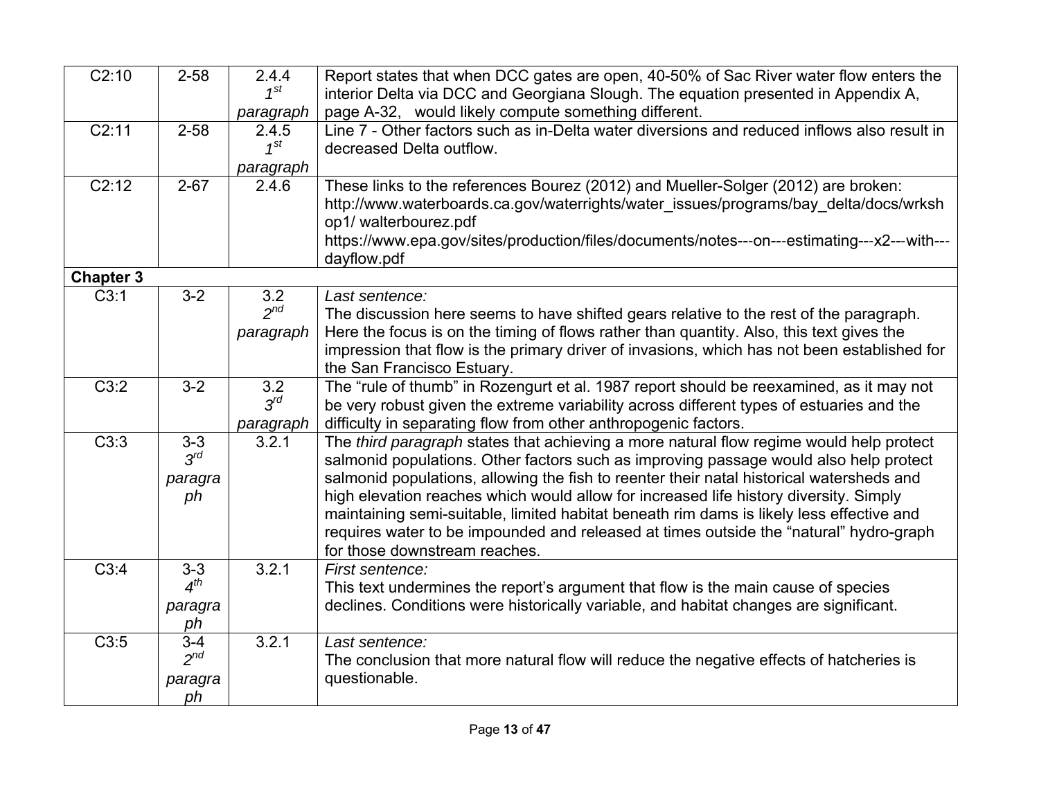| | | | |
|---|---|---|---|
| C2:10 | 2-58 | 2.4.4 *1st paragraph* | Report states that when DCC gates are open, 40-50% of Sac River water flow enters the interior Delta via DCC and Georgiana Slough. The equation presented in Appendix A, page A-32, would likely compute something different. |
| C2:11 | 2-58 | 2.4.5 *1st paragraph* | Line 7 - Other factors such as in-Delta water diversions and reduced inflows also result in decreased Delta outflow. |
| C2:12 | 2-67 | 2.4.6 | These links to the references Bourez (2012) and Mueller-Solger (2012) are broken: http://www.waterboards.ca.gov/waterrights/water_issues/programs/bay_delta/docs/wrkshop1/ walterbourez.pdf https://www.epa.gov/sites/production/files/documents/notes---on---estimating---x2---with---dayflow.pdf |
| **Chapter 3** | | | |
| C3:1 | 3-2 | 3.2 *2nd paragraph* | *Last sentence:* The discussion here seems to have shifted gears relative to the rest of the paragraph. Here the focus is on the timing of flows rather than quantity. Also, this text gives the impression that flow is the primary driver of invasions, which has not been established for the San Francisco Estuary. |
| C3:2 | 3-2 | 3.2 *3rd paragraph* | The "rule of thumb" in Rozengurt et al. 1987 report should be reexamined, as it may not be very robust given the extreme variability across different types of estuaries and the difficulty in separating flow from other anthropogenic factors. |
| C3:3 | 3-3 *3rd paragraph* | 3.2.1 | The *third paragraph* states that achieving a more natural flow regime would help protect salmonid populations. Other factors such as improving passage would also help protect salmonid populations, allowing the fish to reenter their natal historical watersheds and high elevation reaches which would allow for increased life history diversity. Simply maintaining semi-suitable, limited habitat beneath rim dams is likely less effective and requires water to be impounded and released at times outside the "natural" hydro-graph for those downstream reaches. |
| C3:4 | 3-3 *4th paragraph* | 3.2.1 | *First sentence:* This text undermines the report's argument that flow is the main cause of species declines. Conditions were historically variable, and habitat changes are significant. |
| C3:5 | 3-4 *2nd paragraph* | 3.2.1 | *Last sentence:* The conclusion that more natural flow will reduce the negative effects of hatcheries is questionable. |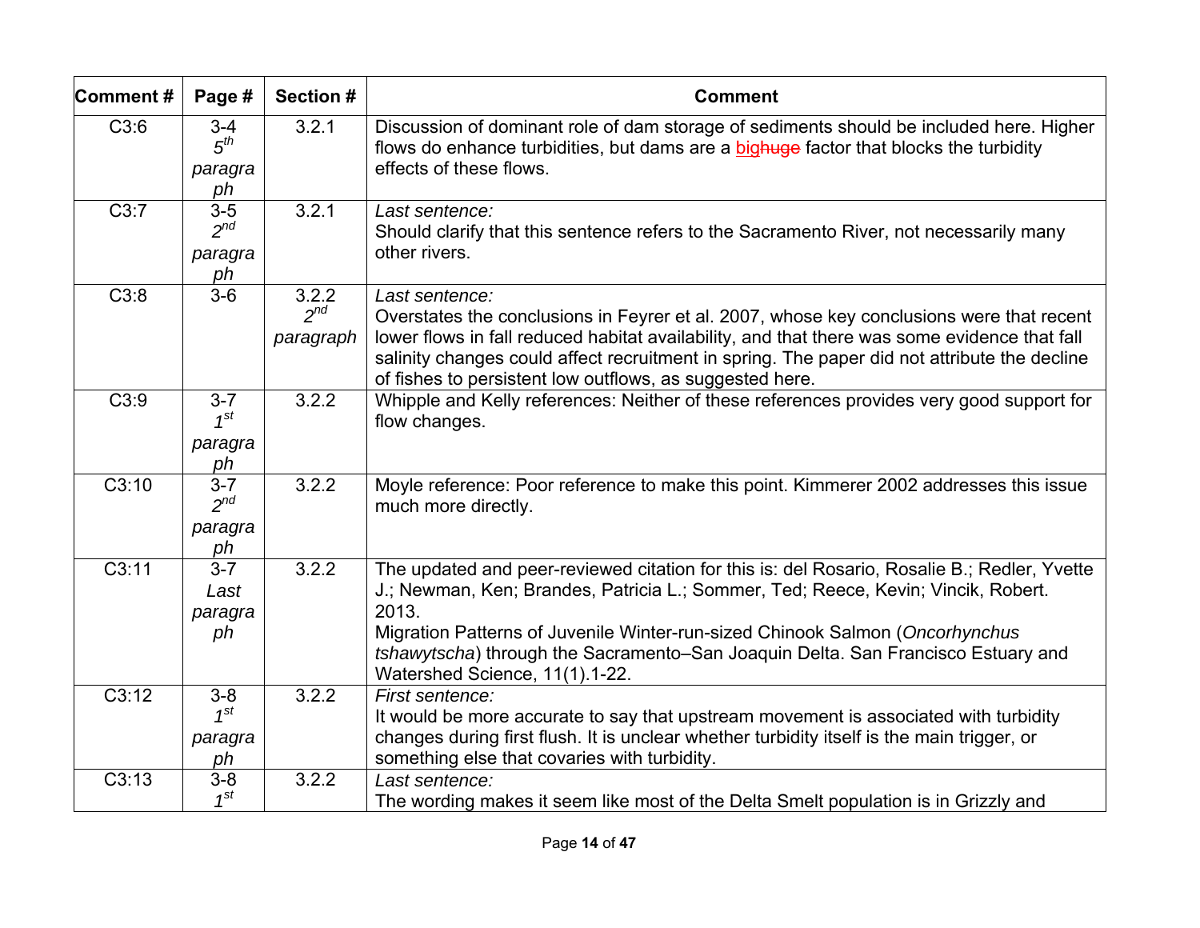| Comment # | Page # | Section # | Comment |
|---|---|---|---|
| C3:6 | 3-4 *5th paragraph* | 3.2.1 | Discussion of dominant role of dam storage of sediments should be included here. Higher flows do enhance turbidities, but dams are a big~~huge~~ factor that blocks the turbidity effects of these flows. |
| C3:7 | 3-5 *2nd paragraph* | 3.2.1 | *Last sentence:* Should clarify that this sentence refers to the Sacramento River, not necessarily many other rivers. |
| C3:8 | 3-6 | 3.2.2 *2nd paragraph* | *Last sentence:* Overstates the conclusions in Feyrer et al. 2007, whose key conclusions were that recent lower flows in fall reduced habitat availability, and that there was some evidence that fall salinity changes could affect recruitment in spring. The paper did not attribute the decline of fishes to persistent low outflows, as suggested here. |
| C3:9 | 3-7 *1st paragraph* | 3.2.2 | Whipple and Kelly references: Neither of these references provides very good support for flow changes. |
| C3:10 | 3-7 *2nd paragraph* | 3.2.2 | Moyle reference: Poor reference to make this point. Kimmerer 2002 addresses this issue much more directly. |
| C3:11 | 3-7 *Last paragraph* | 3.2.2 | The updated and peer-reviewed citation for this is: del Rosario, Rosalie B.; Redler, Yvette J.; Newman, Ken; Brandes, Patricia L.; Sommer, Ted; Reece, Kevin; Vincik, Robert. 2013. Migration Patterns of Juvenile Winter-run-sized Chinook Salmon (*Oncorhynchus tshawytscha*) through the Sacramento–San Joaquin Delta. San Francisco Estuary and Watershed Science, 11(1).1-22. |
| C3:12 | 3-8 *1st paragraph* | 3.2.2 | *First sentence:* It would be more accurate to say that upstream movement is associated with turbidity changes during first flush. It is unclear whether turbidity itself is the main trigger, or something else that covaries with turbidity. |
| C3:13 | 3-8 *1st* | 3.2.2 | *Last sentence:* The wording makes it seem like most of the Delta Smelt population is in Grizzly and |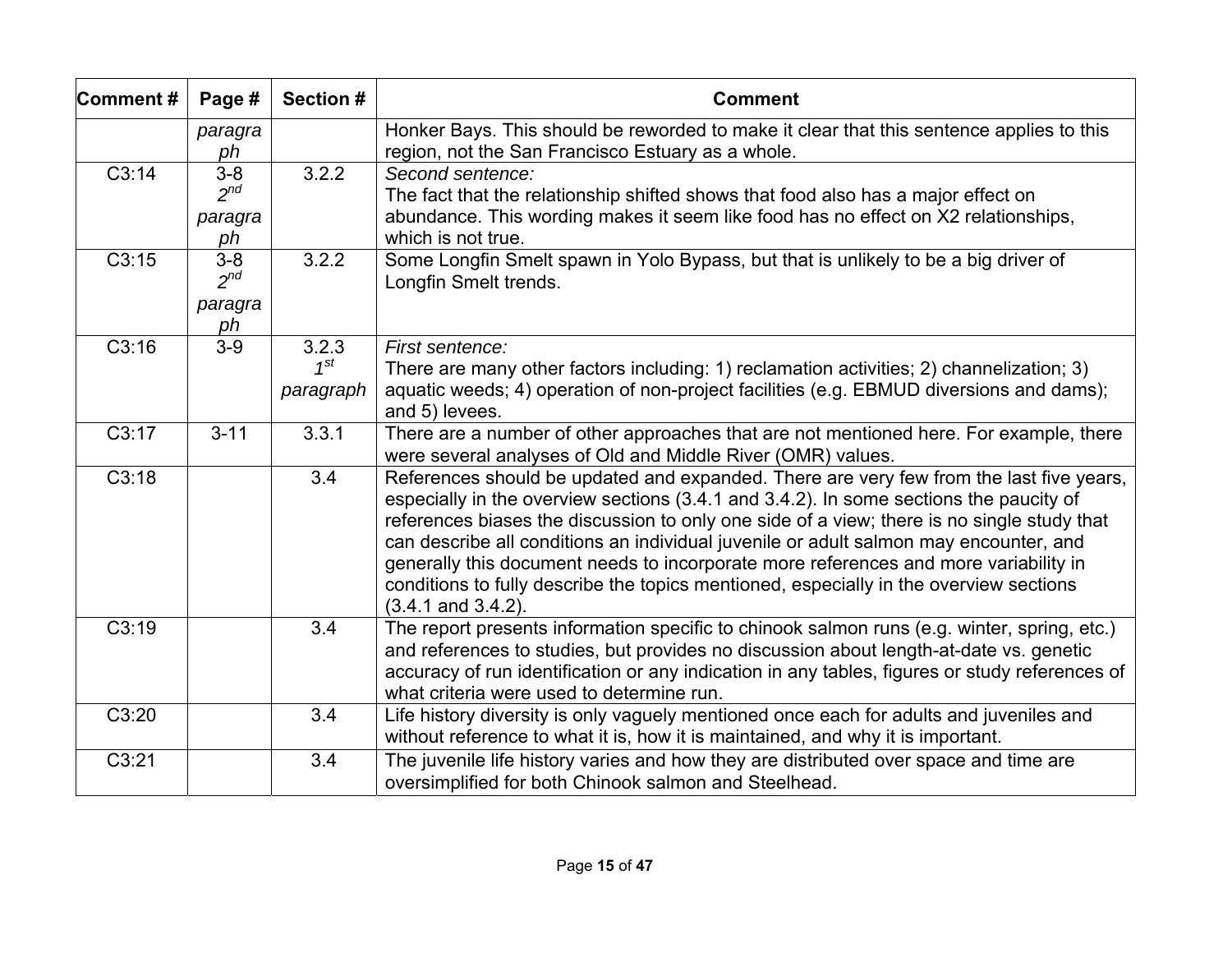| Comment # | Page # | Section # | Comment |
|---|---|---|---|
| | *paragraph* | | Honker Bays. This should be reworded to make it clear that this sentence applies to this region, not the San Francisco Estuary as a whole. |
| C3:14 | 3-8 *2nd paragraph* | 3.2.2 | *Second sentence:* The fact that the relationship shifted shows that food also has a major effect on abundance. This wording makes it seem like food has no effect on X2 relationships, which is not true. |
| C3:15 | 3-8 *2nd paragraph* | 3.2.2 | Some Longfin Smelt spawn in Yolo Bypass, but that is unlikely to be a big driver of Longfin Smelt trends. |
| C3:16 | 3-9 | 3.2.3 *1st paragraph* | *First sentence:* There are many other factors including: 1) reclamation activities; 2) channelization; 3) aquatic weeds; 4) operation of non-project facilities (e.g. EBMUD diversions and dams); and 5) levees. |
| C3:17 | 3-11 | 3.3.1 | There are a number of other approaches that are not mentioned here. For example, there were several analyses of Old and Middle River (OMR) values. |
| C3:18 | | 3.4 | References should be updated and expanded. There are very few from the last five years, especially in the overview sections (3.4.1 and 3.4.2). In some sections the paucity of references biases the discussion to only one side of a view; there is no single study that can describe all conditions an individual juvenile or adult salmon may encounter, and generally this document needs to incorporate more references and more variability in conditions to fully describe the topics mentioned, especially in the overview sections (3.4.1 and 3.4.2). |
| C3:19 | | 3.4 | The report presents information specific to chinook salmon runs (e.g. winter, spring, etc.) and references to studies, but provides no discussion about length-at-date vs. genetic accuracy of run identification or any indication in any tables, figures or study references of what criteria were used to determine run. |
| C3:20 | | 3.4 | Life history diversity is only vaguely mentioned once each for adults and juveniles and without reference to what it is, how it is maintained, and why it is important. |
| C3:21 | | 3.4 | The juvenile life history varies and how they are distributed over space and time are oversimplified for both Chinook salmon and Steelhead. |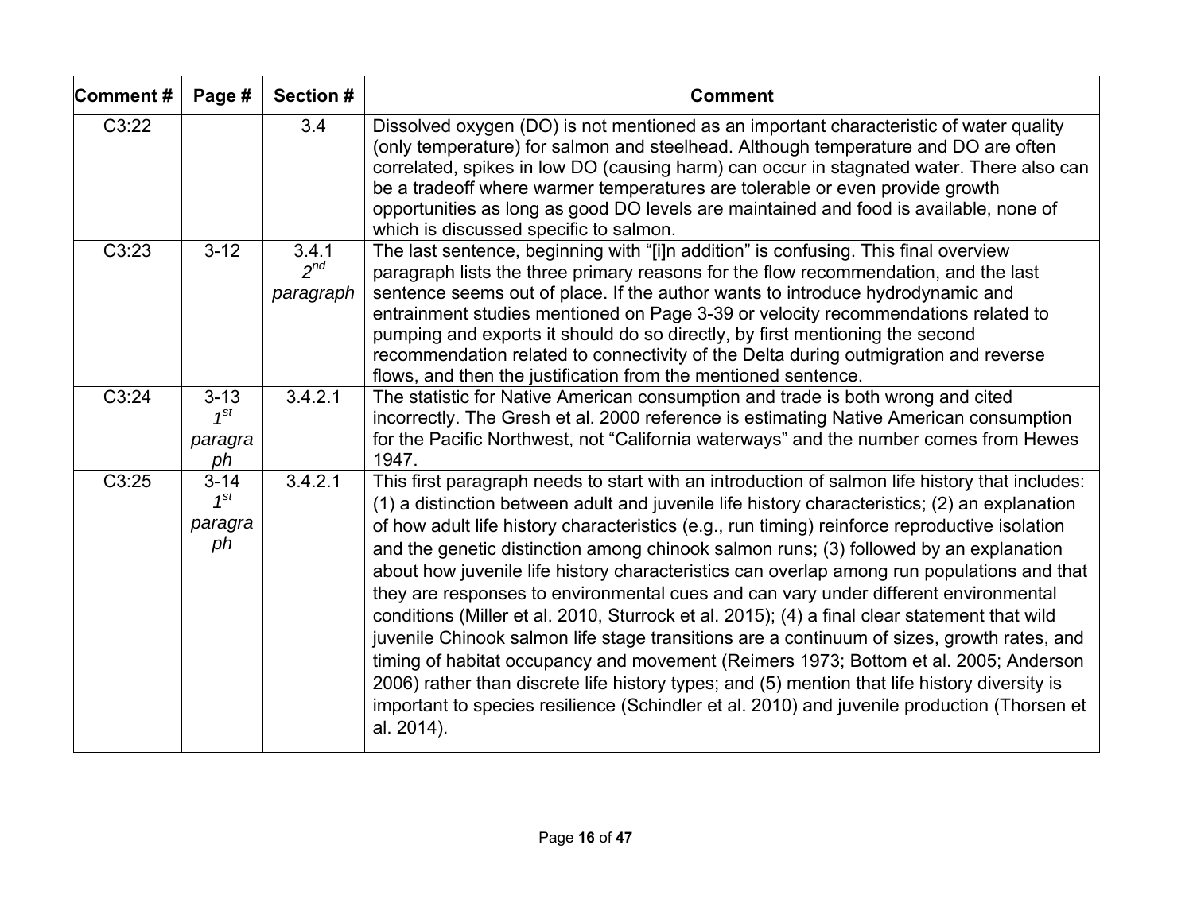| Comment # | Page # | Section # | Comment |
|---|---|---|---|
| C3:22 | | 3.4 | Dissolved oxygen (DO) is not mentioned as an important characteristic of water quality (only temperature) for salmon and steelhead. Although temperature and DO are often correlated, spikes in low DO (causing harm) can occur in stagnated water. There also can be a tradeoff where warmer temperatures are tolerable or even provide growth opportunities as long as good DO levels are maintained and food is available, none of which is discussed specific to salmon. |
| C3:23 | 3-12 | 3.4.1 *2nd paragraph* | The last sentence, beginning with "[i]n addition" is confusing. This final overview paragraph lists the three primary reasons for the flow recommendation, and the last sentence seems out of place. If the author wants to introduce hydrodynamic and entrainment studies mentioned on Page 3-39 or velocity recommendations related to pumping and exports it should do so directly, by first mentioning the second recommendation related to connectivity of the Delta during outmigration and reverse flows, and then the justification from the mentioned sentence. |
| C3:24 | 3-13 *1st paragraph* | 3.4.2.1 | The statistic for Native American consumption and trade is both wrong and cited incorrectly. The Gresh et al. 2000 reference is estimating Native American consumption for the Pacific Northwest, not "California waterways" and the number comes from Hewes 1947. |
| C3:25 | 3-14 *1st paragraph* | 3.4.2.1 | This first paragraph needs to start with an introduction of salmon life history that includes: (1) a distinction between adult and juvenile life history characteristics; (2) an explanation of how adult life history characteristics (e.g., run timing) reinforce reproductive isolation and the genetic distinction among chinook salmon runs; (3) followed by an explanation about how juvenile life history characteristics can overlap among run populations and that they are responses to environmental cues and can vary under different environmental conditions (Miller et al. 2010, Sturrock et al. 2015); (4) a final clear statement that wild juvenile Chinook salmon life stage transitions are a continuum of sizes, growth rates, and timing of habitat occupancy and movement (Reimers 1973; Bottom et al. 2005; Anderson 2006) rather than discrete life history types; and (5) mention that life history diversity is important to species resilience (Schindler et al. 2010) and juvenile production (Thorsen et al. 2014). |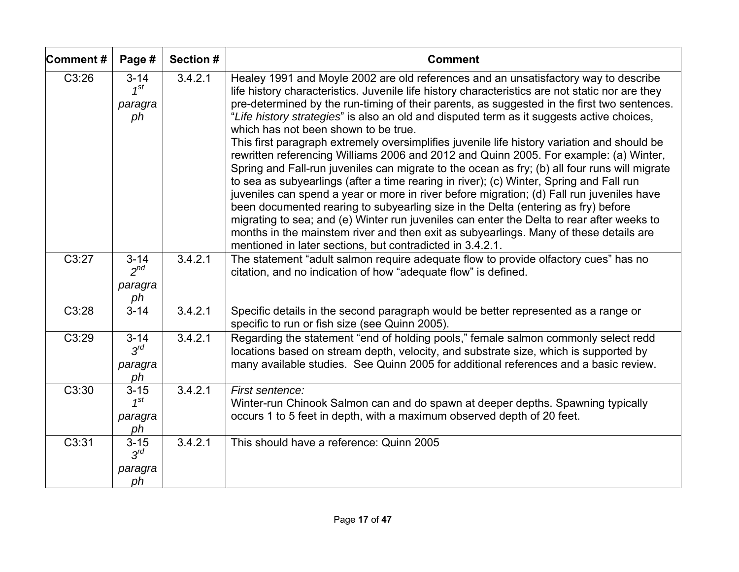| Comment # | Page # | Section # | Comment |
| --- | --- | --- | --- |
| C3:26 | 3-14 *1st paragraph* | 3.4.2.1 | Healey 1991 and Moyle 2002 are old references and an unsatisfactory way to describe life history characteristics. Juvenile life history characteristics are not static nor are they pre-determined by the run-timing of their parents, as suggested in the first two sentences. "*Life history strategies*" is also an old and disputed term as it suggests active choices, which has not been shown to be true. This first paragraph extremely oversimplifies juvenile life history variation and should be rewritten referencing Williams 2006 and 2012 and Quinn 2005. For example: (a) Winter, Spring and Fall-run juveniles can migrate to the ocean as fry; (b) all four runs will migrate to sea as subyearlings (after a time rearing in river); (c) Winter, Spring and Fall run juveniles can spend a year or more in river before migration; (d) Fall run juveniles have been documented rearing to subyearling size in the Delta (entering as fry) before migrating to sea; and (e) Winter run juveniles can enter the Delta to rear after weeks to months in the mainstem river and then exit as subyearlings. Many of these details are mentioned in later sections, but contradicted in 3.4.2.1. |
| C3:27 | 3-14 *2nd paragraph* | 3.4.2.1 | The statement "adult salmon require adequate flow to provide olfactory cues" has no citation, and no indication of how "adequate flow" is defined. |
| C3:28 | 3-14 | 3.4.2.1 | Specific details in the second paragraph would be better represented as a range or specific to run or fish size (see Quinn 2005). |
| C3:29 | 3-14 *3rd paragraph* | 3.4.2.1 | Regarding the statement "end of holding pools," female salmon commonly select redd locations based on stream depth, velocity, and substrate size, which is supported by many available studies. See Quinn 2005 for additional references and a basic review. |
| C3:30 | 3-15 *1st paragraph* | 3.4.2.1 | *First sentence:* Winter-run Chinook Salmon can and do spawn at deeper depths. Spawning typically occurs 1 to 5 feet in depth, with a maximum observed depth of 20 feet. |
| C3:31 | 3-15 *3rd paragraph* | 3.4.2.1 | This should have a reference: Quinn 2005 |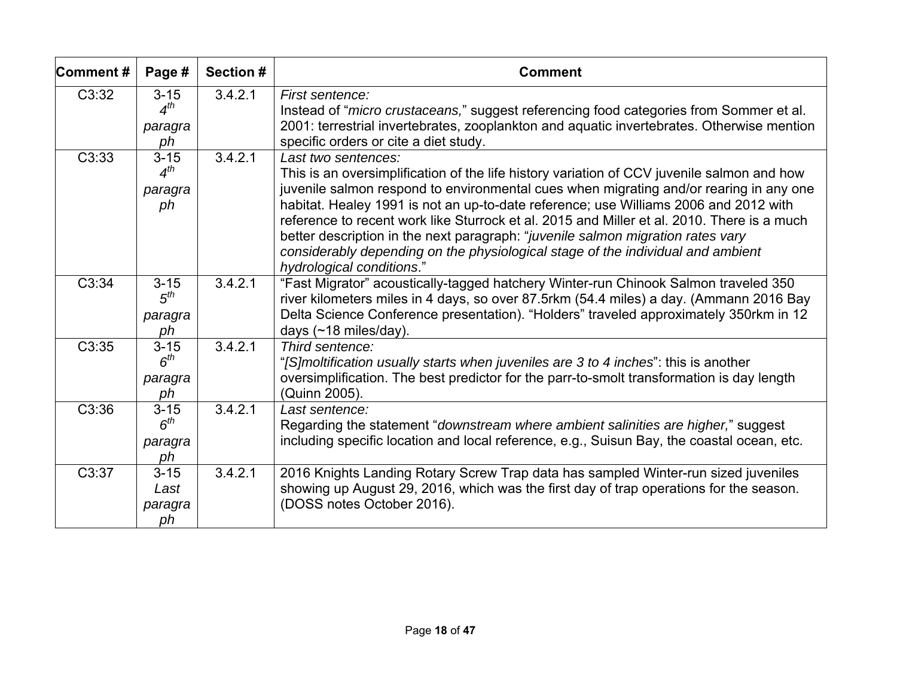| Comment # | Page # | Section # | Comment |
|---|---|---|---|
| C3:32 | 3-15 *4th paragraph* | 3.4.2.1 | *First sentence:* Instead of "*micro crustaceans,*" suggest referencing food categories from Sommer et al. 2001: terrestrial invertebrates, zooplankton and aquatic invertebrates. Otherwise mention specific orders or cite a diet study. |
| C3:33 | 3-15 *4th paragraph* | 3.4.2.1 | *Last two sentences:* This is an oversimplification of the life history variation of CCV juvenile salmon and how juvenile salmon respond to environmental cues when migrating and/or rearing in any one habitat. Healey 1991 is not an up-to-date reference; use Williams 2006 and 2012 with reference to recent work like Sturrock et al. 2015 and Miller et al. 2010. There is a much better description in the next paragraph: "*juvenile salmon migration rates vary considerably depending on the physiological stage of the individual and ambient hydrological conditions*." |
| C3:34 | 3-15 *5th paragraph* | 3.4.2.1 | "Fast Migrator" acoustically-tagged hatchery Winter-run Chinook Salmon traveled 350 river kilometers miles in 4 days, so over 87.5rkm (54.4 miles) a day. (Ammann 2016 Bay Delta Science Conference presentation). "Holders" traveled approximately 350rkm in 12 days (~18 miles/day). |
| C3:35 | 3-15 *6th paragraph* | 3.4.2.1 | *Third sentence:* "*[S]moltification usually starts when juveniles are 3 to 4 inches*": this is another oversimplification. The best predictor for the parr-to-smolt transformation is day length (Quinn 2005). |
| C3:36 | 3-15 *6th paragraph* | 3.4.2.1 | *Last sentence:* Regarding the statement "*downstream where ambient salinities are higher,*" suggest including specific location and local reference, e.g., Suisun Bay, the coastal ocean, etc. |
| C3:37 | 3-15 *Last paragraph* | 3.4.2.1 | 2016 Knights Landing Rotary Screw Trap data has sampled Winter-run sized juveniles showing up August 29, 2016, which was the first day of trap operations for the season. (DOSS notes October 2016). |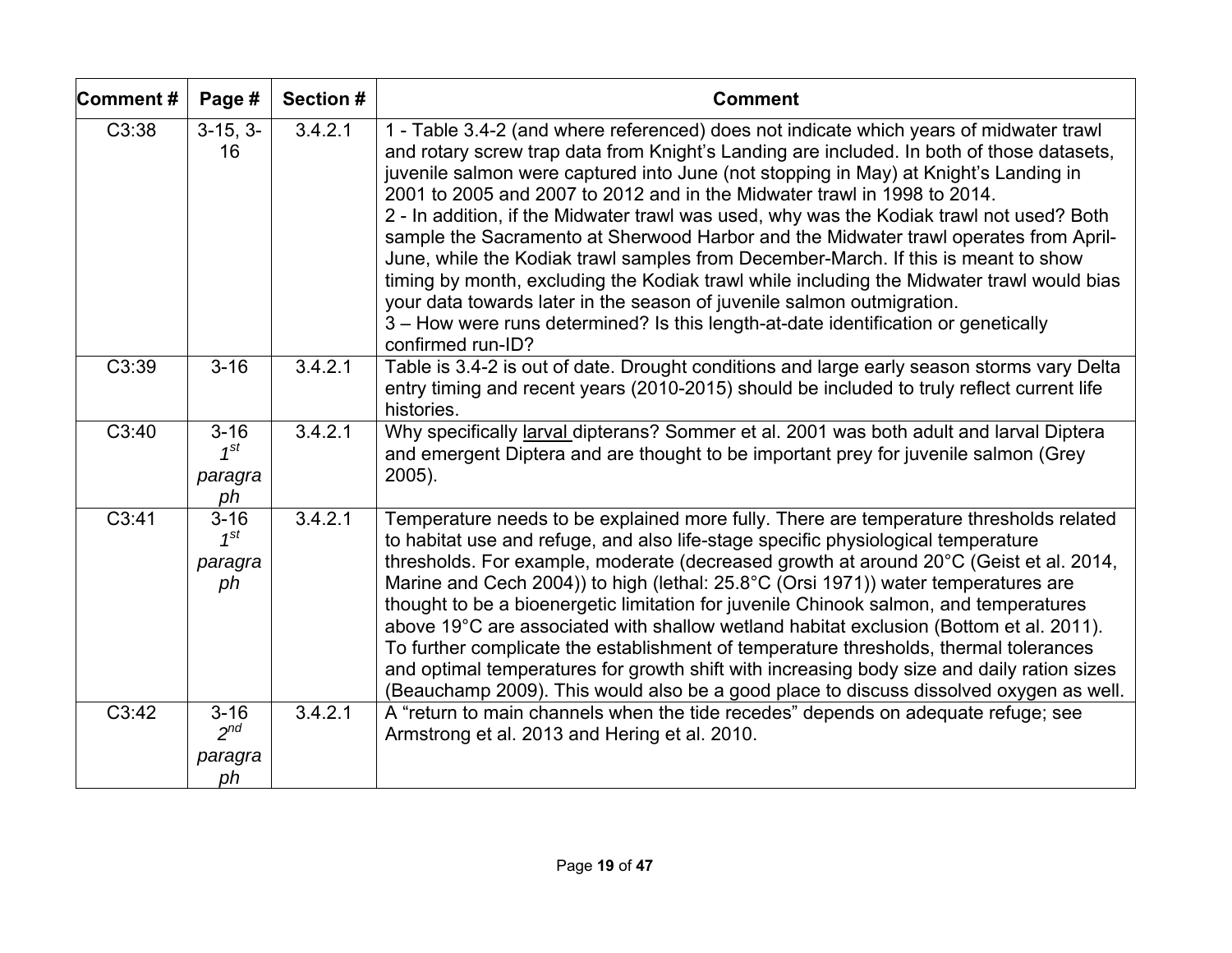| Comment # | Page # | Section # | Comment |
|---|---|---|---|
| C3:38 | 3-15, 3-16 | 3.4.2.1 | 1 - Table 3.4-2 (and where referenced) does not indicate which years of midwater trawl and rotary screw trap data from Knight's Landing are included. In both of those datasets, juvenile salmon were captured into June (not stopping in May) at Knight's Landing in 2001 to 2005 and 2007 to 2012 and in the Midwater trawl in 1998 to 2014.<br>2 - In addition, if the Midwater trawl was used, why was the Kodiak trawl not used? Both sample the Sacramento at Sherwood Harbor and the Midwater trawl operates from April-June, while the Kodiak trawl samples from December-March. If this is meant to show timing by month, excluding the Kodiak trawl while including the Midwater trawl would bias your data towards later in the season of juvenile salmon outmigration.<br>3 – How were runs determined? Is this length-at-date identification or genetically confirmed run-ID? |
| C3:39 | 3-16 | 3.4.2.1 | Table is 3.4-2 is out of date. Drought conditions and large early season storms vary Delta entry timing and recent years (2010-2015) should be included to truly reflect current life histories. |
| C3:40 | 3-16 *1st paragraph* | 3.4.2.1 | Why specifically larval dipterans? Sommer et al. 2001 was both adult and larval Diptera and emergent Diptera and are thought to be important prey for juvenile salmon (Grey 2005). |
| C3:41 | 3-16 *1st paragraph* | 3.4.2.1 | Temperature needs to be explained more fully. There are temperature thresholds related to habitat use and refuge, and also life-stage specific physiological temperature thresholds. For example, moderate (decreased growth at around 20°C (Geist et al. 2014, Marine and Cech 2004)) to high (lethal: 25.8°C (Orsi 1971)) water temperatures are thought to be a bioenergetic limitation for juvenile Chinook salmon, and temperatures above 19°C are associated with shallow wetland habitat exclusion (Bottom et al. 2011). To further complicate the establishment of temperature thresholds, thermal tolerances and optimal temperatures for growth shift with increasing body size and daily ration sizes (Beauchamp 2009). This would also be a good place to discuss dissolved oxygen as well. |
| C3:42 | 3-16 *2nd paragraph* | 3.4.2.1 | A "return to main channels when the tide recedes" depends on adequate refuge; see Armstrong et al. 2013 and Hering et al. 2010. |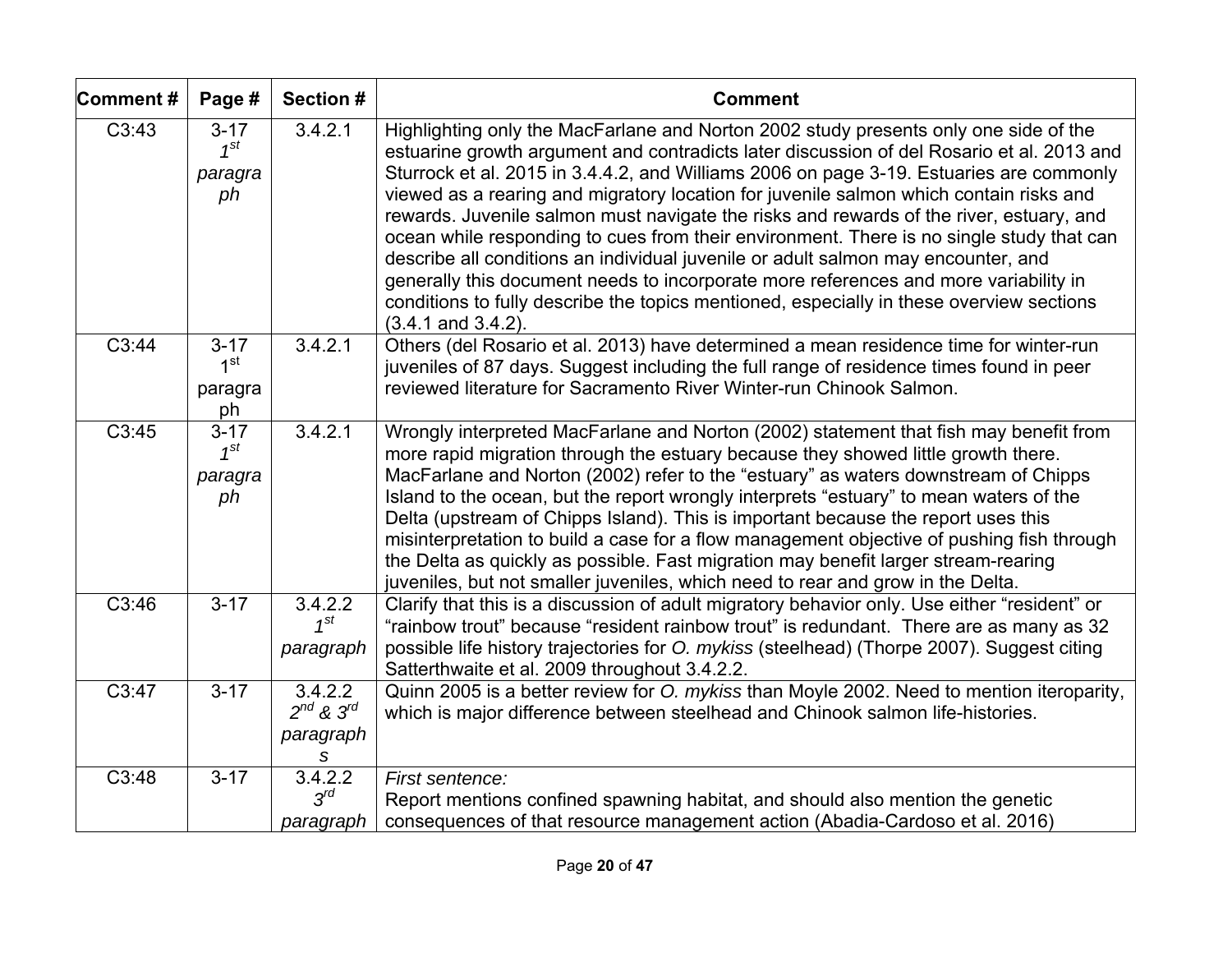| Comment # | Page # | Section # | Comment |
|---|---|---|---|
| C3:43 | 3-17 *1st paragraph* | 3.4.2.1 | Highlighting only the MacFarlane and Norton 2002 study presents only one side of the estuarine growth argument and contradicts later discussion of del Rosario et al. 2013 and Sturrock et al. 2015 in 3.4.4.2, and Williams 2006 on page 3-19. Estuaries are commonly viewed as a rearing and migratory location for juvenile salmon which contain risks and rewards. Juvenile salmon must navigate the risks and rewards of the river, estuary, and ocean while responding to cues from their environment. There is no single study that can describe all conditions an individual juvenile or adult salmon may encounter, and generally this document needs to incorporate more references and more variability in conditions to fully describe the topics mentioned, especially in these overview sections (3.4.1 and 3.4.2). |
| C3:44 | 3-17 1st paragraph | 3.4.2.1 | Others (del Rosario et al. 2013) have determined a mean residence time for winter-run juveniles of 87 days. Suggest including the full range of residence times found in peer reviewed literature for Sacramento River Winter-run Chinook Salmon. |
| C3:45 | 3-17 *1st paragraph* | 3.4.2.1 | Wrongly interpreted MacFarlane and Norton (2002) statement that fish may benefit from more rapid migration through the estuary because they showed little growth there. MacFarlane and Norton (2002) refer to the “estuary” as waters downstream of Chipps Island to the ocean, but the report wrongly interprets “estuary” to mean waters of the Delta (upstream of Chipps Island). This is important because the report uses this misinterpretation to build a case for a flow management objective of pushing fish through the Delta as quickly as possible. Fast migration may benefit larger stream-rearing juveniles, but not smaller juveniles, which need to rear and grow in the Delta. |
| C3:46 | 3-17 | 3.4.2.2 *1st paragraph* | Clarify that this is a discussion of adult migratory behavior only. Use either “resident” or “rainbow trout” because “resident rainbow trout” is redundant. There are as many as 32 possible life history trajectories for *O. mykiss* (steelhead) (Thorpe 2007). Suggest citing Satterthwaite et al. 2009 throughout 3.4.2.2. |
| C3:47 | 3-17 | 3.4.2.2 *2nd & 3rd paragraphs* | Quinn 2005 is a better review for *O. mykiss* than Moyle 2002. Need to mention iteroparity, which is major difference between steelhead and Chinook salmon life-histories. |
| C3:48 | 3-17 | 3.4.2.2 *3rd paragraph* | *First sentence:* Report mentions confined spawning habitat, and should also mention the genetic consequences of that resource management action (Abadia-Cardoso et al. 2016) |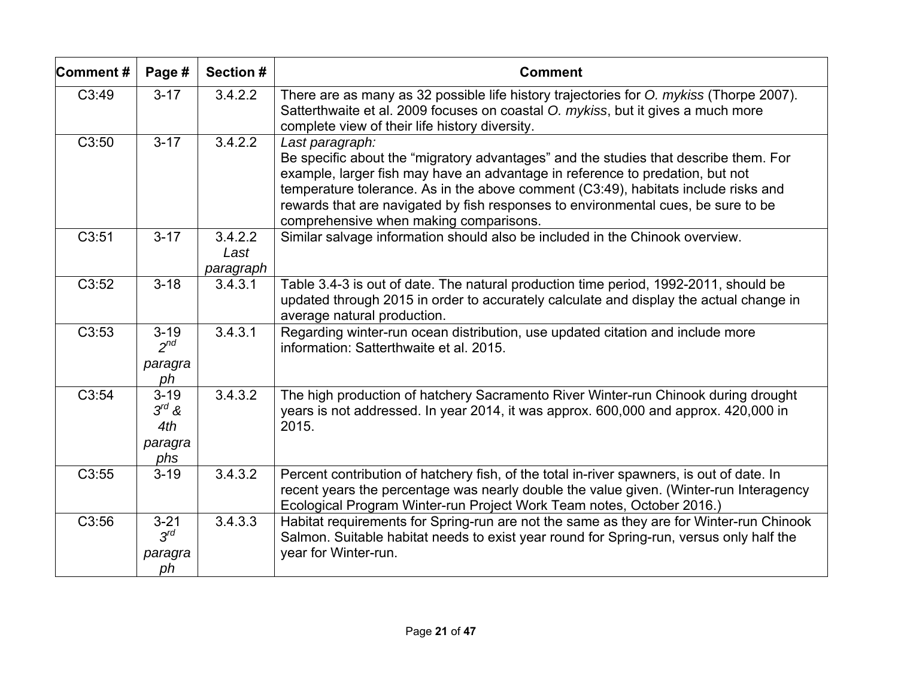| Comment # | Page # | Section # | Comment |
|---|---|---|---|
| C3:49 | 3-17 | 3.4.2.2 | There are as many as 32 possible life history trajectories for *O. mykiss* (Thorpe 2007). Satterthwaite et al. 2009 focuses on coastal *O. mykiss*, but it gives a much more complete view of their life history diversity. |
| C3:50 | 3-17 | 3.4.2.2 | *Last paragraph:* Be specific about the “migratory advantages” and the studies that describe them. For example, larger fish may have an advantage in reference to predation, but not temperature tolerance. As in the above comment (C3:49), habitats include risks and rewards that are navigated by fish responses to environmental cues, be sure to be comprehensive when making comparisons. |
| C3:51 | 3-17 | 3.4.2.2 *Last paragraph* | Similar salvage information should also be included in the Chinook overview. |
| C3:52 | 3-18 | 3.4.3.1 | Table 3.4-3 is out of date. The natural production time period, 1992-2011, should be updated through 2015 in order to accurately calculate and display the actual change in average natural production. |
| C3:53 | 3-19 *2nd paragraph* | 3.4.3.1 | Regarding winter-run ocean distribution, use updated citation and include more information: Satterthwaite et al. 2015. |
| C3:54 | 3-19 *3rd & 4th paragraphs* | 3.4.3.2 | The high production of hatchery Sacramento River Winter-run Chinook during drought years is not addressed. In year 2014, it was approx. 600,000 and approx. 420,000 in 2015. |
| C3:55 | 3-19 | 3.4.3.2 | Percent contribution of hatchery fish, of the total in-river spawners, is out of date. In recent years the percentage was nearly double the value given. (Winter-run Interagency Ecological Program Winter-run Project Work Team notes, October 2016.) |
| C3:56 | 3-21 *3rd paragraph* | 3.4.3.3 | Habitat requirements for Spring-run are not the same as they are for Winter-run Chinook Salmon. Suitable habitat needs to exist year round for Spring-run, versus only half the year for Winter-run. |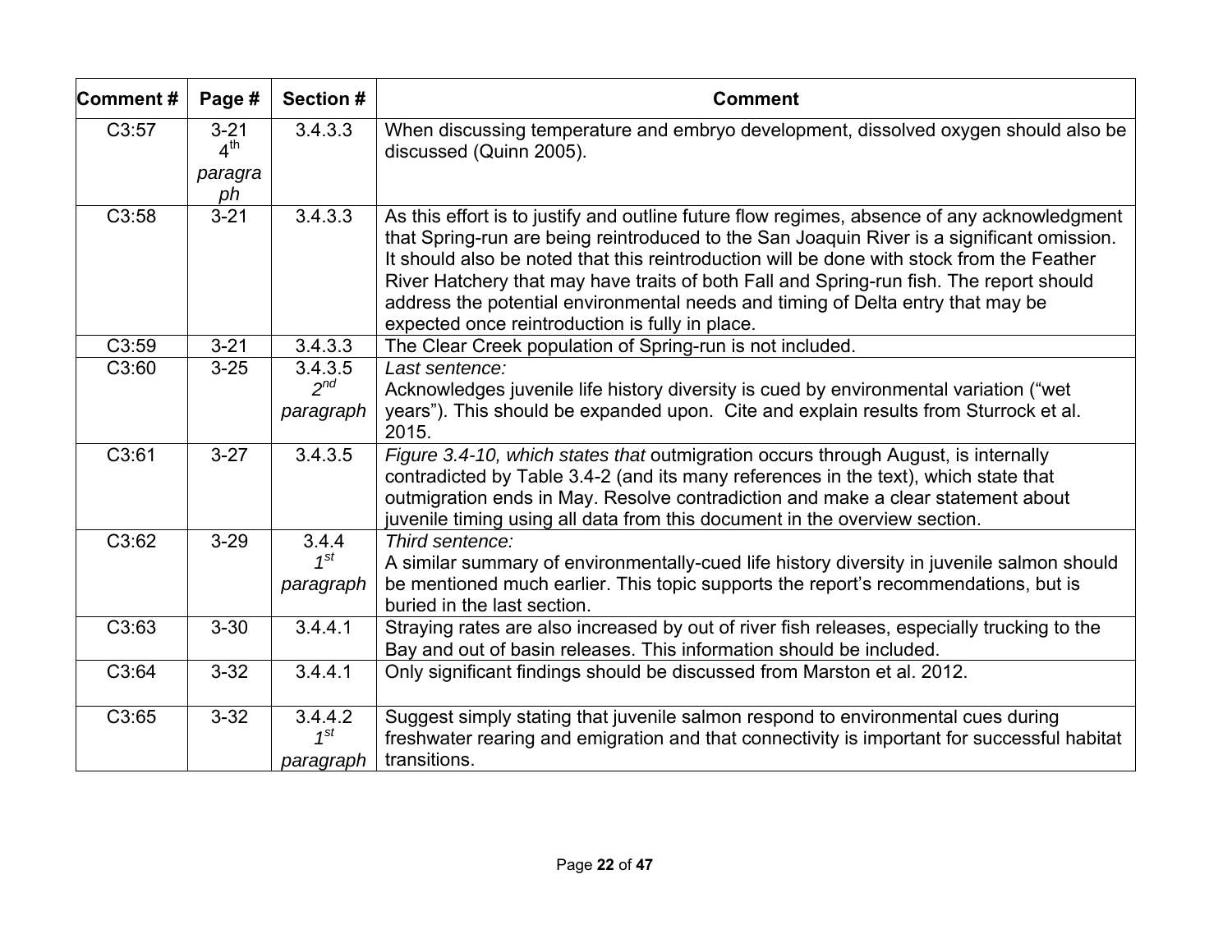| Comment # | Page # | Section # | Comment |
|---|---|---|---|
| C3:57 | 3-21 4th *paragraph* | 3.4.3.3 | When discussing temperature and embryo development, dissolved oxygen should also be discussed (Quinn 2005). |
| C3:58 | 3-21 | 3.4.3.3 | As this effort is to justify and outline future flow regimes, absence of any acknowledgment that Spring-run are being reintroduced to the San Joaquin River is a significant omission. It should also be noted that this reintroduction will be done with stock from the Feather River Hatchery that may have traits of both Fall and Spring-run fish. The report should address the potential environmental needs and timing of Delta entry that may be expected once reintroduction is fully in place. |
| C3:59 | 3-21 | 3.4.3.3 | The Clear Creek population of Spring-run is not included. |
| C3:60 | 3-25 | 3.4.3.5 *2nd paragraph* | *Last sentence:* Acknowledges juvenile life history diversity is cued by environmental variation ("wet years"). This should be expanded upon. Cite and explain results from Sturrock et al. 2015. |
| C3:61 | 3-27 | 3.4.3.5 | *Figure 3.4-10, which states that* outmigration occurs through August, is internally contradicted by Table 3.4-2 (and its many references in the text), which state that outmigration ends in May. Resolve contradiction and make a clear statement about juvenile timing using all data from this document in the overview section. |
| C3:62 | 3-29 | 3.4.4 *1st paragraph* | *Third sentence:* A similar summary of environmentally-cued life history diversity in juvenile salmon should be mentioned much earlier. This topic supports the report's recommendations, but is buried in the last section. |
| C3:63 | 3-30 | 3.4.4.1 | Straying rates are also increased by out of river fish releases, especially trucking to the Bay and out of basin releases. This information should be included. |
| C3:64 | 3-32 | 3.4.4.1 | Only significant findings should be discussed from Marston et al. 2012. |
| C3:65 | 3-32 | 3.4.4.2 *1st paragraph* | Suggest simply stating that juvenile salmon respond to environmental cues during freshwater rearing and emigration and that connectivity is important for successful habitat transitions. |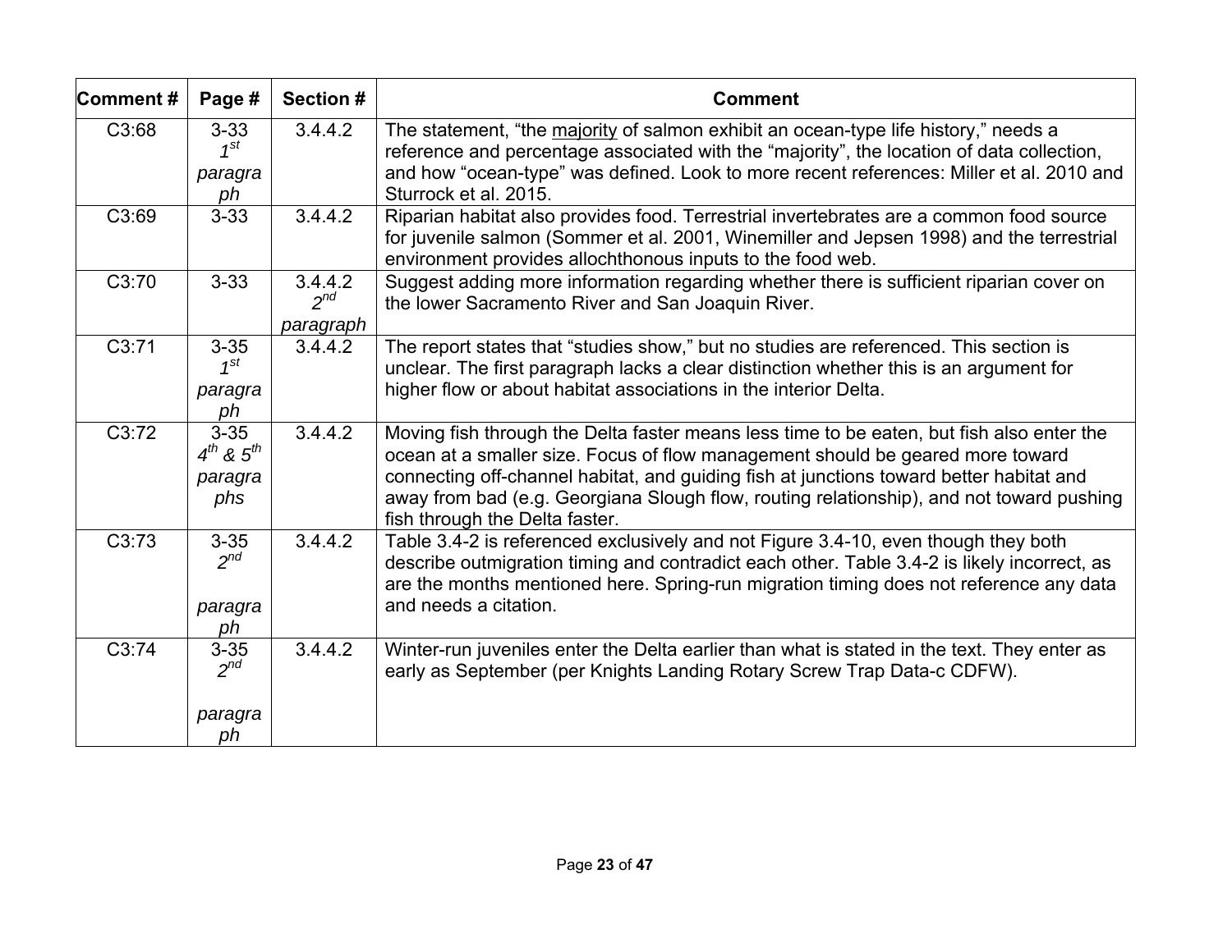| Comment # | Page # | Section # | Comment |
| --- | --- | --- | --- |
| C3:68 | 3-33 *1st paragraph* | 3.4.4.2 | The statement, "the majority of salmon exhibit an ocean-type life history," needs a reference and percentage associated with the "majority", the location of data collection, and how "ocean-type" was defined. Look to more recent references: Miller et al. 2010 and Sturrock et al. 2015. |
| C3:69 | 3-33 | 3.4.4.2 | Riparian habitat also provides food. Terrestrial invertebrates are a common food source for juvenile salmon (Sommer et al. 2001, Winemiller and Jepsen 1998) and the terrestrial environment provides allochthonous inputs to the food web. |
| C3:70 | 3-33 | 3.4.4.2 *2nd paragraph* | Suggest adding more information regarding whether there is sufficient riparian cover on the lower Sacramento River and San Joaquin River. |
| C3:71 | 3-35 *1st paragraph* | 3.4.4.2 | The report states that "studies show," but no studies are referenced. This section is unclear. The first paragraph lacks a clear distinction whether this is an argument for higher flow or about habitat associations in the interior Delta. |
| C3:72 | 3-35 *4th & 5th paragraphs* | 3.4.4.2 | Moving fish through the Delta faster means less time to be eaten, but fish also enter the ocean at a smaller size. Focus of flow management should be geared more toward connecting off-channel habitat, and guiding fish at junctions toward better habitat and away from bad (e.g. Georgiana Slough flow, routing relationship), and not toward pushing fish through the Delta faster. |
| C3:73 | 3-35 *2nd paragraph* | 3.4.4.2 | Table 3.4-2 is referenced exclusively and not Figure 3.4-10, even though they both describe outmigration timing and contradict each other. Table 3.4-2 is likely incorrect, as are the months mentioned here. Spring-run migration timing does not reference any data and needs a citation. |
| C3:74 | 3-35 *2nd paragraph* | 3.4.4.2 | Winter-run juveniles enter the Delta earlier than what is stated in the text. They enter as early as September (per Knights Landing Rotary Screw Trap Data-c CDFW). |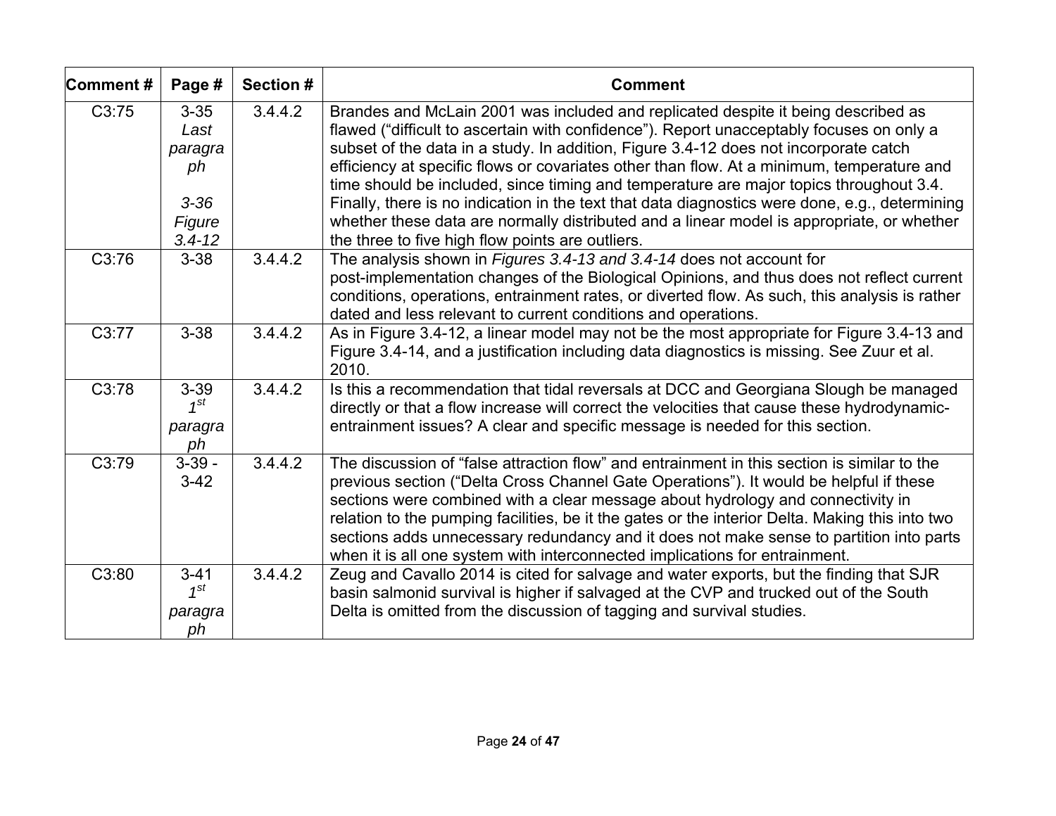| Comment # | Page # | Section # | Comment |
| --- | --- | --- | --- |
| C3:75 | 3-35 *Last paragraph* <br><br> 3-36 *Figure 3.4-12* | 3.4.4.2 | Brandes and McLain 2001 was included and replicated despite it being described as flawed (“difficult to ascertain with confidence”). Report unacceptably focuses on only a subset of the data in a study. In addition, Figure 3.4-12 does not incorporate catch efficiency at specific flows or covariates other than flow. At a minimum, temperature and time should be included, since timing and temperature are major topics throughout 3.4. Finally, there is no indication in the text that data diagnostics were done, e.g., determining whether these data are normally distributed and a linear model is appropriate, or whether the three to five high flow points are outliers. |
| C3:76 | 3-38 | 3.4.4.2 | The analysis shown in *Figures 3.4-13 and 3.4-14* does not account for post-implementation changes of the Biological Opinions, and thus does not reflect current conditions, operations, entrainment rates, or diverted flow. As such, this analysis is rather dated and less relevant to current conditions and operations. |
| C3:77 | 3-38 | 3.4.4.2 | As in Figure 3.4-12, a linear model may not be the most appropriate for Figure 3.4-13 and Figure 3.4-14, and a justification including data diagnostics is missing. See Zuur et al. 2010. |
| C3:78 | 3-39 *1st paragraph* | 3.4.4.2 | Is this a recommendation that tidal reversals at DCC and Georgiana Slough be managed directly or that a flow increase will correct the velocities that cause these hydrodynamic-entrainment issues? A clear and specific message is needed for this section. |
| C3:79 | 3-39 - 3-42 | 3.4.4.2 | The discussion of “false attraction flow” and entrainment in this section is similar to the previous section (“Delta Cross Channel Gate Operations”). It would be helpful if these sections were combined with a clear message about hydrology and connectivity in relation to the pumping facilities, be it the gates or the interior Delta. Making this into two sections adds unnecessary redundancy and it does not make sense to partition into parts when it is all one system with interconnected implications for entrainment. |
| C3:80 | 3-41 *1st paragraph* | 3.4.4.2 | Zeug and Cavallo 2014 is cited for salvage and water exports, but the finding that SJR basin salmonid survival is higher if salvaged at the CVP and trucked out of the South Delta is omitted from the discussion of tagging and survival studies. |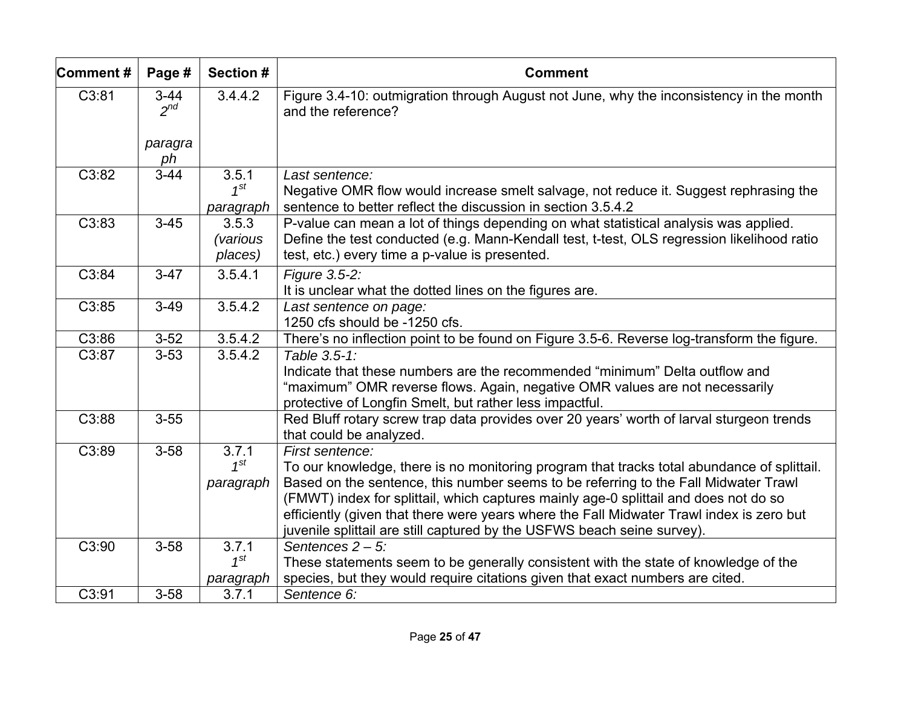| Comment # | Page # | Section # | Comment |
| --- | --- | --- | --- |
| C3:81 | 3-44 *2nd paragraph* | 3.4.4.2 | Figure 3.4-10: outmigration through August not June, why the inconsistency in the month and the reference? |
| C3:82 | 3-44 | 3.5.1 *1st paragraph* | *Last sentence:* Negative OMR flow would increase smelt salvage, not reduce it. Suggest rephrasing the sentence to better reflect the discussion in section 3.5.4.2 |
| C3:83 | 3-45 | 3.5.3 *(various places)* | P-value can mean a lot of things depending on what statistical analysis was applied. Define the test conducted (e.g. Mann-Kendall test, t-test, OLS regression likelihood ratio test, etc.) every time a p-value is presented. |
| C3:84 | 3-47 | 3.5.4.1 | *Figure 3.5-2:* It is unclear what the dotted lines on the figures are. |
| C3:85 | 3-49 | 3.5.4.2 | *Last sentence on page:* 1250 cfs should be -1250 cfs. |
| C3:86 | 3-52 | 3.5.4.2 | There's no inflection point to be found on Figure 3.5-6. Reverse log-transform the figure. |
| C3:87 | 3-53 | 3.5.4.2 | *Table 3.5-1:* Indicate that these numbers are the recommended "minimum" Delta outflow and "maximum" OMR reverse flows. Again, negative OMR values are not necessarily protective of Longfin Smelt, but rather less impactful. |
| C3:88 | 3-55 | | Red Bluff rotary screw trap data provides over 20 years' worth of larval sturgeon trends that could be analyzed. |
| C3:89 | 3-58 | 3.7.1 *1st paragraph* | *First sentence:* To our knowledge, there is no monitoring program that tracks total abundance of splittail. Based on the sentence, this number seems to be referring to the Fall Midwater Trawl (FMWT) index for splittail, which captures mainly age-0 splittail and does not do so efficiently (given that there were years where the Fall Midwater Trawl index is zero but juvenile splittail are still captured by the USFWS beach seine survey). |
| C3:90 | 3-58 | 3.7.1 *1st paragraph* | *Sentences 2 – 5:* These statements seem to be generally consistent with the state of knowledge of the species, but they would require citations given that exact numbers are cited. |
| C3:91 | 3-58 | 3.7.1 | *Sentence 6:* |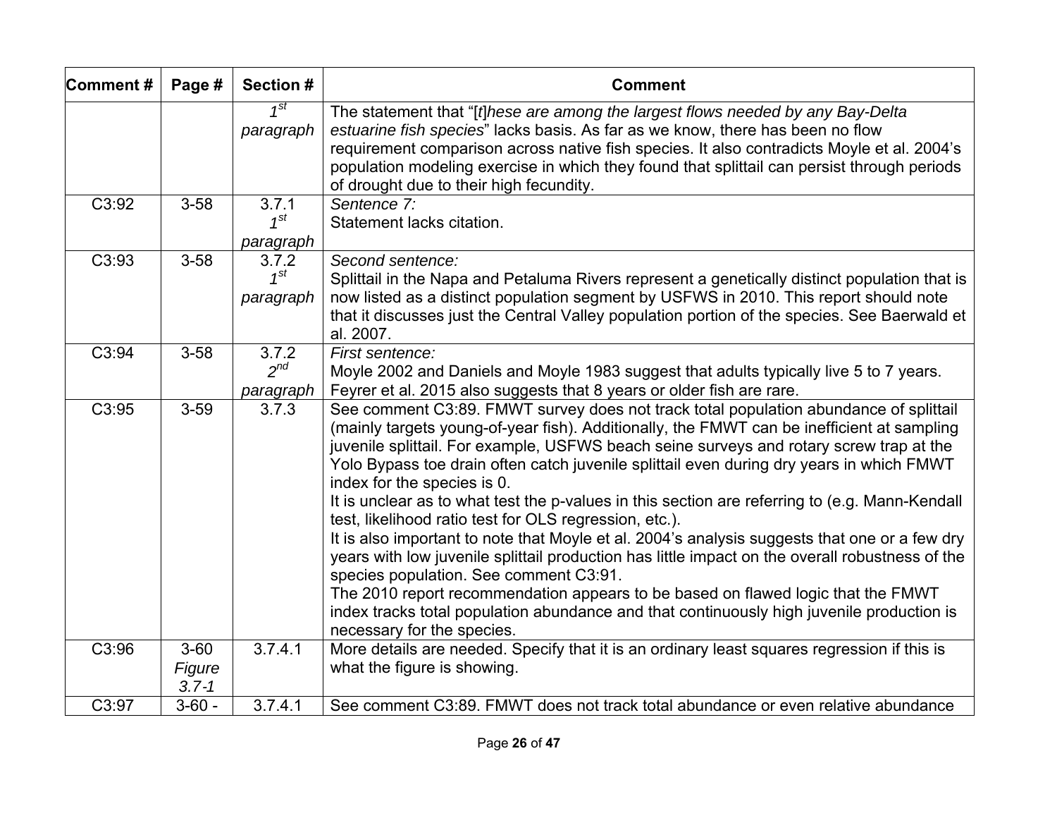| Comment # | Page # | Section # | Comment |
|---|---|---|---|
| | | *1st paragraph* | The statement that "[*t*]*hese are among the largest flows needed by any Bay-Delta estuarine fish species*" lacks basis. As far as we know, there has been no flow requirement comparison across native fish species. It also contradicts Moyle et al. 2004's population modeling exercise in which they found that splittail can persist through periods of drought due to their high fecundity. |
| C3:92 | 3-58 | 3.7.1 *1st paragraph* | *Sentence 7:* Statement lacks citation. |
| C3:93 | 3-58 | 3.7.2 *1st paragraph* | *Second sentence:* Splittail in the Napa and Petaluma Rivers represent a genetically distinct population that is now listed as a distinct population segment by USFWS in 2010. This report should note that it discusses just the Central Valley population portion of the species. See Baerwald et al. 2007. |
| C3:94 | 3-58 | 3.7.2 *2nd paragraph* | *First sentence:* Moyle 2002 and Daniels and Moyle 1983 suggest that adults typically live 5 to 7 years. Feyrer et al. 2015 also suggests that 8 years or older fish are rare. |
| C3:95 | 3-59 | 3.7.3 | See comment C3:89. FMWT survey does not track total population abundance of splittail (mainly targets young-of-year fish). Additionally, the FMWT can be inefficient at sampling juvenile splittail. For example, USFWS beach seine surveys and rotary screw trap at the Yolo Bypass toe drain often catch juvenile splittail even during dry years in which FMWT index for the species is 0.<br>It is unclear as to what test the p-values in this section are referring to (e.g. Mann-Kendall test, likelihood ratio test for OLS regression, etc.).<br>It is also important to note that Moyle et al. 2004's analysis suggests that one or a few dry years with low juvenile splittail production has little impact on the overall robustness of the species population. See comment C3:91.<br>The 2010 report recommendation appears to be based on flawed logic that the FMWT index tracks total population abundance and that continuously high juvenile production is necessary for the species. |
| C3:96 | 3-60 *Figure 3.7-1* | 3.7.4.1 | More details are needed. Specify that it is an ordinary least squares regression if this is what the figure is showing. |
| C3:97 | 3-60 - | 3.7.4.1 | See comment C3:89. FMWT does not track total abundance or even relative abundance |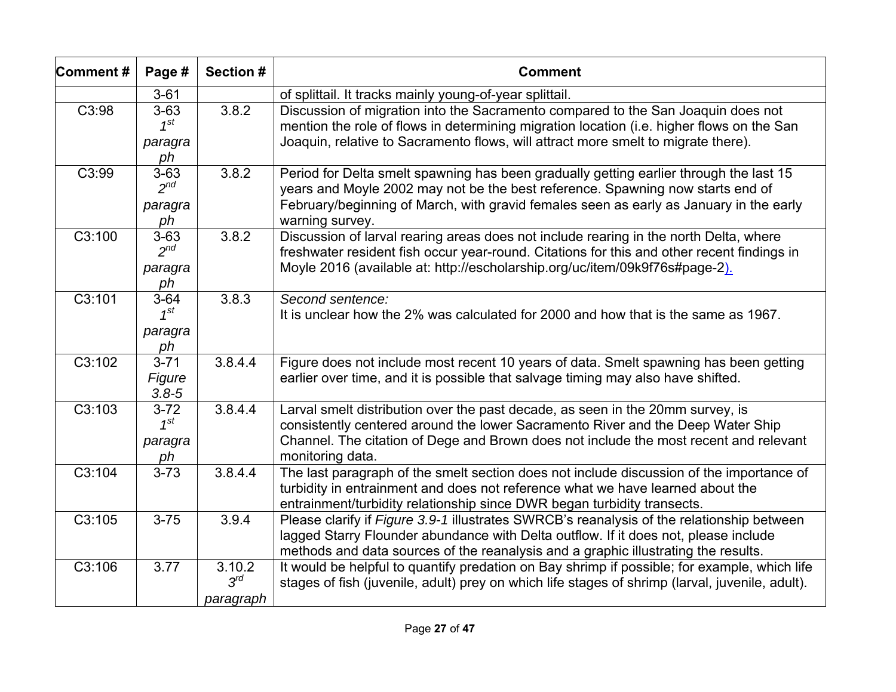| Comment # | Page # | Section # | Comment |
|---|---|---|---|
| | 3-61 | | of splittail. It tracks mainly young-of-year splittail. |
| C3:98 | 3-63 *1st paragraph* | 3.8.2 | Discussion of migration into the Sacramento compared to the San Joaquin does not mention the role of flows in determining migration location (i.e. higher flows on the San Joaquin, relative to Sacramento flows, will attract more smelt to migrate there). |
| C3:99 | 3-63 *2nd paragraph* | 3.8.2 | Period for Delta smelt spawning has been gradually getting earlier through the last 15 years and Moyle 2002 may not be the best reference. Spawning now starts end of February/beginning of March, with gravid females seen as early as January in the early warning survey. |
| C3:100 | 3-63 *2nd paragraph* | 3.8.2 | Discussion of larval rearing areas does not include rearing in the north Delta, where freshwater resident fish occur year-round. Citations for this and other recent findings in Moyle 2016 (available at: http://escholarship.org/uc/item/09k9f76s#page-2). |
| C3:101 | 3-64 *1st paragraph* | 3.8.3 | *Second sentence:* It is unclear how the 2% was calculated for 2000 and how that is the same as 1967. |
| C3:102 | 3-71 *Figure 3.8-5* | 3.8.4.4 | Figure does not include most recent 10 years of data. Smelt spawning has been getting earlier over time, and it is possible that salvage timing may also have shifted. |
| C3:103 | 3-72 *1st paragraph* | 3.8.4.4 | Larval smelt distribution over the past decade, as seen in the 20mm survey, is consistently centered around the lower Sacramento River and the Deep Water Ship Channel. The citation of Dege and Brown does not include the most recent and relevant monitoring data. |
| C3:104 | 3-73 | 3.8.4.4 | The last paragraph of the smelt section does not include discussion of the importance of turbidity in entrainment and does not reference what we have learned about the entrainment/turbidity relationship since DWR began turbidity transects. |
| C3:105 | 3-75 | 3.9.4 | Please clarify if *Figure 3.9-1* illustrates SWRCB's reanalysis of the relationship between lagged Starry Flounder abundance with Delta outflow. If it does not, please include methods and data sources of the reanalysis and a graphic illustrating the results. |
| C3:106 | 3.77 | 3.10.2 *3rd paragraph* | It would be helpful to quantify predation on Bay shrimp if possible; for example, which life stages of fish (juvenile, adult) prey on which life stages of shrimp (larval, juvenile, adult). |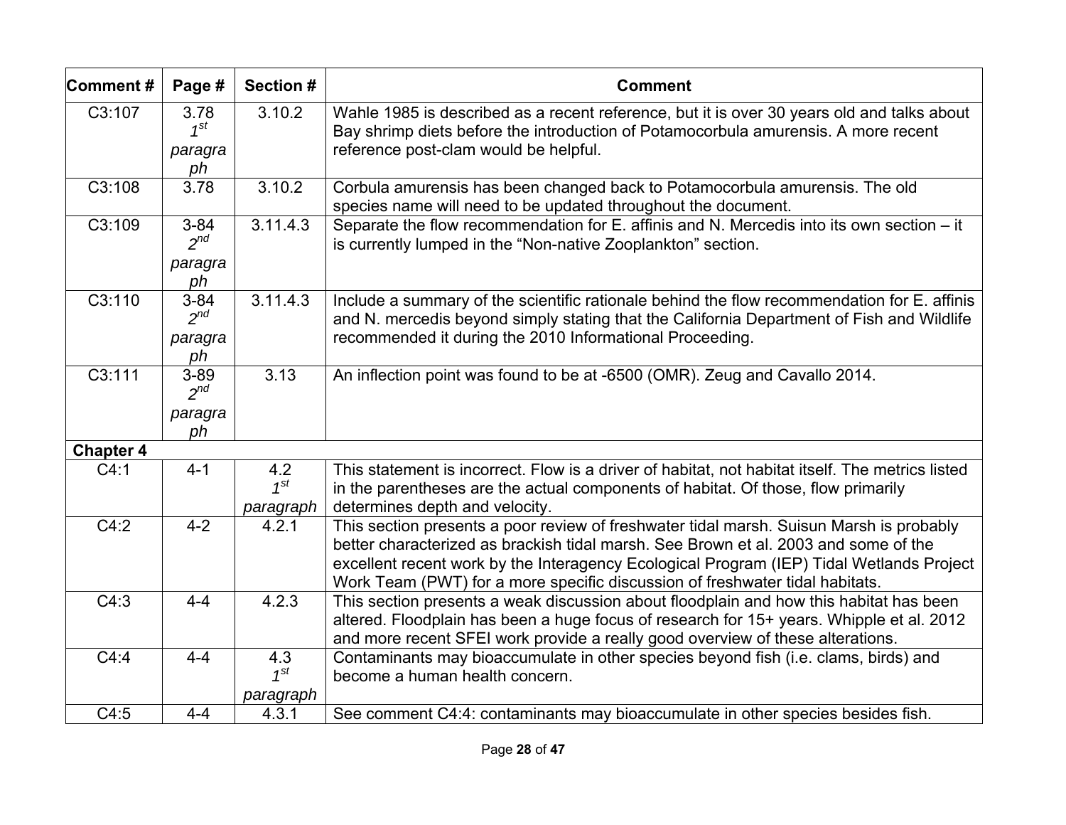| Comment # | Page # | Section # | Comment |
|---|---|---|---|
| C3:107 | 3.78 1st paragraph | 3.10.2 | Wahle 1985 is described as a recent reference, but it is over 30 years old and talks about Bay shrimp diets before the introduction of Potamocorbula amurensis. A more recent reference post-clam would be helpful. |
| C3:108 | 3.78 | 3.10.2 | Corbula amurensis has been changed back to Potamocorbula amurensis. The old species name will need to be updated throughout the document. |
| C3:109 | 3-84 2nd paragraph | 3.11.4.3 | Separate the flow recommendation for E. affinis and N. Mercedis into its own section – it is currently lumped in the "Non-native Zooplankton" section. |
| C3:110 | 3-84 2nd paragraph | 3.11.4.3 | Include a summary of the scientific rationale behind the flow recommendation for E. affinis and N. mercedis beyond simply stating that the California Department of Fish and Wildlife recommended it during the 2010 Informational Proceeding. |
| C3:111 | 3-89 2nd paragraph | 3.13 | An inflection point was found to be at -6500 (OMR). Zeug and Cavallo 2014. |
| **Chapter 4** | | | |
| C4:1 | 4-1 | 4.2 1st paragraph | This statement is incorrect. Flow is a driver of habitat, not habitat itself. The metrics listed in the parentheses are the actual components of habitat. Of those, flow primarily determines depth and velocity. |
| C4:2 | 4-2 | 4.2.1 | This section presents a poor review of freshwater tidal marsh. Suisun Marsh is probably better characterized as brackish tidal marsh. See Brown et al. 2003 and some of the excellent recent work by the Interagency Ecological Program (IEP) Tidal Wetlands Project Work Team (PWT) for a more specific discussion of freshwater tidal habitats. |
| C4:3 | 4-4 | 4.2.3 | This section presents a weak discussion about floodplain and how this habitat has been altered. Floodplain has been a huge focus of research for 15+ years. Whipple et al. 2012 and more recent SFEI work provide a really good overview of these alterations. |
| C4:4 | 4-4 | 4.3 1st paragraph | Contaminants may bioaccumulate in other species beyond fish (i.e. clams, birds) and become a human health concern. |
| C4:5 | 4-4 | 4.3.1 | See comment C4:4: contaminants may bioaccumulate in other species besides fish. |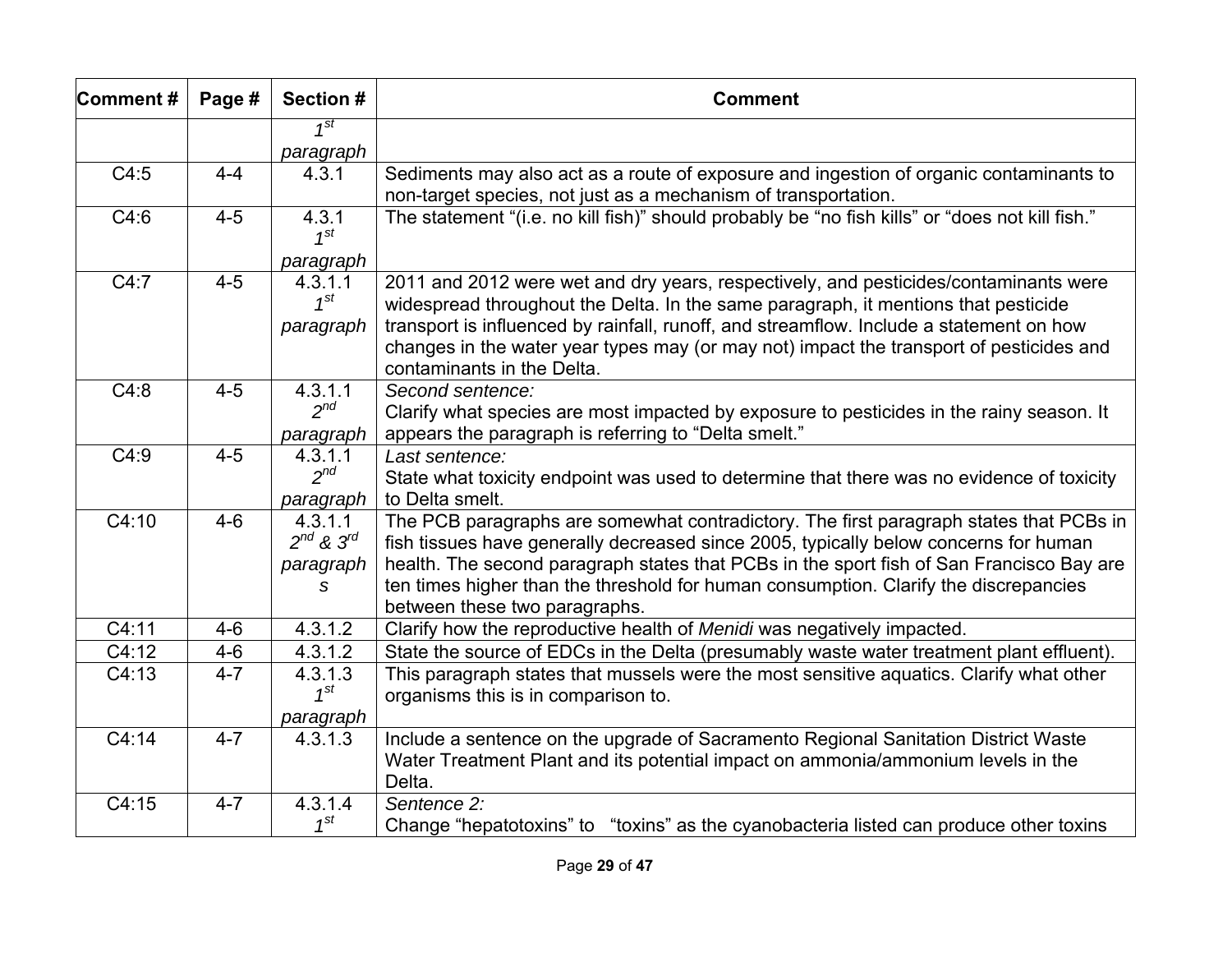| Comment # | Page # | Section # | Comment |
|---|---|---|---|
| | | *1st paragraph* | |
| C4:5 | 4-4 | 4.3.1 | Sediments may also act as a route of exposure and ingestion of organic contaminants to non-target species, not just as a mechanism of transportation. |
| C4:6 | 4-5 | 4.3.1 *1st paragraph* | The statement "(i.e. no kill fish)" should probably be "no fish kills" or "does not kill fish." |
| C4:7 | 4-5 | 4.3.1.1 *1st paragraph* | 2011 and 2012 were wet and dry years, respectively, and pesticides/contaminants were widespread throughout the Delta. In the same paragraph, it mentions that pesticide transport is influenced by rainfall, runoff, and streamflow. Include a statement on how changes in the water year types may (or may not) impact the transport of pesticides and contaminants in the Delta. |
| C4:8 | 4-5 | 4.3.1.1 *2nd paragraph* | *Second sentence:* Clarify what species are most impacted by exposure to pesticides in the rainy season. It appears the paragraph is referring to "Delta smelt." |
| C4:9 | 4-5 | 4.3.1.1 *2nd paragraph* | *Last sentence:* State what toxicity endpoint was used to determine that there was no evidence of toxicity to Delta smelt. |
| C4:10 | 4-6 | 4.3.1.1 *2nd & 3rd paragraphs* | The PCB paragraphs are somewhat contradictory. The first paragraph states that PCBs in fish tissues have generally decreased since 2005, typically below concerns for human health. The second paragraph states that PCBs in the sport fish of San Francisco Bay are ten times higher than the threshold for human consumption. Clarify the discrepancies between these two paragraphs. |
| C4:11 | 4-6 | 4.3.1.2 | Clarify how the reproductive health of *Menidi* was negatively impacted. |
| C4:12 | 4-6 | 4.3.1.2 | State the source of EDCs in the Delta (presumably waste water treatment plant effluent). |
| C4:13 | 4-7 | 4.3.1.3 *1st paragraph* | This paragraph states that mussels were the most sensitive aquatics. Clarify what other organisms this is in comparison to. |
| C4:14 | 4-7 | 4.3.1.3 | Include a sentence on the upgrade of Sacramento Regional Sanitation District Waste Water Treatment Plant and its potential impact on ammonia/ammonium levels in the Delta. |
| C4:15 | 4-7 | 4.3.1.4 *1st* | *Sentence 2:* Change "hepatotoxins" to "toxins" as the cyanobacteria listed can produce other toxins |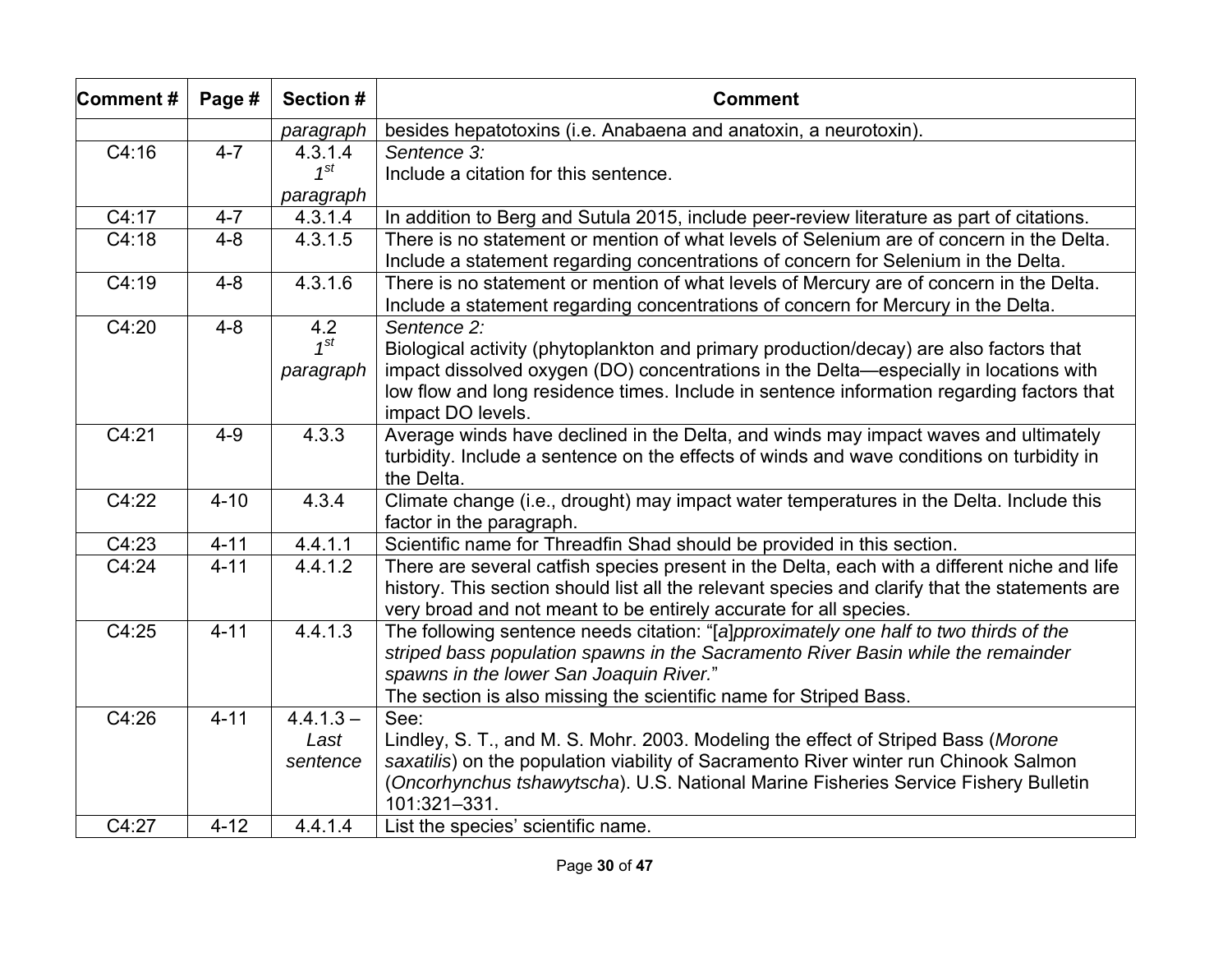| Comment # | Page # | Section # | Comment |
|---|---|---|---|
| | | *paragraph* | besides hepatotoxins (i.e. Anabaena and anatoxin, a neurotoxin). |
| C4:16 | 4-7 | 4.3.1.4 *1st paragraph* | *Sentence 3:* Include a citation for this sentence. |
| C4:17 | 4-7 | 4.3.1.4 | In addition to Berg and Sutula 2015, include peer-review literature as part of citations. |
| C4:18 | 4-8 | 4.3.1.5 | There is no statement or mention of what levels of Selenium are of concern in the Delta. Include a statement regarding concentrations of concern for Selenium in the Delta. |
| C4:19 | 4-8 | 4.3.1.6 | There is no statement or mention of what levels of Mercury are of concern in the Delta. Include a statement regarding concentrations of concern for Mercury in the Delta. |
| C4:20 | 4-8 | 4.2 *1st paragraph* | *Sentence 2:* Biological activity (phytoplankton and primary production/decay) are also factors that impact dissolved oxygen (DO) concentrations in the Delta—especially in locations with low flow and long residence times. Include in sentence information regarding factors that impact DO levels. |
| C4:21 | 4-9 | 4.3.3 | Average winds have declined in the Delta, and winds may impact waves and ultimately turbidity. Include a sentence on the effects of winds and wave conditions on turbidity in the Delta. |
| C4:22 | 4-10 | 4.3.4 | Climate change (i.e., drought) may impact water temperatures in the Delta. Include this factor in the paragraph. |
| C4:23 | 4-11 | 4.4.1.1 | Scientific name for Threadfin Shad should be provided in this section. |
| C4:24 | 4-11 | 4.4.1.2 | There are several catfish species present in the Delta, each with a different niche and life history. This section should list all the relevant species and clarify that the statements are very broad and not meant to be entirely accurate for all species. |
| C4:25 | 4-11 | 4.4.1.3 | The following sentence needs citation: "[a]*pproximately one half to two thirds of the striped bass population spawns in the Sacramento River Basin while the remainder spawns in the lower San Joaquin River.*" The section is also missing the scientific name for Striped Bass. |
| C4:26 | 4-11 | 4.4.1.3 – *Last sentence* | See: Lindley, S. T., and M. S. Mohr. 2003. Modeling the effect of Striped Bass (*Morone saxatilis*) on the population viability of Sacramento River winter run Chinook Salmon (*Oncorhynchus tshawytscha*). U.S. National Marine Fisheries Service Fishery Bulletin 101:321–331. |
| C4:27 | 4-12 | 4.4.1.4 | List the species' scientific name. |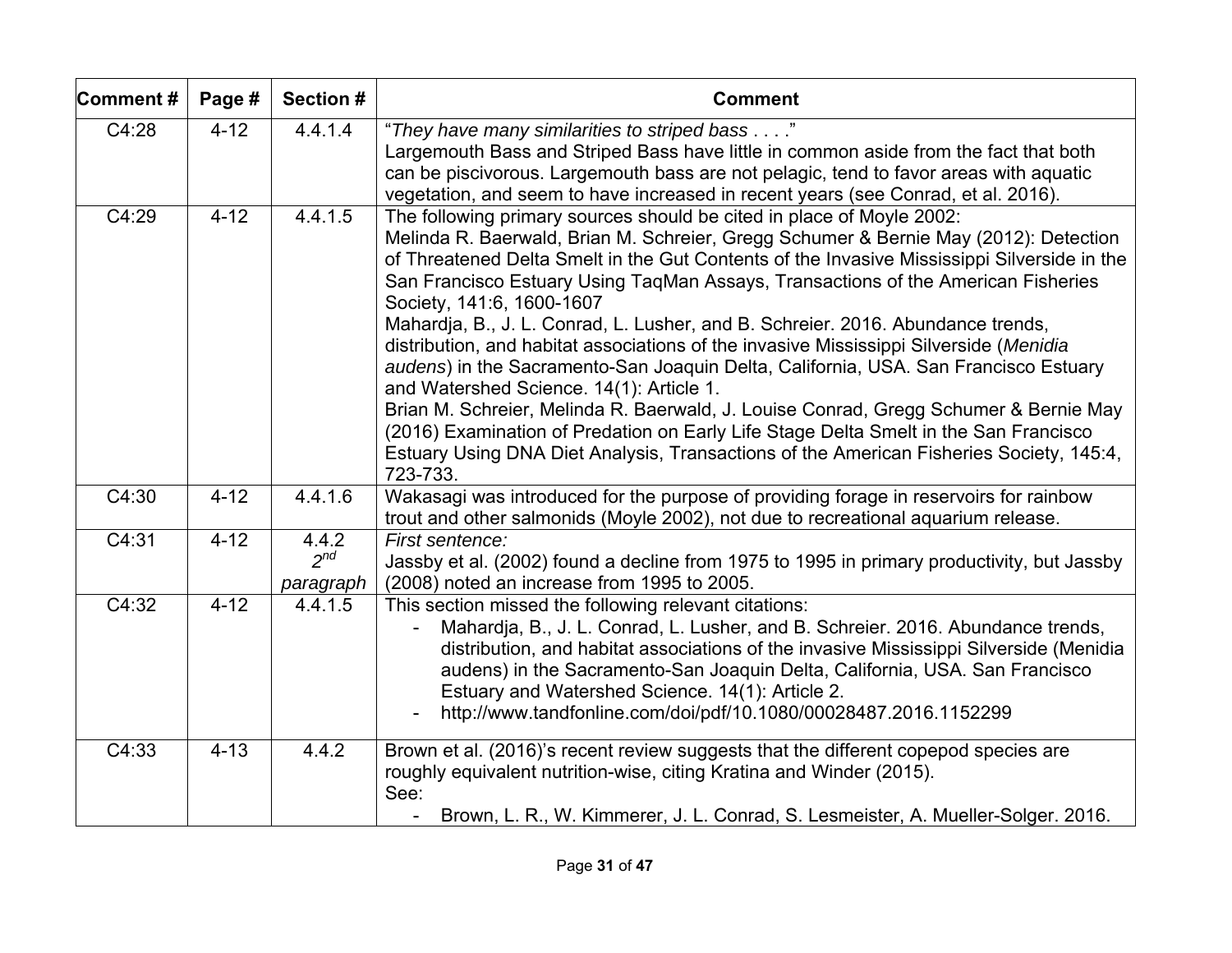| Comment # | Page # | Section # | Comment |
|---|---|---|---|
| C4:28 | 4-12 | 4.4.1.4 | "*They have many similarities to striped bass . . . .*"<br>Largemouth Bass and Striped Bass have little in common aside from the fact that both can be piscivorous. Largemouth bass are not pelagic, tend to favor areas with aquatic vegetation, and seem to have increased in recent years (see Conrad, et al. 2016). |
| C4:29 | 4-12 | 4.4.1.5 | The following primary sources should be cited in place of Moyle 2002:<br>Melinda R. Baerwald, Brian M. Schreier, Gregg Schumer & Bernie May (2012): Detection of Threatened Delta Smelt in the Gut Contents of the Invasive Mississippi Silverside in the San Francisco Estuary Using TaqMan Assays, Transactions of the American Fisheries Society, 141:6, 1600-1607<br>Mahardja, B., J. L. Conrad, L. Lusher, and B. Schreier. 2016. Abundance trends, distribution, and habitat associations of the invasive Mississippi Silverside (*Menidia audens*) in the Sacramento-San Joaquin Delta, California, USA. San Francisco Estuary and Watershed Science. 14(1): Article 1.<br>Brian M. Schreier, Melinda R. Baerwald, J. Louise Conrad, Gregg Schumer & Bernie May (2016) Examination of Predation on Early Life Stage Delta Smelt in the San Francisco Estuary Using DNA Diet Analysis, Transactions of the American Fisheries Society, 145:4, 723-733. |
| C4:30 | 4-12 | 4.4.1.6 | Wakasagi was introduced for the purpose of providing forage in reservoirs for rainbow trout and other salmonids (Moyle 2002), not due to recreational aquarium release. |
| C4:31 | 4-12 | 4.4.2<br>*2nd paragraph* | *First sentence:*<br>Jassby et al. (2002) found a decline from 1975 to 1995 in primary productivity, but Jassby (2008) noted an increase from 1995 to 2005. |
| C4:32 | 4-12 | 4.4.1.5 | This section missed the following relevant citations:<br>- Mahardja, B., J. L. Conrad, L. Lusher, and B. Schreier. 2016. Abundance trends, distribution, and habitat associations of the invasive Mississippi Silverside (Menidia audens) in the Sacramento-San Joaquin Delta, California, USA. San Francisco Estuary and Watershed Science. 14(1): Article 2.<br>- http://www.tandfonline.com/doi/pdf/10.1080/00028487.2016.1152299 |
| C4:33 | 4-13 | 4.4.2 | Brown et al. (2016)'s recent review suggests that the different copepod species are roughly equivalent nutrition-wise, citing Kratina and Winder (2015).<br>See:<br>- Brown, L. R., W. Kimmerer, J. L. Conrad, S. Lesmeister, A. Mueller-Solger. 2016. |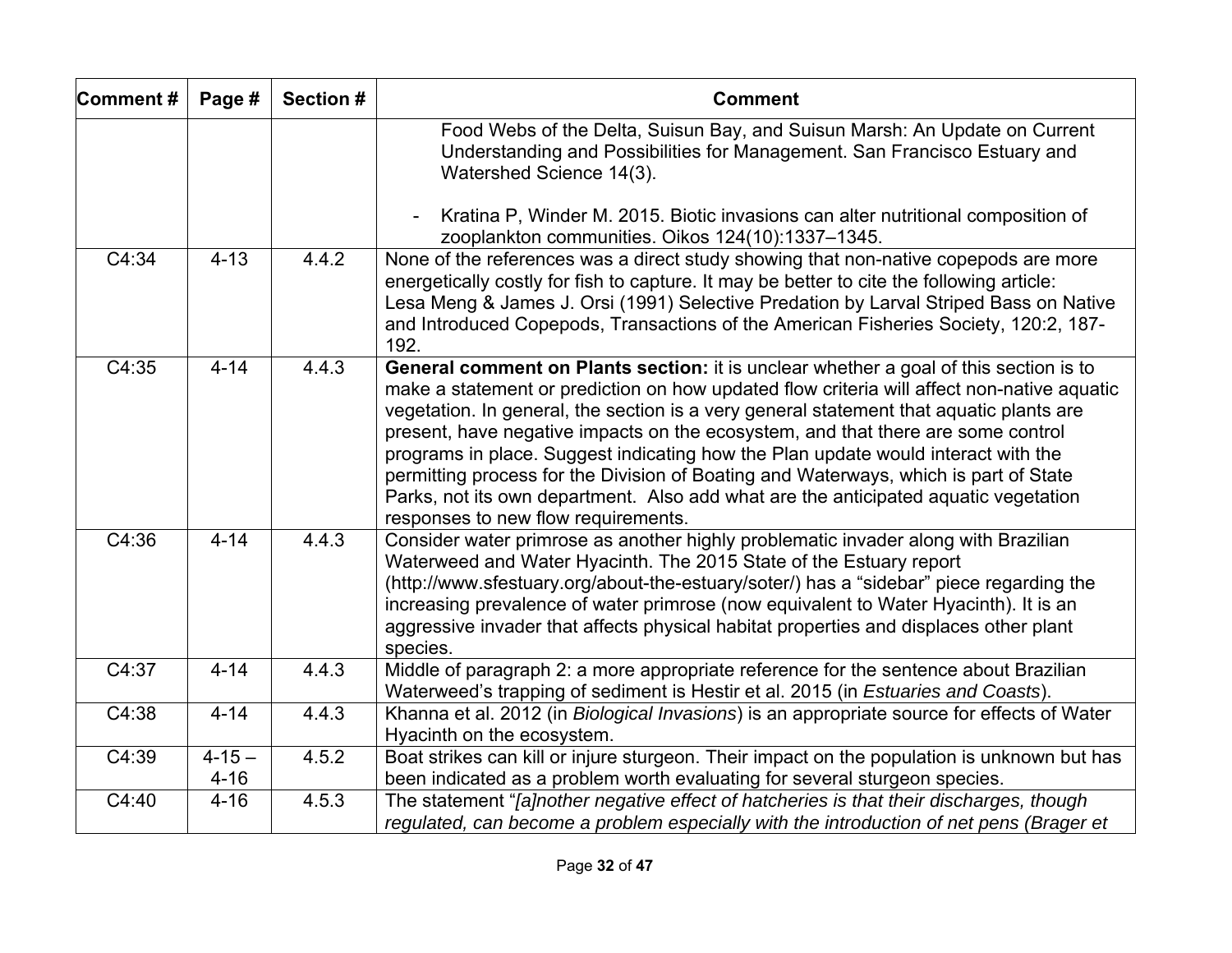| Comment # | Page # | Section # | Comment |
|---|---|---|---|
| | | | Food Webs of the Delta, Suisun Bay, and Suisun Marsh: An Update on Current Understanding and Possibilities for Management. San Francisco Estuary and Watershed Science 14(3).<br><br>- Kratina P, Winder M. 2015. Biotic invasions can alter nutritional composition of zooplankton communities. Oikos 124(10):1337–1345. |
| C4:34 | 4-13 | 4.4.2 | None of the references was a direct study showing that non-native copepods are more energetically costly for fish to capture. It may be better to cite the following article: Lesa Meng & James J. Orsi (1991) Selective Predation by Larval Striped Bass on Native and Introduced Copepods, Transactions of the American Fisheries Society, 120:2, 187-192. |
| C4:35 | 4-14 | 4.4.3 | **General comment on Plants section:** it is unclear whether a goal of this section is to make a statement or prediction on how updated flow criteria will affect non-native aquatic vegetation. In general, the section is a very general statement that aquatic plants are present, have negative impacts on the ecosystem, and that there are some control programs in place. Suggest indicating how the Plan update would interact with the permitting process for the Division of Boating and Waterways, which is part of State Parks, not its own department. Also add what are the anticipated aquatic vegetation responses to new flow requirements. |
| C4:36 | 4-14 | 4.4.3 | Consider water primrose as another highly problematic invader along with Brazilian Waterweed and Water Hyacinth. The 2015 State of the Estuary report (http://www.sfestuary.org/about-the-estuary/soter/) has a "sidebar" piece regarding the increasing prevalence of water primrose (now equivalent to Water Hyacinth). It is an aggressive invader that affects physical habitat properties and displaces other plant species. |
| C4:37 | 4-14 | 4.4.3 | Middle of paragraph 2: a more appropriate reference for the sentence about Brazilian Waterweed's trapping of sediment is Hestir et al. 2015 (in *Estuaries and Coasts*). |
| C4:38 | 4-14 | 4.4.3 | Khanna et al. 2012 (in *Biological Invasions*) is an appropriate source for effects of Water Hyacinth on the ecosystem. |
| C4:39 | 4-15 – 4-16 | 4.5.2 | Boat strikes can kill or injure sturgeon. Their impact on the population is unknown but has been indicated as a problem worth evaluating for several sturgeon species. |
| C4:40 | 4-16 | 4.5.3 | The statement "*[a]nother negative effect of hatcheries is that their discharges, though regulated, can become a problem especially with the introduction of net pens (Brager et* |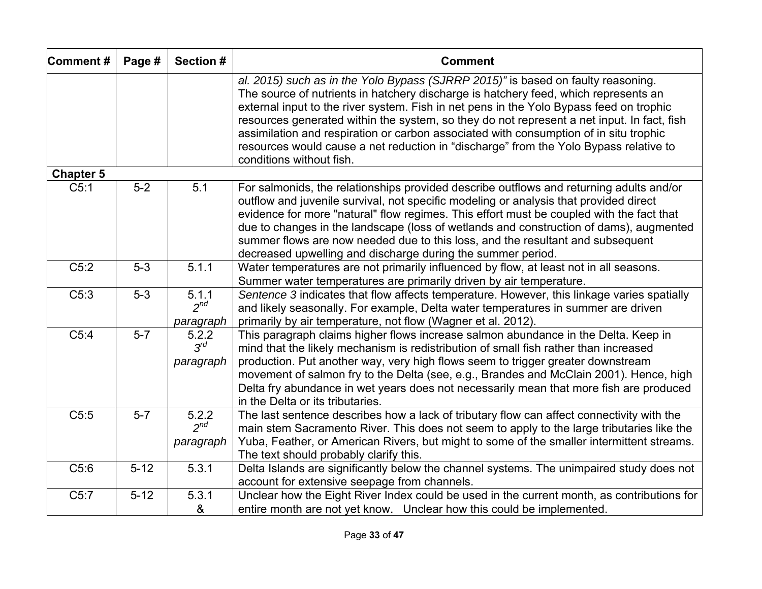| Comment # | Page # | Section # | Comment |
|---|---|---|---|
| | | | *al. 2015) such as in the Yolo Bypass (SJRRP 2015)"* is based on faulty reasoning. The source of nutrients in hatchery discharge is hatchery feed, which represents an external input to the river system. Fish in net pens in the Yolo Bypass feed on trophic resources generated within the system, so they do not represent a net input. In fact, fish assimilation and respiration or carbon associated with consumption of in situ trophic resources would cause a net reduction in "discharge" from the Yolo Bypass relative to conditions without fish. |
| **Chapter 5** | | | |
| C5:1 | 5-2 | 5.1 | For salmonids, the relationships provided describe outflows and returning adults and/or outflow and juvenile survival, not specific modeling or analysis that provided direct evidence for more "natural" flow regimes. This effort must be coupled with the fact that due to changes in the landscape (loss of wetlands and construction of dams), augmented summer flows are now needed due to this loss, and the resultant and subsequent decreased upwelling and discharge during the summer period. |
| C5:2 | 5-3 | 5.1.1 | Water temperatures are not primarily influenced by flow, at least not in all seasons. Summer water temperatures are primarily driven by air temperature. |
| C5:3 | 5-3 | 5.1.1 *2nd paragraph* | *Sentence 3* indicates that flow affects temperature. However, this linkage varies spatially and likely seasonally. For example, Delta water temperatures in summer are driven primarily by air temperature, not flow (Wagner et al. 2012). |
| C5:4 | 5-7 | 5.2.2 *3rd paragraph* | This paragraph claims higher flows increase salmon abundance in the Delta. Keep in mind that the likely mechanism is redistribution of small fish rather than increased production. Put another way, very high flows seem to trigger greater downstream movement of salmon fry to the Delta (see, e.g., Brandes and McClain 2001). Hence, high Delta fry abundance in wet years does not necessarily mean that more fish are produced in the Delta or its tributaries. |
| C5:5 | 5-7 | 5.2.2 *2nd paragraph* | The last sentence describes how a lack of tributary flow can affect connectivity with the main stem Sacramento River. This does not seem to apply to the large tributaries like the Yuba, Feather, or American Rivers, but might to some of the smaller intermittent streams. The text should probably clarify this. |
| C5:6 | 5-12 | 5.3.1 | Delta Islands are significantly below the channel systems. The unimpaired study does not account for extensive seepage from channels. |
| C5:7 | 5-12 | 5.3.1 & | Unclear how the Eight River Index could be used in the current month, as contributions for entire month are not yet know. Unclear how this could be implemented. |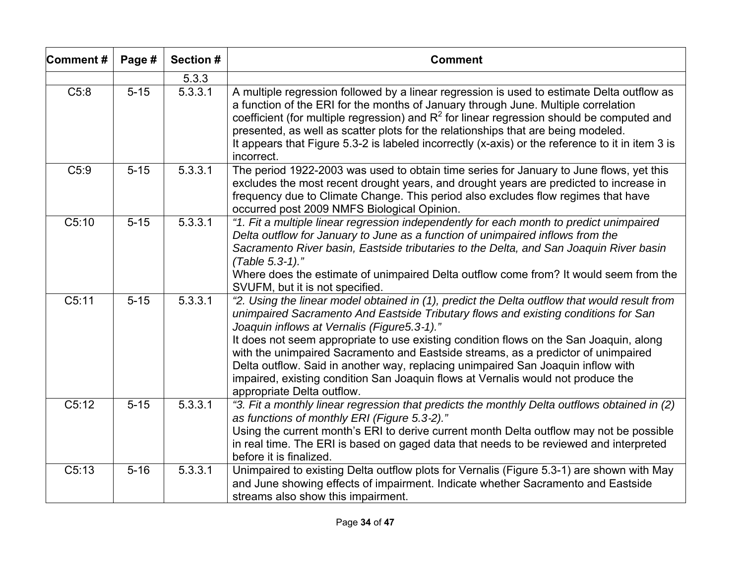| Comment # | Page # | Section # | Comment |
|---|---|---|---|
| | | 5.3.3 | |
| C5:8 | 5-15 | 5.3.3.1 | A multiple regression followed by a linear regression is used to estimate Delta outflow as a function of the ERI for the months of January through June. Multiple correlation coefficient (for multiple regression) and $R^2$ for linear regression should be computed and presented, as well as scatter plots for the relationships that are being modeled.<br>It appears that Figure 5.3-2 is labeled incorrectly (x-axis) or the reference to it in item 3 is incorrect. |
| C5:9 | 5-15 | 5.3.3.1 | The period 1922-2003 was used to obtain time series for January to June flows, yet this excludes the most recent drought years, and drought years are predicted to increase in frequency due to Climate Change. This period also excludes flow regimes that have occurred post 2009 NMFS Biological Opinion. |
| C5:10 | 5-15 | 5.3.3.1 | *"1. Fit a multiple linear regression independently for each month to predict unimpaired Delta outflow for January to June as a function of unimpaired inflows from the Sacramento River basin, Eastside tributaries to the Delta, and San Joaquin River basin (Table 5.3-1)."*<br>Where does the estimate of unimpaired Delta outflow come from? It would seem from the SVUFM, but it is not specified. |
| C5:11 | 5-15 | 5.3.3.1 | *"2. Using the linear model obtained in (1), predict the Delta outflow that would result from unimpaired Sacramento And Eastside Tributary flows and existing conditions for San Joaquin inflows at Vernalis (Figure5.3-1)."*<br>It does not seem appropriate to use existing condition flows on the San Joaquin, along with the unimpaired Sacramento and Eastside streams, as a predictor of unimpaired Delta outflow. Said in another way, replacing unimpaired San Joaquin inflow with impaired, existing condition San Joaquin flows at Vernalis would not produce the appropriate Delta outflow. |
| C5:12 | 5-15 | 5.3.3.1 | *"3. Fit a monthly linear regression that predicts the monthly Delta outflows obtained in (2) as functions of monthly ERI (Figure 5.3-2)."*<br>Using the current month's ERI to derive current month Delta outflow may not be possible in real time. The ERI is based on gaged data that needs to be reviewed and interpreted before it is finalized. |
| C5:13 | 5-16 | 5.3.3.1 | Unimpaired to existing Delta outflow plots for Vernalis (Figure 5.3-1) are shown with May and June showing effects of impairment. Indicate whether Sacramento and Eastside streams also show this impairment. |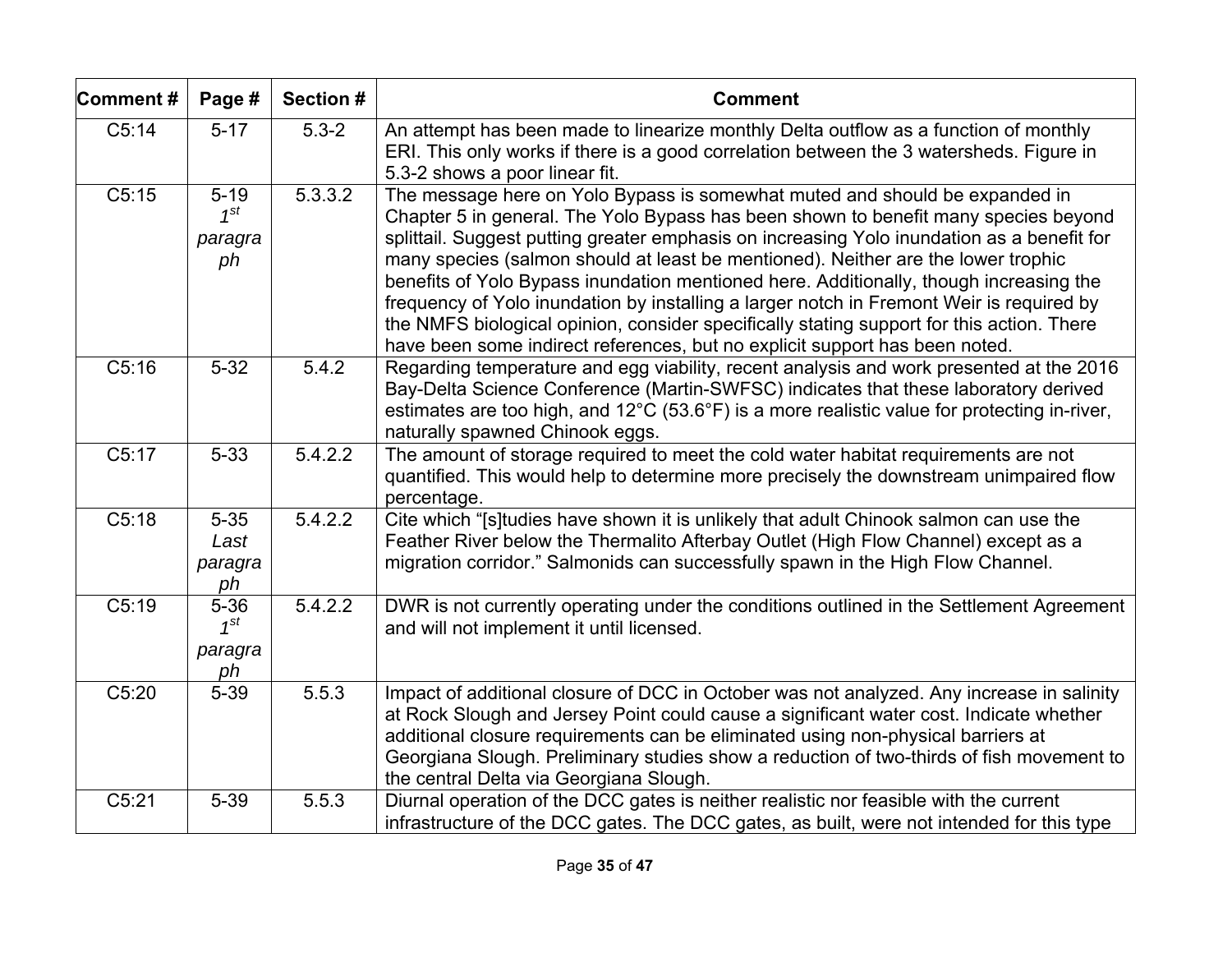| Comment # | Page # | Section # | Comment |
| --- | --- | --- | --- |
| C5:14 | 5-17 | 5.3-2 | An attempt has been made to linearize monthly Delta outflow as a function of monthly ERI. This only works if there is a good correlation between the 3 watersheds. Figure in 5.3-2 shows a poor linear fit. |
| C5:15 | 5-19 *1st paragraph* | 5.3.3.2 | The message here on Yolo Bypass is somewhat muted and should be expanded in Chapter 5 in general. The Yolo Bypass has been shown to benefit many species beyond splittail. Suggest putting greater emphasis on increasing Yolo inundation as a benefit for many species (salmon should at least be mentioned). Neither are the lower trophic benefits of Yolo Bypass inundation mentioned here. Additionally, though increasing the frequency of Yolo inundation by installing a larger notch in Fremont Weir is required by the NMFS biological opinion, consider specifically stating support for this action. There have been some indirect references, but no explicit support has been noted. |
| C5:16 | 5-32 | 5.4.2 | Regarding temperature and egg viability, recent analysis and work presented at the 2016 Bay-Delta Science Conference (Martin-SWFSC) indicates that these laboratory derived estimates are too high, and 12°C (53.6°F) is a more realistic value for protecting in-river, naturally spawned Chinook eggs. |
| C5:17 | 5-33 | 5.4.2.2 | The amount of storage required to meet the cold water habitat requirements are not quantified. This would help to determine more precisely the downstream unimpaired flow percentage. |
| C5:18 | 5-35 *Last paragraph* | 5.4.2.2 | Cite which "[s]tudies have shown it is unlikely that adult Chinook salmon can use the Feather River below the Thermalito Afterbay Outlet (High Flow Channel) except as a migration corridor." Salmonids can successfully spawn in the High Flow Channel. |
| C5:19 | 5-36 *1st paragraph* | 5.4.2.2 | DWR is not currently operating under the conditions outlined in the Settlement Agreement and will not implement it until licensed. |
| C5:20 | 5-39 | 5.5.3 | Impact of additional closure of DCC in October was not analyzed. Any increase in salinity at Rock Slough and Jersey Point could cause a significant water cost. Indicate whether additional closure requirements can be eliminated using non-physical barriers at Georgiana Slough. Preliminary studies show a reduction of two-thirds of fish movement to the central Delta via Georgiana Slough. |
| C5:21 | 5-39 | 5.5.3 | Diurnal operation of the DCC gates is neither realistic nor feasible with the current infrastructure of the DCC gates. The DCC gates, as built, were not intended for this type |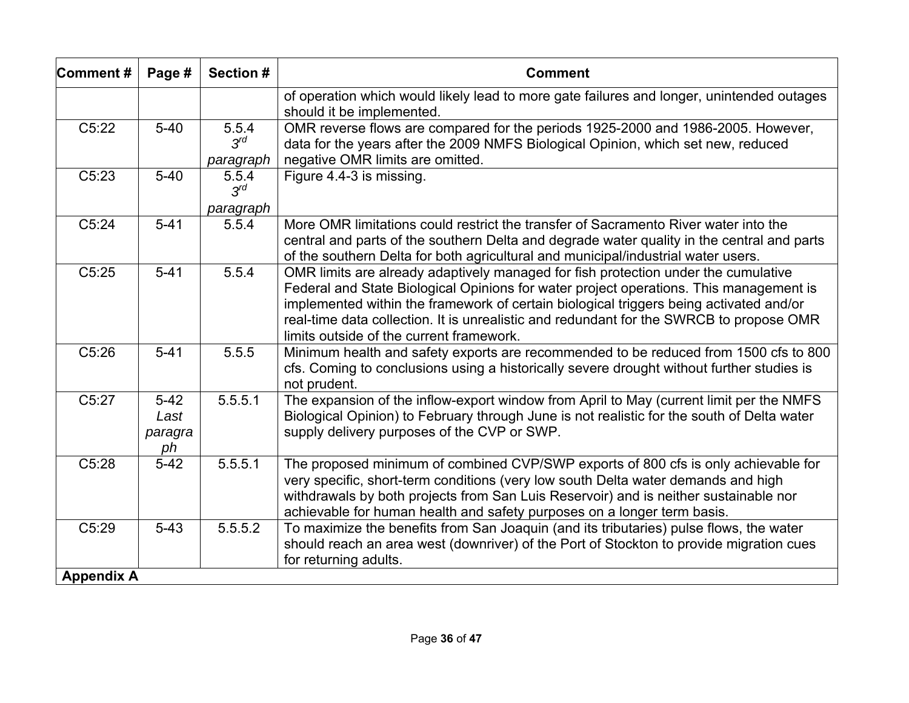| Comment # | Page # | Section # | Comment |
|---|---|---|---|
| | | | of operation which would likely lead to more gate failures and longer, unintended outages should it be implemented. |
| C5:22 | 5-40 | 5.5.4 *3rd paragraph* | OMR reverse flows are compared for the periods 1925-2000 and 1986-2005. However, data for the years after the 2009 NMFS Biological Opinion, which set new, reduced negative OMR limits are omitted. |
| C5:23 | 5-40 | 5.5.4 *3rd paragraph* | Figure 4.4-3 is missing. |
| C5:24 | 5-41 | 5.5.4 | More OMR limitations could restrict the transfer of Sacramento River water into the central and parts of the southern Delta and degrade water quality in the central and parts of the southern Delta for both agricultural and municipal/industrial water users. |
| C5:25 | 5-41 | 5.5.4 | OMR limits are already adaptively managed for fish protection under the cumulative Federal and State Biological Opinions for water project operations. This management is implemented within the framework of certain biological triggers being activated and/or real-time data collection. It is unrealistic and redundant for the SWRCB to propose OMR limits outside of the current framework. |
| C5:26 | 5-41 | 5.5.5 | Minimum health and safety exports are recommended to be reduced from 1500 cfs to 800 cfs. Coming to conclusions using a historically severe drought without further studies is not prudent. |
| C5:27 | 5-42 *Last paragraph* | 5.5.5.1 | The expansion of the inflow-export window from April to May (current limit per the NMFS Biological Opinion) to February through June is not realistic for the south of Delta water supply delivery purposes of the CVP or SWP. |
| C5:28 | 5-42 | 5.5.5.1 | The proposed minimum of combined CVP/SWP exports of 800 cfs is only achievable for very specific, short-term conditions (very low south Delta water demands and high withdrawals by both projects from San Luis Reservoir) and is neither sustainable nor achievable for human health and safety purposes on a longer term basis. |
| C5:29 | 5-43 | 5.5.5.2 | To maximize the benefits from San Joaquin (and its tributaries) pulse flows, the water should reach an area west (downriver) of the Port of Stockton to provide migration cues for returning adults. |
| **Appendix A** | | | |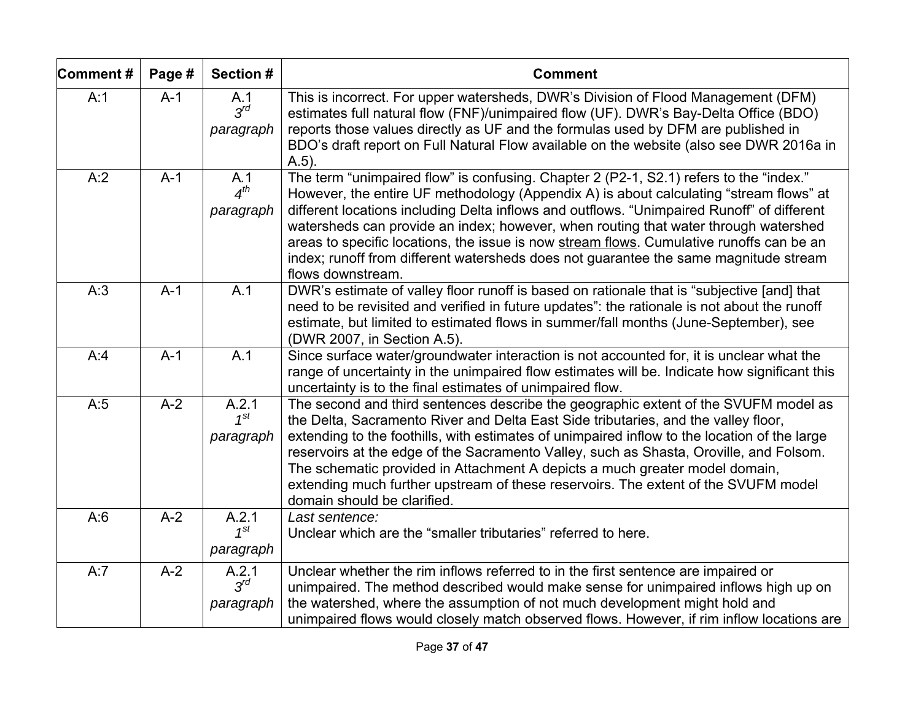| Comment # | Page # | Section # | Comment |
| --- | --- | --- | --- |
| A:1 | A-1 | A.1 3rd *paragraph* | This is incorrect. For upper watersheds, DWR's Division of Flood Management (DFM) estimates full natural flow (FNF)/unimpaired flow (UF). DWR's Bay-Delta Office (BDO) reports those values directly as UF and the formulas used by DFM are published in BDO's draft report on Full Natural Flow available on the website (also see DWR 2016a in A.5). |
| A:2 | A-1 | A.1 4th *paragraph* | The term "unimpaired flow" is confusing. Chapter 2 (P2-1, S2.1) refers to the "index." However, the entire UF methodology (Appendix A) is about calculating "stream flows" at different locations including Delta inflows and outflows. "Unimpaired Runoff" of different watersheds can provide an index; however, when routing that water through watershed areas to specific locations, the issue is now stream flows. Cumulative runoffs can be an index; runoff from different watersheds does not guarantee the same magnitude stream flows downstream. |
| A:3 | A-1 | A.1 | DWR's estimate of valley floor runoff is based on rationale that is "subjective [and] that need to be revisited and verified in future updates": the rationale is not about the runoff estimate, but limited to estimated flows in summer/fall months (June-September), see (DWR 2007, in Section A.5). |
| A:4 | A-1 | A.1 | Since surface water/groundwater interaction is not accounted for, it is unclear what the range of uncertainty in the unimpaired flow estimates will be. Indicate how significant this uncertainty is to the final estimates of unimpaired flow. |
| A:5 | A-2 | A.2.1 1st *paragraph* | The second and third sentences describe the geographic extent of the SVUFM model as the Delta, Sacramento River and Delta East Side tributaries, and the valley floor, extending to the foothills, with estimates of unimpaired inflow to the location of the large reservoirs at the edge of the Sacramento Valley, such as Shasta, Oroville, and Folsom. The schematic provided in Attachment A depicts a much greater model domain, extending much further upstream of these reservoirs. The extent of the SVUFM model domain should be clarified. |
| A:6 | A-2 | A.2.1 1st *paragraph* | *Last sentence:* Unclear which are the "smaller tributaries" referred to here. |
| A:7 | A-2 | A.2.1 3rd *paragraph* | Unclear whether the rim inflows referred to in the first sentence are impaired or unimpaired. The method described would make sense for unimpaired inflows high up on the watershed, where the assumption of not much development might hold and unimpaired flows would closely match observed flows. However, if rim inflow locations are |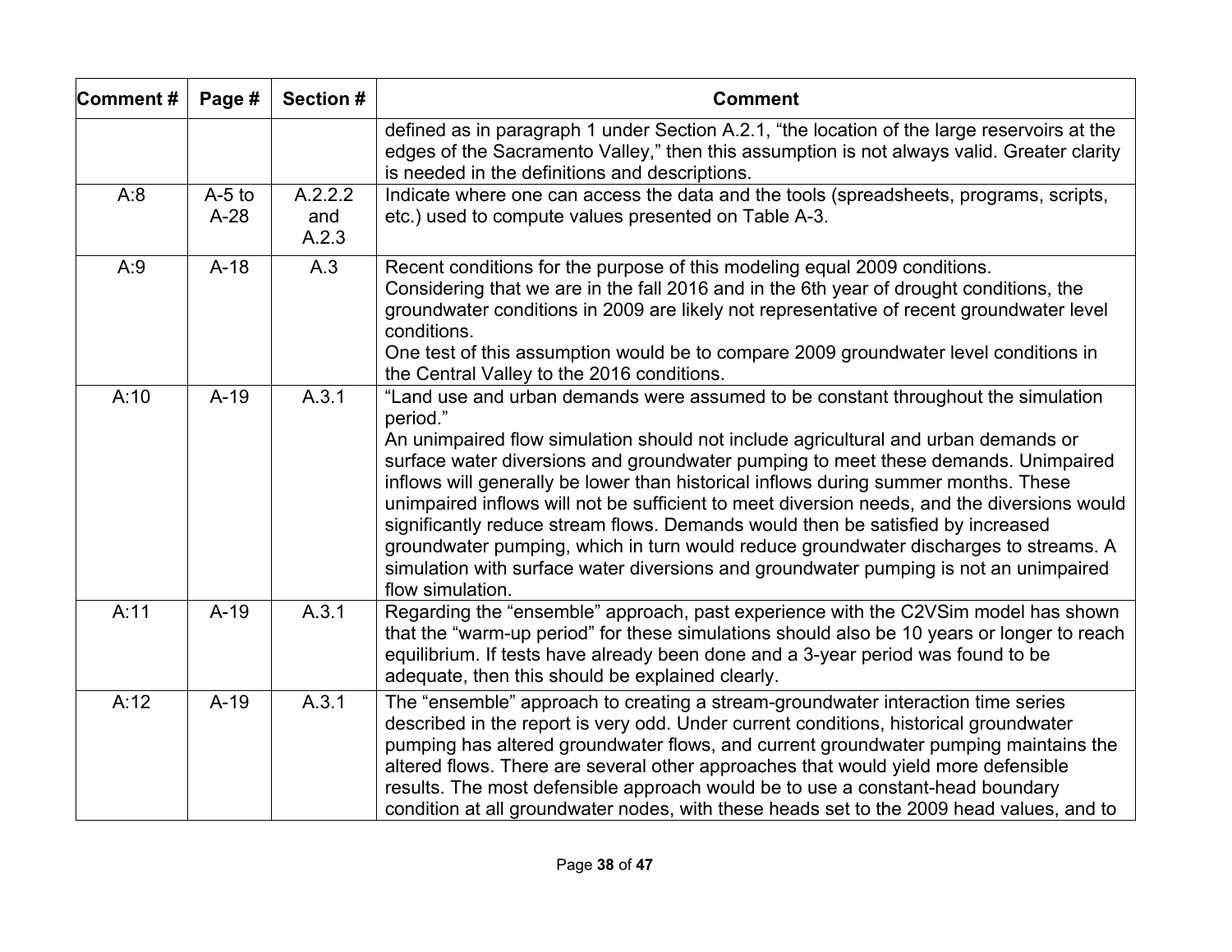| Comment # | Page # | Section # | Comment |
|---|---|---|---|
| | | | defined as in paragraph 1 under Section A.2.1, "the location of the large reservoirs at the edges of the Sacramento Valley," then this assumption is not always valid. Greater clarity is needed in the definitions and descriptions. |
| A:8 | A-5 to A-28 | A.2.2.2 and A.2.3 | Indicate where one can access the data and the tools (spreadsheets, programs, scripts, etc.) used to compute values presented on Table A-3. |
| A:9 | A-18 | A.3 | Recent conditions for the purpose of this modeling equal 2009 conditions.<br>Considering that we are in the fall 2016 and in the 6th year of drought conditions, the groundwater conditions in 2009 are likely not representative of recent groundwater level conditions.<br>One test of this assumption would be to compare 2009 groundwater level conditions in the Central Valley to the 2016 conditions. |
| A:10 | A-19 | A.3.1 | "Land use and urban demands were assumed to be constant throughout the simulation period."<br>An unimpaired flow simulation should not include agricultural and urban demands or surface water diversions and groundwater pumping to meet these demands. Unimpaired inflows will generally be lower than historical inflows during summer months. These unimpaired inflows will not be sufficient to meet diversion needs, and the diversions would significantly reduce stream flows. Demands would then be satisfied by increased groundwater pumping, which in turn would reduce groundwater discharges to streams. A simulation with surface water diversions and groundwater pumping is not an unimpaired flow simulation. |
| A:11 | A-19 | A.3.1 | Regarding the "ensemble" approach, past experience with the C2VSim model has shown that the "warm-up period" for these simulations should also be 10 years or longer to reach equilibrium. If tests have already been done and a 3-year period was found to be adequate, then this should be explained clearly. |
| A:12 | A-19 | A.3.1 | The "ensemble" approach to creating a stream-groundwater interaction time series described in the report is very odd. Under current conditions, historical groundwater pumping has altered groundwater flows, and current groundwater pumping maintains the altered flows. There are several other approaches that would yield more defensible results. The most defensible approach would be to use a constant-head boundary condition at all groundwater nodes, with these heads set to the 2009 head values, and to |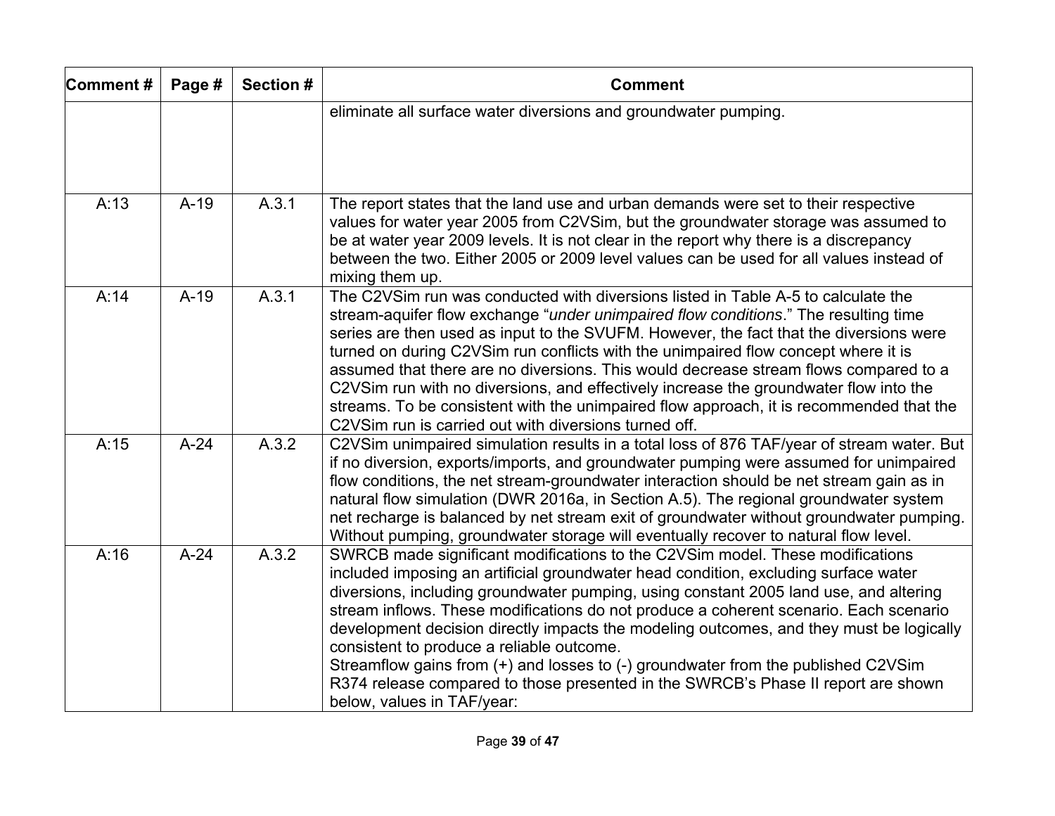| Comment # | Page # | Section # | Comment |
|---|---|---|---|
| | | | eliminate all surface water diversions and groundwater pumping. |
| A:13 | A-19 | A.3.1 | The report states that the land use and urban demands were set to their respective values for water year 2005 from C2VSim, but the groundwater storage was assumed to be at water year 2009 levels. It is not clear in the report why there is a discrepancy between the two. Either 2005 or 2009 level values can be used for all values instead of mixing them up. |
| A:14 | A-19 | A.3.1 | The C2VSim run was conducted with diversions listed in Table A-5 to calculate the stream-aquifer flow exchange "*under unimpaired flow conditions*." The resulting time series are then used as input to the SVUFM. However, the fact that the diversions were turned on during C2VSim run conflicts with the unimpaired flow concept where it is assumed that there are no diversions. This would decrease stream flows compared to a C2VSim run with no diversions, and effectively increase the groundwater flow into the streams. To be consistent with the unimpaired flow approach, it is recommended that the C2VSim run is carried out with diversions turned off. |
| A:15 | A-24 | A.3.2 | C2VSim unimpaired simulation results in a total loss of 876 TAF/year of stream water. But if no diversion, exports/imports, and groundwater pumping were assumed for unimpaired flow conditions, the net stream-groundwater interaction should be net stream gain as in natural flow simulation (DWR 2016a, in Section A.5). The regional groundwater system net recharge is balanced by net stream exit of groundwater without groundwater pumping. Without pumping, groundwater storage will eventually recover to natural flow level. |
| A:16 | A-24 | A.3.2 | SWRCB made significant modifications to the C2VSim model. These modifications included imposing an artificial groundwater head condition, excluding surface water diversions, including groundwater pumping, using constant 2005 land use, and altering stream inflows. These modifications do not produce a coherent scenario. Each scenario development decision directly impacts the modeling outcomes, and they must be logically consistent to produce a reliable outcome.<br>Streamflow gains from (+) and losses to (-) groundwater from the published C2VSim R374 release compared to those presented in the SWRCB's Phase II report are shown below, values in TAF/year: |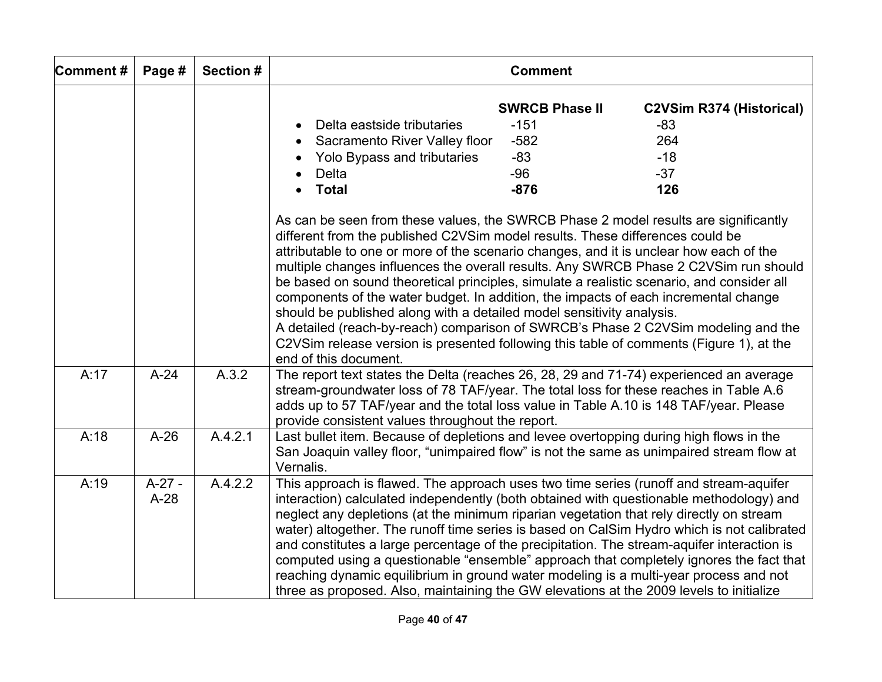| Comment # | Page # | Section # | Comment |
|---|---|---|---|
| | | | **SWRCB Phase II** / **C2VSim R374 (Historical)**<br>• Delta eastside tributaries: -151 / -83<br>• Sacramento River Valley floor: -582 / 264<br>• Yolo Bypass and tributaries: -83 / -18<br>• Delta: -96 / -37<br>• **Total**: **-876** / **126**<br><br>As can be seen from these values, the SWRCB Phase 2 model results are significantly different from the published C2VSim model results. These differences could be attributable to one or more of the scenario changes, and it is unclear how each of the multiple changes influences the overall results. Any SWRCB Phase 2 C2VSim run should be based on sound theoretical principles, simulate a realistic scenario, and consider all components of the water budget. In addition, the impacts of each incremental change should be published along with a detailed model sensitivity analysis.<br>A detailed (reach-by-reach) comparison of SWRCB's Phase 2 C2VSim modeling and the C2VSim release version is presented following this table of comments (Figure 1), at the end of this document. |
| A:17 | A-24 | A.3.2 | The report text states the Delta (reaches 26, 28, 29 and 71-74) experienced an average stream-groundwater loss of 78 TAF/year. The total loss for these reaches in Table A.6 adds up to 57 TAF/year and the total loss value in Table A.10 is 148 TAF/year. Please provide consistent values throughout the report. |
| A:18 | A-26 | A.4.2.1 | Last bullet item. Because of depletions and levee overtopping during high flows in the San Joaquin valley floor, "unimpaired flow" is not the same as unimpaired stream flow at Vernalis. |
| A:19 | A-27 - A-28 | A.4.2.2 | This approach is flawed. The approach uses two time series (runoff and stream-aquifer interaction) calculated independently (both obtained with questionable methodology) and neglect any depletions (at the minimum riparian vegetation that rely directly on stream water) altogether. The runoff time series is based on CalSim Hydro which is not calibrated and constitutes a large percentage of the precipitation. The stream-aquifer interaction is computed using a questionable "ensemble" approach that completely ignores the fact that reaching dynamic equilibrium in ground water modeling is a multi-year process and not three as proposed. Also, maintaining the GW elevations at the 2009 levels to initialize |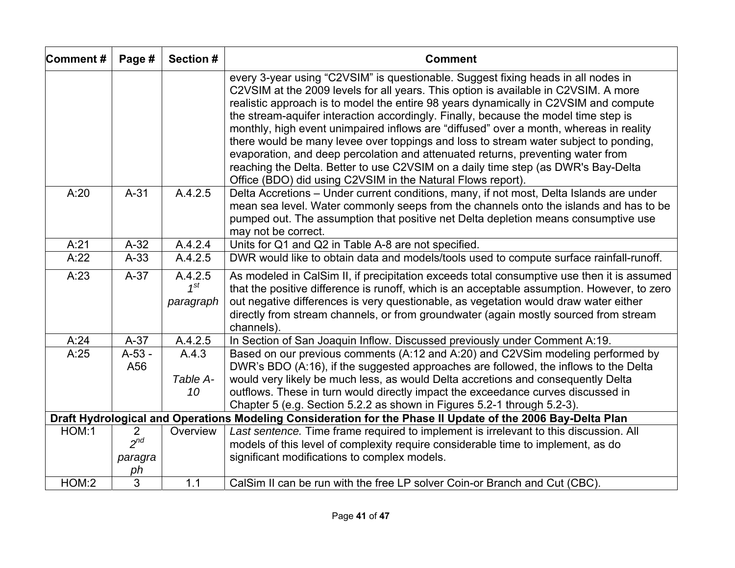| Comment # | Page # | Section # | Comment |
|---|---|---|---|
| | | | every 3-year using “C2VSIM” is questionable. Suggest fixing heads in all nodes in C2VSIM at the 2009 levels for all years. This option is available in C2VSIM. A more realistic approach is to model the entire 98 years dynamically in C2VSIM and compute the stream-aquifer interaction accordingly. Finally, because the model time step is monthly, high event unimpaired inflows are “diffused” over a month, whereas in reality there would be many levee over toppings and loss to stream water subject to ponding, evaporation, and deep percolation and attenuated returns, preventing water from reaching the Delta. Better to use C2VSIM on a daily time step (as DWR's Bay-Delta Office (BDO) did using C2VSIM in the Natural Flows report). |
| A:20 | A-31 | A.4.2.5 | Delta Accretions – Under current conditions, many, if not most, Delta Islands are under mean sea level. Water commonly seeps from the channels onto the islands and has to be pumped out. The assumption that positive net Delta depletion means consumptive use may not be correct. |
| A:21 | A-32 | A.4.2.4 | Units for Q1 and Q2 in Table A-8 are not specified. |
| A:22 | A-33 | A.4.2.5 | DWR would like to obtain data and models/tools used to compute surface rainfall-runoff. |
| A:23 | A-37 | A.4.2.5 *1st paragraph* | As modeled in CalSim II, if precipitation exceeds total consumptive use then it is assumed that the positive difference is runoff, which is an acceptable assumption. However, to zero out negative differences is very questionable, as vegetation would draw water either directly from stream channels, or from groundwater (again mostly sourced from stream channels). |
| A:24 | A-37 | A.4.2.5 | In Section of San Joaquin Inflow. Discussed previously under Comment A:19. |
| A:25 | A-53 - A56 | A.4.3 *Table A-10* | Based on our previous comments (A:12 and A:20) and C2VSim modeling performed by DWR’s BDO (A:16), if the suggested approaches are followed, the inflows to the Delta would very likely be much less, as would Delta accretions and consequently Delta outflows. These in turn would directly impact the exceedance curves discussed in Chapter 5 (e.g. Section 5.2.2 as shown in Figures 5.2-1 through 5.2-3). |
| **Draft Hydrological and Operations Modeling Consideration for the Phase II Update of the 2006 Bay-Delta Plan** | | | |
| HOM:1 | 2 *2nd paragraph* | Overview | *Last sentence.* Time frame required to implement is irrelevant to this discussion. All models of this level of complexity require considerable time to implement, as do significant modifications to complex models. |
| HOM:2 | 3 | 1.1 | CalSim II can be run with the free LP solver Coin-or Branch and Cut (CBC). |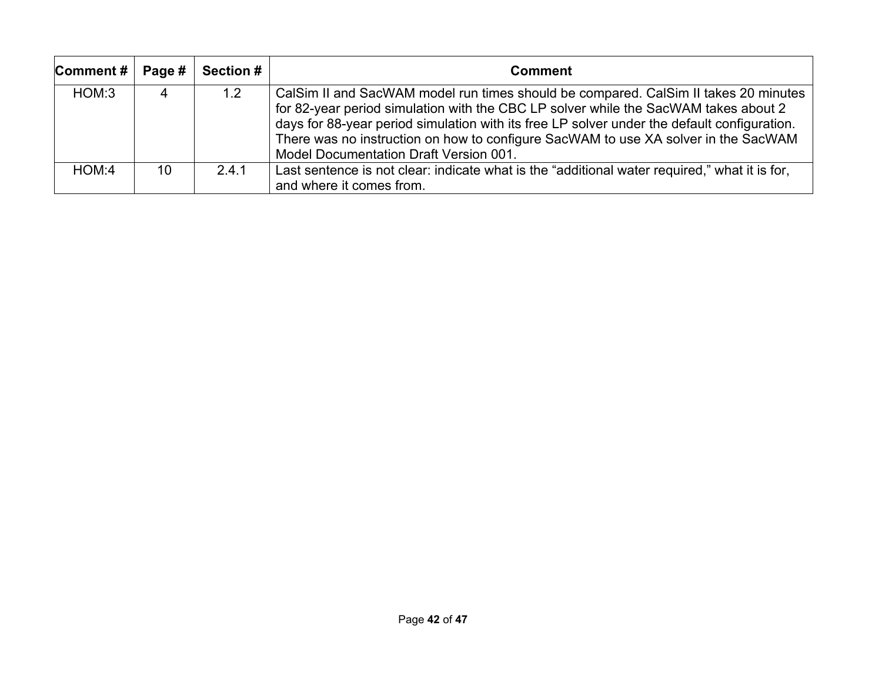| Comment # | Page # | Section # | Comment |
| --- | --- | --- | --- |
| HOM:3 | 4 | 1.2 | CalSim II and SacWAM model run times should be compared. CalSim II takes 20 minutes for 82-year period simulation with the CBC LP solver while the SacWAM takes about 2 days for 88-year period simulation with its free LP solver under the default configuration. There was no instruction on how to configure SacWAM to use XA solver in the SacWAM Model Documentation Draft Version 001. |
| HOM:4 | 10 | 2.4.1 | Last sentence is not clear: indicate what is the “additional water required,” what it is for, and where it comes from. |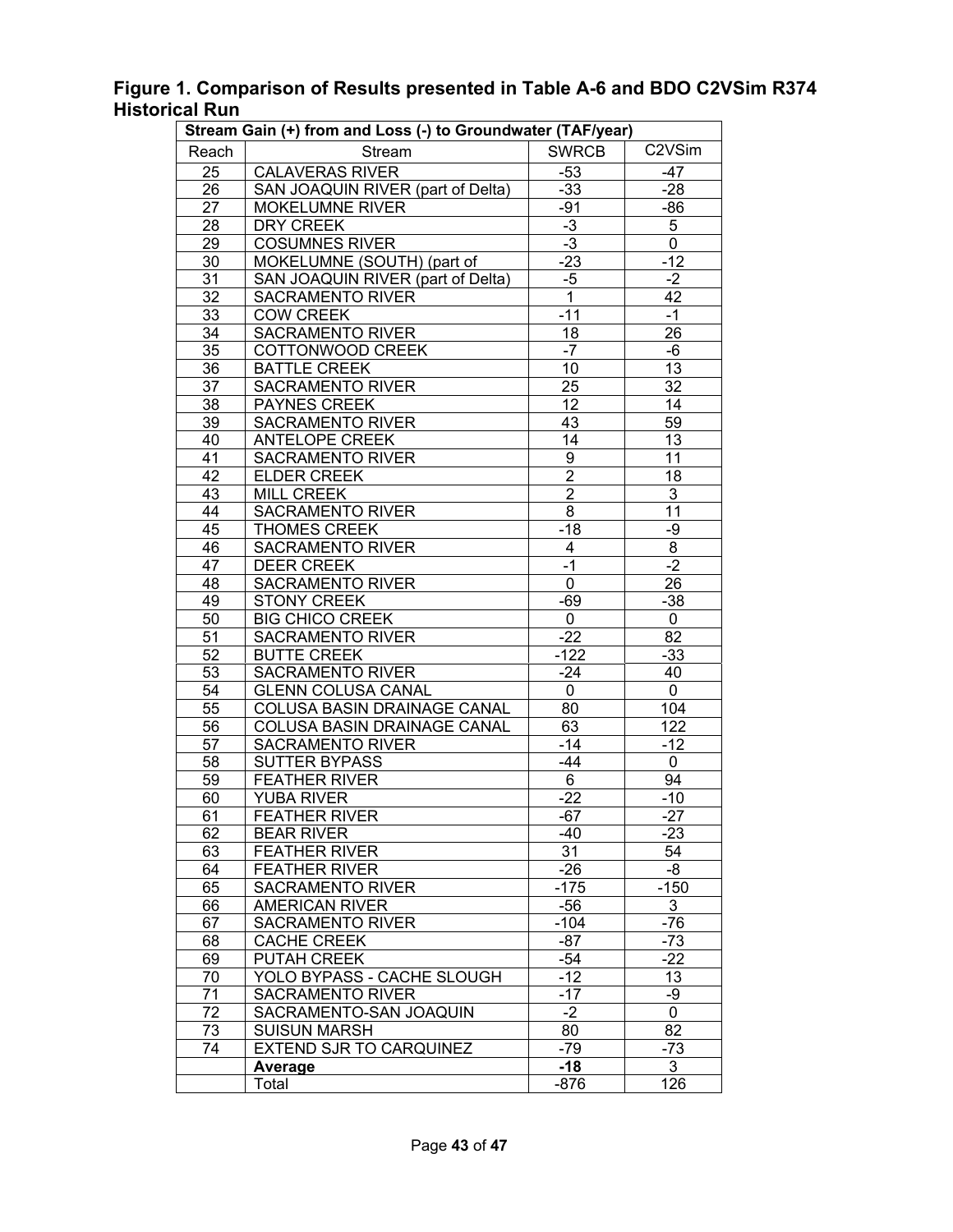### Figure 1. Comparison of Results presented in Table A-6 and BDO C2VSim R374 Historical Run

| Stream Gain (+) from and Loss (-) to Groundwater (TAF/year) | | | |
|---|---|---|---|
| Reach | Stream | SWRCB | C2VSim |
| 25 | CALAVERAS RIVER | -53 | -47 |
| 26 | SAN JOAQUIN RIVER (part of Delta) | -33 | -28 |
| 27 | MOKELUMNE RIVER | -91 | -86 |
| 28 | DRY CREEK | -3 | 5 |
| 29 | COSUMNES RIVER | -3 | 0 |
| 30 | MOKELUMNE (SOUTH) (part of | -23 | -12 |
| 31 | SAN JOAQUIN RIVER (part of Delta) | -5 | -2 |
| 32 | SACRAMENTO RIVER | 1 | 42 |
| 33 | COW CREEK | -11 | -1 |
| 34 | SACRAMENTO RIVER | 18 | 26 |
| 35 | COTTONWOOD CREEK | -7 | -6 |
| 36 | BATTLE CREEK | 10 | 13 |
| 37 | SACRAMENTO RIVER | 25 | 32 |
| 38 | PAYNES CREEK | 12 | 14 |
| 39 | SACRAMENTO RIVER | 43 | 59 |
| 40 | ANTELOPE CREEK | 14 | 13 |
| 41 | SACRAMENTO RIVER | 9 | 11 |
| 42 | ELDER CREEK | 2 | 18 |
| 43 | MILL CREEK | 2 | 3 |
| 44 | SACRAMENTO RIVER | 8 | 11 |
| 45 | THOMES CREEK | -18 | -9 |
| 46 | SACRAMENTO RIVER | 4 | 8 |
| 47 | DEER CREEK | -1 | -2 |
| 48 | SACRAMENTO RIVER | 0 | 26 |
| 49 | STONY CREEK | -69 | -38 |
| 50 | BIG CHICO CREEK | 0 | 0 |
| 51 | SACRAMENTO RIVER | -22 | 82 |
| 52 | BUTTE CREEK | -122 | -33 |
| 53 | SACRAMENTO RIVER | -24 | 40 |
| 54 | GLENN COLUSA CANAL | 0 | 0 |
| 55 | COLUSA BASIN DRAINAGE CANAL | 80 | 104 |
| 56 | COLUSA BASIN DRAINAGE CANAL | 63 | 122 |
| 57 | SACRAMENTO RIVER | -14 | -12 |
| 58 | SUTTER BYPASS | -44 | 0 |
| 59 | FEATHER RIVER | 6 | 94 |
| 60 | YUBA RIVER | -22 | -10 |
| 61 | FEATHER RIVER | -67 | -27 |
| 62 | BEAR RIVER | -40 | -23 |
| 63 | FEATHER RIVER | 31 | 54 |
| 64 | FEATHER RIVER | -26 | -8 |
| 65 | SACRAMENTO RIVER | -175 | -150 |
| 66 | AMERICAN RIVER | -56 | 3 |
| 67 | SACRAMENTO RIVER | -104 | -76 |
| 68 | CACHE CREEK | -87 | -73 |
| 69 | PUTAH CREEK | -54 | -22 |
| 70 | YOLO BYPASS - CACHE SLOUGH | -12 | 13 |
| 71 | SACRAMENTO RIVER | -17 | -9 |
| 72 | SACRAMENTO-SAN JOAQUIN | -2 | 0 |
| 73 | SUISUN MARSH | 80 | 82 |
| 74 | EXTEND SJR TO CARQUINEZ | -79 | -73 |
| | **Average** | **-18** | 3 |
| | Total | -876 | 126 |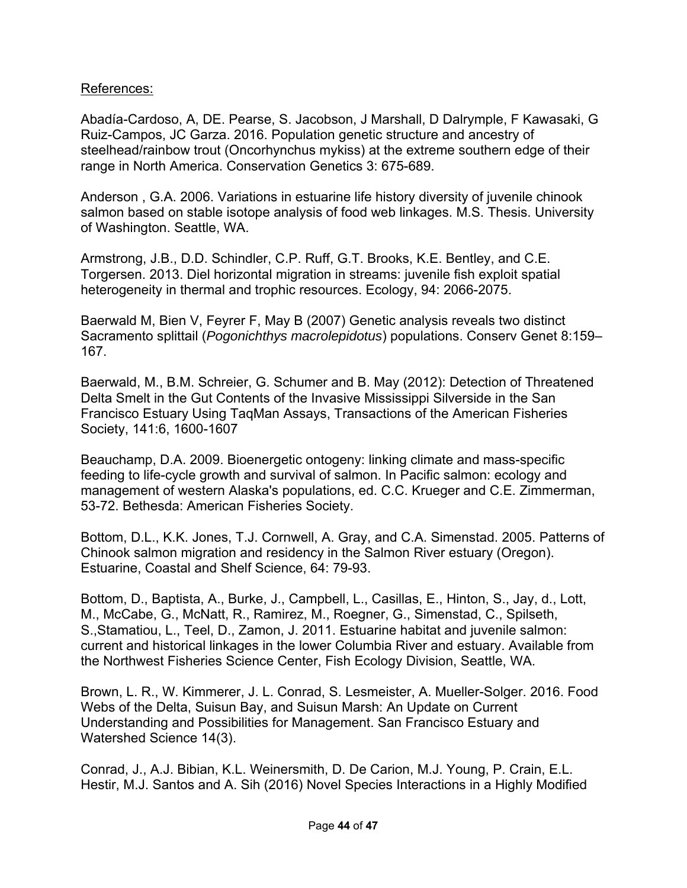References:

Abadía-Cardoso, A, DE. Pearse, S. Jacobson, J Marshall, D Dalrymple, F Kawasaki, G Ruiz-Campos, JC Garza. 2016. Population genetic structure and ancestry of steelhead/rainbow trout (Oncorhynchus mykiss) at the extreme southern edge of their range in North America. Conservation Genetics 3: 675-689.

Anderson , G.A. 2006. Variations in estuarine life history diversity of juvenile chinook salmon based on stable isotope analysis of food web linkages. M.S. Thesis. University of Washington. Seattle, WA.

Armstrong, J.B., D.D. Schindler, C.P. Ruff, G.T. Brooks, K.E. Bentley, and C.E. Torgersen. 2013. Diel horizontal migration in streams: juvenile fish exploit spatial heterogeneity in thermal and trophic resources. Ecology, 94: 2066-2075.

Baerwald M, Bien V, Feyrer F, May B (2007) Genetic analysis reveals two distinct Sacramento splittail (*Pogonichthys macrolepidotus*) populations. Conserv Genet 8:159–167.

Baerwald, M., B.M. Schreier, G. Schumer and B. May (2012): Detection of Threatened Delta Smelt in the Gut Contents of the Invasive Mississippi Silverside in the San Francisco Estuary Using TaqMan Assays, Transactions of the American Fisheries Society, 141:6, 1600-1607

Beauchamp, D.A. 2009. Bioenergetic ontogeny: linking climate and mass-specific feeding to life-cycle growth and survival of salmon. In Pacific salmon: ecology and management of western Alaska's populations, ed. C.C. Krueger and C.E. Zimmerman, 53-72. Bethesda: American Fisheries Society.

Bottom, D.L., K.K. Jones, T.J. Cornwell, A. Gray, and C.A. Simenstad. 2005. Patterns of Chinook salmon migration and residency in the Salmon River estuary (Oregon). Estuarine, Coastal and Shelf Science, 64: 79-93.

Bottom, D., Baptista, A., Burke, J., Campbell, L., Casillas, E., Hinton, S., Jay, d., Lott, M., McCabe, G., McNatt, R., Ramirez, M., Roegner, G., Simenstad, C., Spilseth, S.,Stamatiou, L., Teel, D., Zamon, J. 2011. Estuarine habitat and juvenile salmon: current and historical linkages in the lower Columbia River and estuary. Available from the Northwest Fisheries Science Center, Fish Ecology Division, Seattle, WA.

Brown, L. R., W. Kimmerer, J. L. Conrad, S. Lesmeister, A. Mueller-Solger. 2016. Food Webs of the Delta, Suisun Bay, and Suisun Marsh: An Update on Current Understanding and Possibilities for Management. San Francisco Estuary and Watershed Science 14(3).

Conrad, J., A.J. Bibian, K.L. Weinersmith, D. De Carion, M.J. Young, P. Crain, E.L. Hestir, M.J. Santos and A. Sih (2016) Novel Species Interactions in a Highly Modified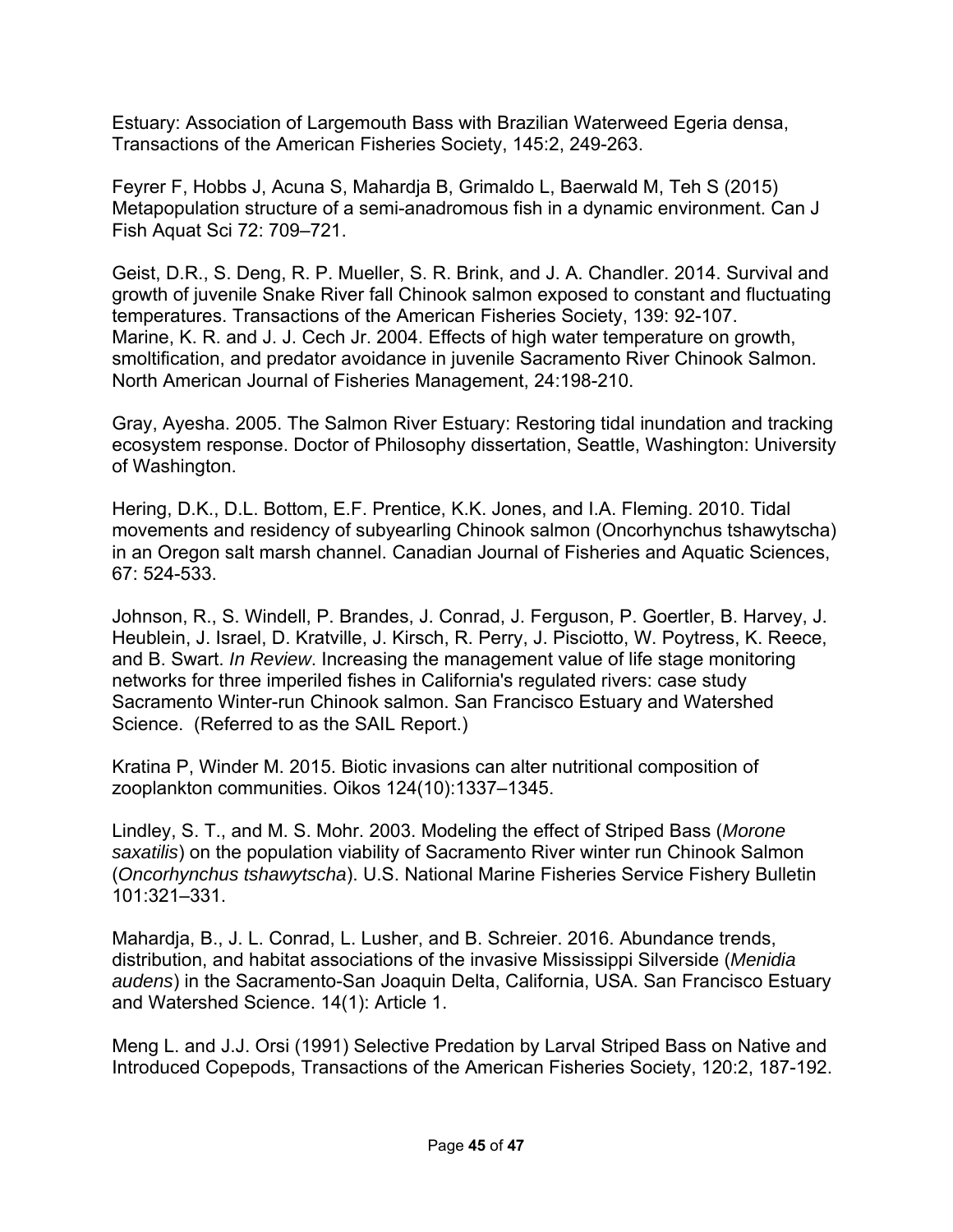Estuary: Association of Largemouth Bass with Brazilian Waterweed Egeria densa, Transactions of the American Fisheries Society, 145:2, 249-263.

Feyrer F, Hobbs J, Acuna S, Mahardja B, Grimaldo L, Baerwald M, Teh S (2015) Metapopulation structure of a semi-anadromous fish in a dynamic environment. Can J Fish Aquat Sci 72: 709–721.

Geist, D.R., S. Deng, R. P. Mueller, S. R. Brink, and J. A. Chandler. 2014. Survival and growth of juvenile Snake River fall Chinook salmon exposed to constant and fluctuating temperatures. Transactions of the American Fisheries Society, 139: 92-107.
Marine, K. R. and J. J. Cech Jr. 2004. Effects of high water temperature on growth, smoltification, and predator avoidance in juvenile Sacramento River Chinook Salmon. North American Journal of Fisheries Management, 24:198-210.

Gray, Ayesha. 2005. The Salmon River Estuary: Restoring tidal inundation and tracking ecosystem response. Doctor of Philosophy dissertation, Seattle, Washington: University of Washington.

Hering, D.K., D.L. Bottom, E.F. Prentice, K.K. Jones, and I.A. Fleming. 2010. Tidal movements and residency of subyearling Chinook salmon (Oncorhynchus tshawytscha) in an Oregon salt marsh channel. Canadian Journal of Fisheries and Aquatic Sciences, 67: 524-533.

Johnson, R., S. Windell, P. Brandes, J. Conrad, J. Ferguson, P. Goertler, B. Harvey, J. Heublein, J. Israel, D. Kratville, J. Kirsch, R. Perry, J. Pisciotto, W. Poytress, K. Reece, and B. Swart. *In Review*. Increasing the management value of life stage monitoring networks for three imperiled fishes in California's regulated rivers: case study Sacramento Winter-run Chinook salmon. San Francisco Estuary and Watershed Science. (Referred to as the SAIL Report.)

Kratina P, Winder M. 2015. Biotic invasions can alter nutritional composition of zooplankton communities. Oikos 124(10):1337–1345.

Lindley, S. T., and M. S. Mohr. 2003. Modeling the effect of Striped Bass (*Morone saxatilis*) on the population viability of Sacramento River winter run Chinook Salmon (*Oncorhynchus tshawytscha*). U.S. National Marine Fisheries Service Fishery Bulletin 101:321–331.

Mahardja, B., J. L. Conrad, L. Lusher, and B. Schreier. 2016. Abundance trends, distribution, and habitat associations of the invasive Mississippi Silverside (*Menidia audens*) in the Sacramento-San Joaquin Delta, California, USA. San Francisco Estuary and Watershed Science. 14(1): Article 1.

Meng L. and J.J. Orsi (1991) Selective Predation by Larval Striped Bass on Native and Introduced Copepods, Transactions of the American Fisheries Society, 120:2, 187-192.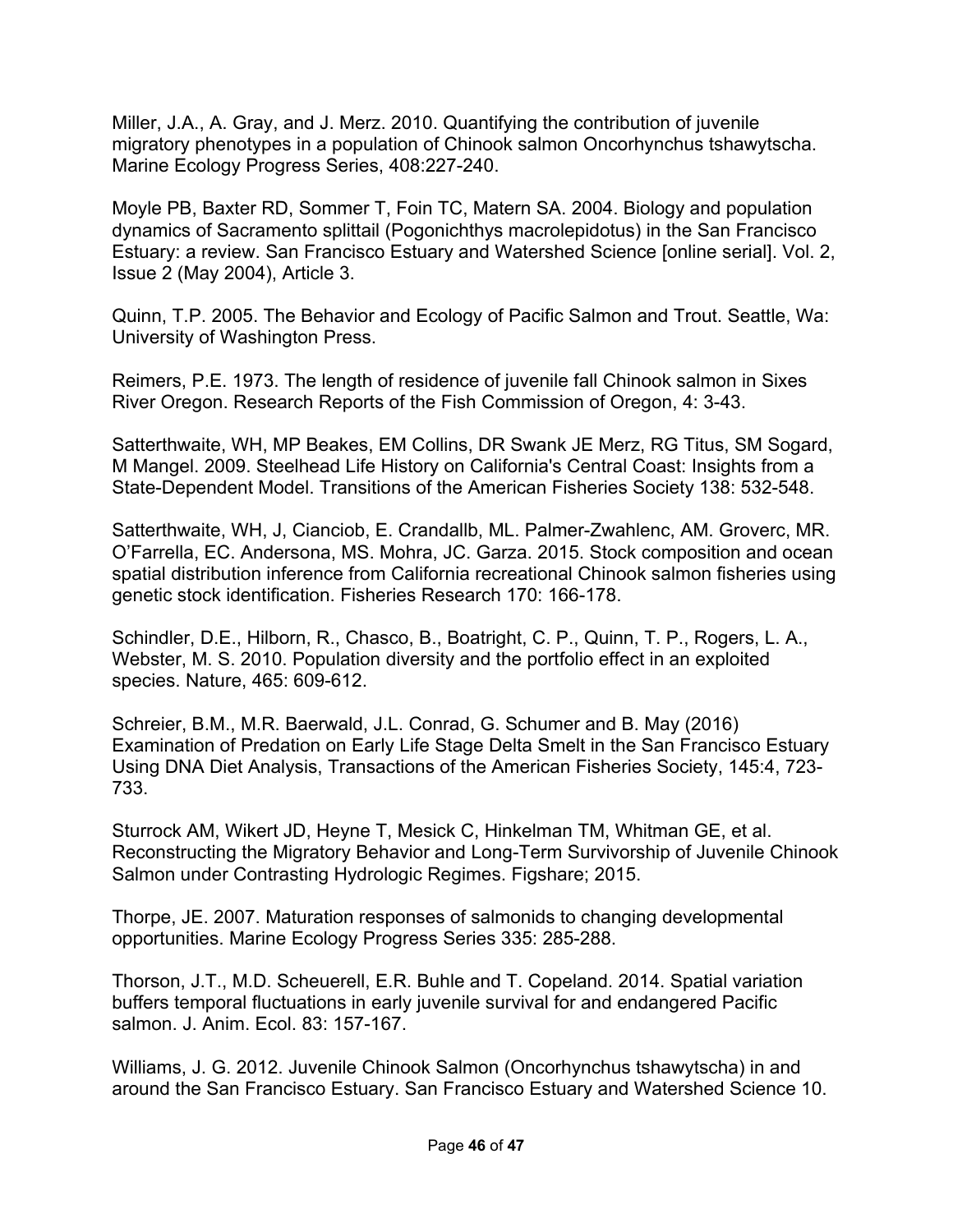Miller, J.A., A. Gray, and J. Merz. 2010. Quantifying the contribution of juvenile migratory phenotypes in a population of Chinook salmon Oncorhynchus tshawytscha. Marine Ecology Progress Series, 408:227-240.

Moyle PB, Baxter RD, Sommer T, Foin TC, Matern SA. 2004. Biology and population dynamics of Sacramento splittail (Pogonichthys macrolepidotus) in the San Francisco Estuary: a review. San Francisco Estuary and Watershed Science [online serial]. Vol. 2, Issue 2 (May 2004), Article 3.

Quinn, T.P. 2005. The Behavior and Ecology of Pacific Salmon and Trout. Seattle, Wa: University of Washington Press.

Reimers, P.E. 1973. The length of residence of juvenile fall Chinook salmon in Sixes River Oregon. Research Reports of the Fish Commission of Oregon, 4: 3-43.

Satterthwaite, WH, MP Beakes, EM Collins, DR Swank JE Merz, RG Titus, SM Sogard, M Mangel. 2009. Steelhead Life History on California's Central Coast: Insights from a State-Dependent Model. Transitions of the American Fisheries Society 138: 532-548.

Satterthwaite, WH, J, Cianciob, E. Crandallb, ML. Palmer-Zwahlenc, AM. Groverc, MR. O'Farrella, EC. Andersona, MS. Mohra, JC. Garza. 2015. Stock composition and ocean spatial distribution inference from California recreational Chinook salmon fisheries using genetic stock identification. Fisheries Research 170: 166-178.

Schindler, D.E., Hilborn, R., Chasco, B., Boatright, C. P., Quinn, T. P., Rogers, L. A., Webster, M. S. 2010. Population diversity and the portfolio effect in an exploited species. Nature, 465: 609-612.

Schreier, B.M., M.R. Baerwald, J.L. Conrad, G. Schumer and B. May (2016) Examination of Predation on Early Life Stage Delta Smelt in the San Francisco Estuary Using DNA Diet Analysis, Transactions of the American Fisheries Society, 145:4, 723-733.

Sturrock AM, Wikert JD, Heyne T, Mesick C, Hinkelman TM, Whitman GE, et al. Reconstructing the Migratory Behavior and Long-Term Survivorship of Juvenile Chinook Salmon under Contrasting Hydrologic Regimes. Figshare; 2015.

Thorpe, JE. 2007. Maturation responses of salmonids to changing developmental opportunities. Marine Ecology Progress Series 335: 285-288.

Thorson, J.T., M.D. Scheuerell, E.R. Buhle and T. Copeland. 2014. Spatial variation buffers temporal fluctuations in early juvenile survival for and endangered Pacific salmon. J. Anim. Ecol. 83: 157-167.

Williams, J. G. 2012. Juvenile Chinook Salmon (Oncorhynchus tshawytscha) in and around the San Francisco Estuary. San Francisco Estuary and Watershed Science 10.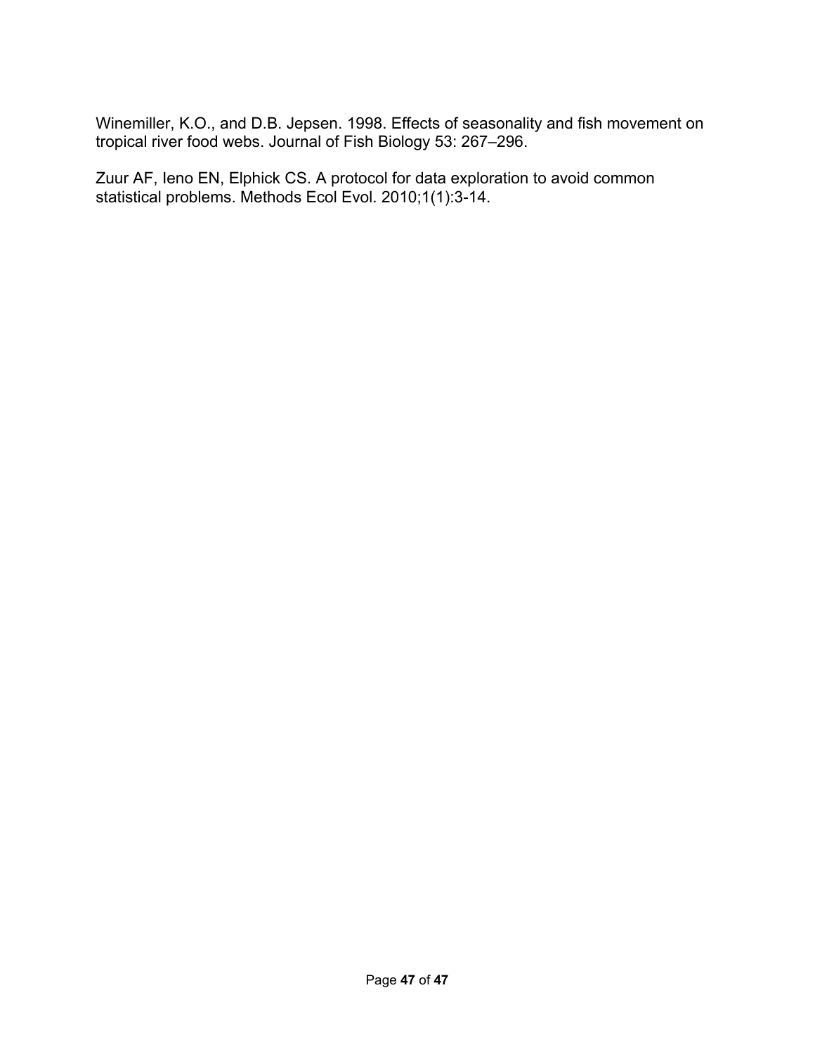Winemiller, K.O., and D.B. Jepsen. 1998. Effects of seasonality and fish movement on tropical river food webs. Journal of Fish Biology 53: 267–296.

Zuur AF, Ieno EN, Elphick CS. A protocol for data exploration to avoid common statistical problems. Methods Ecol Evol. 2010;1(1):3-14.